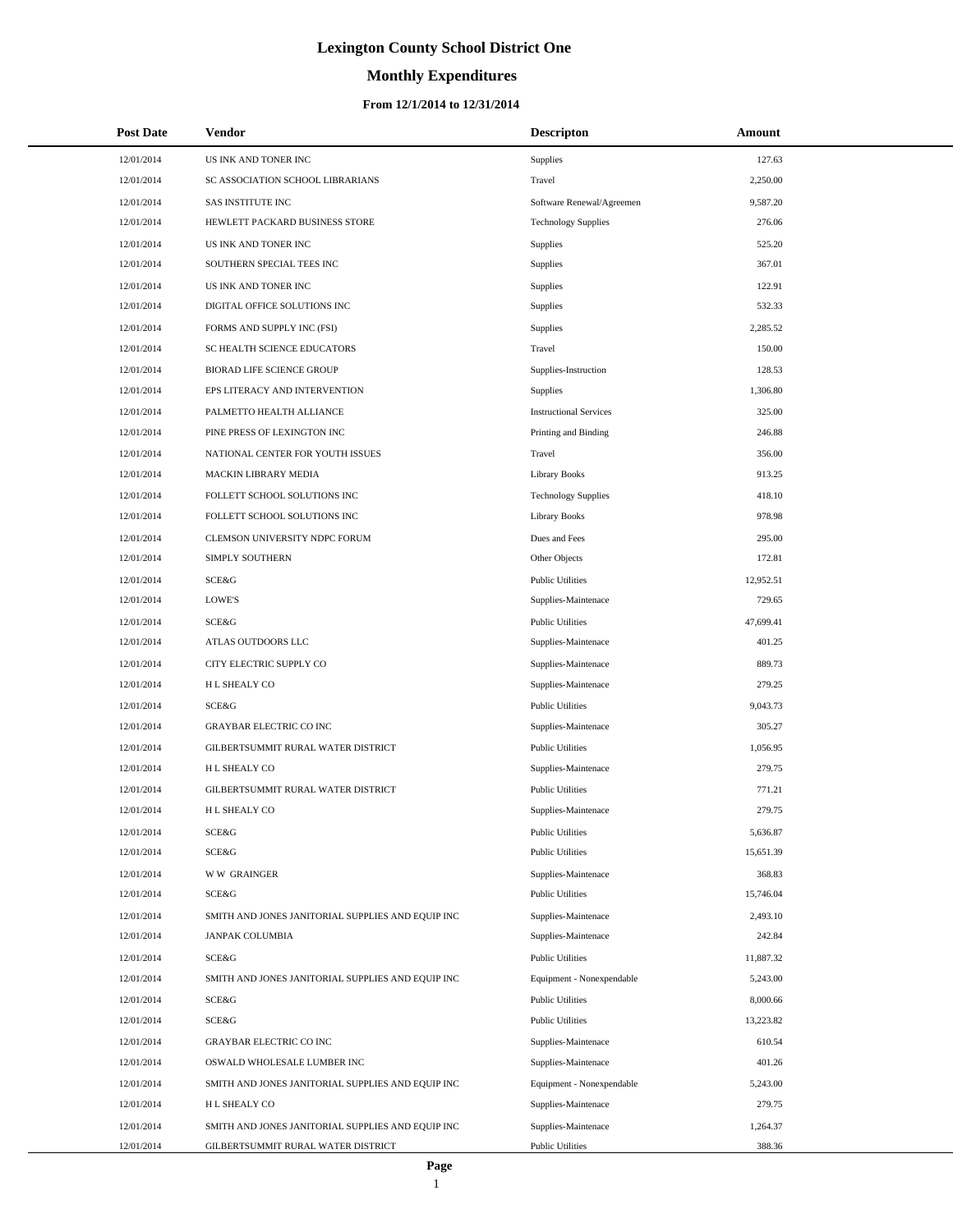# Lexington County School District One

## Monthly Expenditures

### From 12/1/2014 to 12/31/2014

| Post Date | Vendor | Descripton | Amount |
|---|---|---|---|
| 12/01/2014 | US INK AND TONER INC | Supplies | 127.63 |
| 12/01/2014 | SC ASSOCIATION SCHOOL LIBRARIANS | Travel | 2,250.00 |
| 12/01/2014 | SAS INSTITUTE INC | Software Renewal/Agreemen | 9,587.20 |
| 12/01/2014 | HEWLETT PACKARD BUSINESS STORE | Technology Supplies | 276.06 |
| 12/01/2014 | US INK AND TONER INC | Supplies | 525.20 |
| 12/01/2014 | SOUTHERN SPECIAL TEES INC | Supplies | 367.01 |
| 12/01/2014 | US INK AND TONER INC | Supplies | 122.91 |
| 12/01/2014 | DIGITAL OFFICE SOLUTIONS INC | Supplies | 532.33 |
| 12/01/2014 | FORMS AND SUPPLY INC (FSI) | Supplies | 2,285.52 |
| 12/01/2014 | SC HEALTH SCIENCE EDUCATORS | Travel | 150.00 |
| 12/01/2014 | BIORAD LIFE SCIENCE GROUP | Supplies-Instruction | 128.53 |
| 12/01/2014 | EPS LITERACY AND INTERVENTION | Supplies | 1,306.80 |
| 12/01/2014 | PALMETTO HEALTH ALLIANCE | Instructional Services | 325.00 |
| 12/01/2014 | PINE PRESS OF LEXINGTON INC | Printing and Binding | 246.88 |
| 12/01/2014 | NATIONAL CENTER FOR YOUTH ISSUES | Travel | 356.00 |
| 12/01/2014 | MACKIN LIBRARY MEDIA | Library Books | 913.25 |
| 12/01/2014 | FOLLETT SCHOOL SOLUTIONS INC | Technology Supplies | 418.10 |
| 12/01/2014 | FOLLETT SCHOOL SOLUTIONS INC | Library Books | 978.98 |
| 12/01/2014 | CLEMSON UNIVERSITY NDPC FORUM | Dues and Fees | 295.00 |
| 12/01/2014 | SIMPLY SOUTHERN | Other Objects | 172.81 |
| 12/01/2014 | SCE&G | Public Utilities | 12,952.51 |
| 12/01/2014 | LOWE'S | Supplies-Maintenace | 729.65 |
| 12/01/2014 | SCE&G | Public Utilities | 47,699.41 |
| 12/01/2014 | ATLAS OUTDOORS LLC | Supplies-Maintenace | 401.25 |
| 12/01/2014 | CITY ELECTRIC SUPPLY CO | Supplies-Maintenace | 889.73 |
| 12/01/2014 | H L SHEALY CO | Supplies-Maintenace | 279.25 |
| 12/01/2014 | SCE&G | Public Utilities | 9,043.73 |
| 12/01/2014 | GRAYBAR ELECTRIC CO INC | Supplies-Maintenace | 305.27 |
| 12/01/2014 | GILBERTSUMMIT RURAL WATER DISTRICT | Public Utilities | 1,056.95 |
| 12/01/2014 | H L SHEALY CO | Supplies-Maintenace | 279.75 |
| 12/01/2014 | GILBERTSUMMIT RURAL WATER DISTRICT | Public Utilities | 771.21 |
| 12/01/2014 | H L SHEALY CO | Supplies-Maintenace | 279.75 |
| 12/01/2014 | SCE&G | Public Utilities | 5,636.87 |
| 12/01/2014 | SCE&G | Public Utilities | 15,651.39 |
| 12/01/2014 | W W GRAINGER | Supplies-Maintenace | 368.83 |
| 12/01/2014 | SCE&G | Public Utilities | 15,746.04 |
| 12/01/2014 | SMITH AND JONES JANITORIAL SUPPLIES AND EQUIP INC | Supplies-Maintenace | 2,493.10 |
| 12/01/2014 | JANPAK COLUMBIA | Supplies-Maintenace | 242.84 |
| 12/01/2014 | SCE&G | Public Utilities | 11,887.32 |
| 12/01/2014 | SMITH AND JONES JANITORIAL SUPPLIES AND EQUIP INC | Equipment - Nonexpendable | 5,243.00 |
| 12/01/2014 | SCE&G | Public Utilities | 8,000.66 |
| 12/01/2014 | SCE&G | Public Utilities | 13,223.82 |
| 12/01/2014 | GRAYBAR ELECTRIC CO INC | Supplies-Maintenace | 610.54 |
| 12/01/2014 | OSWALD WHOLESALE LUMBER INC | Supplies-Maintenace | 401.26 |
| 12/01/2014 | SMITH AND JONES JANITORIAL SUPPLIES AND EQUIP INC | Equipment - Nonexpendable | 5,243.00 |
| 12/01/2014 | H L SHEALY CO | Supplies-Maintenace | 279.75 |
| 12/01/2014 | SMITH AND JONES JANITORIAL SUPPLIES AND EQUIP INC | Supplies-Maintenace | 1,264.37 |
| 12/01/2014 | GILBERTSUMMIT RURAL WATER DISTRICT | Public Utilities | 388.36 |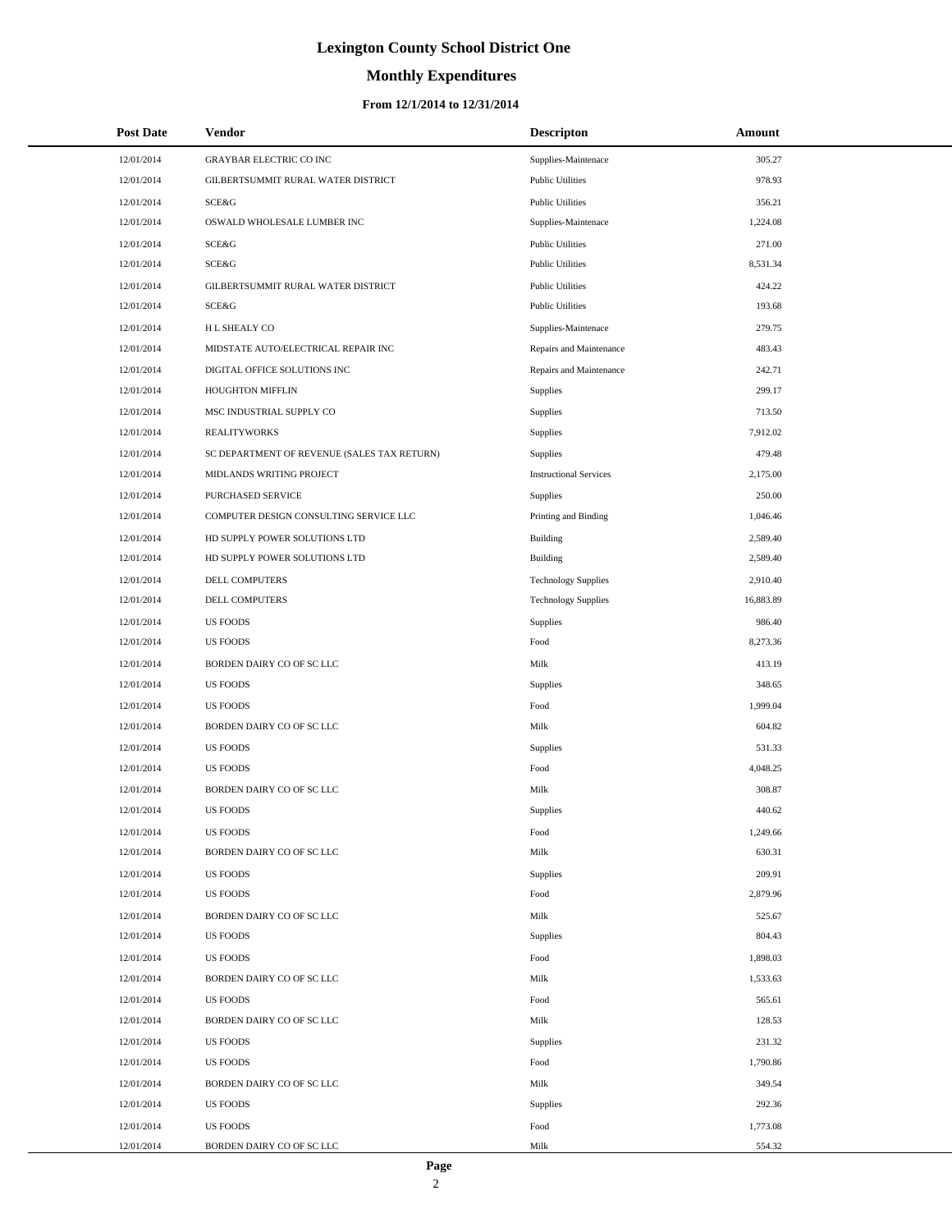# Lexington County School District One

## Monthly Expenditures

### From 12/1/2014 to 12/31/2014

| Post Date | Vendor | Descripton | Amount |
|---|---|---|---|
| 12/01/2014 | GRAYBAR ELECTRIC CO INC | Supplies-Maintenace | 305.27 |
| 12/01/2014 | GILBERTSUMMIT RURAL WATER DISTRICT | Public Utilities | 978.93 |
| 12/01/2014 | SCE&G | Public Utilities | 356.21 |
| 12/01/2014 | OSWALD WHOLESALE LUMBER INC | Supplies-Maintenace | 1,224.08 |
| 12/01/2014 | SCE&G | Public Utilities | 271.00 |
| 12/01/2014 | SCE&G | Public Utilities | 8,531.34 |
| 12/01/2014 | GILBERTSUMMIT RURAL WATER DISTRICT | Public Utilities | 424.22 |
| 12/01/2014 | SCE&G | Public Utilities | 193.68 |
| 12/01/2014 | H L SHEALY CO | Supplies-Maintenace | 279.75 |
| 12/01/2014 | MIDSTATE AUTO/ELECTRICAL REPAIR INC | Repairs and Maintenance | 483.43 |
| 12/01/2014 | DIGITAL OFFICE SOLUTIONS INC | Repairs and Maintenance | 242.71 |
| 12/01/2014 | HOUGHTON MIFFLIN | Supplies | 299.17 |
| 12/01/2014 | MSC INDUSTRIAL SUPPLY CO | Supplies | 713.50 |
| 12/01/2014 | REALITYWORKS | Supplies | 7,912.02 |
| 12/01/2014 | SC DEPARTMENT OF REVENUE (SALES TAX RETURN) | Supplies | 479.48 |
| 12/01/2014 | MIDLANDS WRITING PROJECT | Instructional Services | 2,175.00 |
| 12/01/2014 | PURCHASED SERVICE | Supplies | 250.00 |
| 12/01/2014 | COMPUTER DESIGN CONSULTING SERVICE LLC | Printing and Binding | 1,046.46 |
| 12/01/2014 | HD SUPPLY POWER SOLUTIONS LTD | Building | 2,589.40 |
| 12/01/2014 | HD SUPPLY POWER SOLUTIONS LTD | Building | 2,589.40 |
| 12/01/2014 | DELL COMPUTERS | Technology Supplies | 2,910.40 |
| 12/01/2014 | DELL COMPUTERS | Technology Supplies | 16,883.89 |
| 12/01/2014 | US FOODS | Supplies | 986.40 |
| 12/01/2014 | US FOODS | Food | 8,273.36 |
| 12/01/2014 | BORDEN DAIRY CO OF SC LLC | Milk | 413.19 |
| 12/01/2014 | US FOODS | Supplies | 348.65 |
| 12/01/2014 | US FOODS | Food | 1,999.04 |
| 12/01/2014 | BORDEN DAIRY CO OF SC LLC | Milk | 604.82 |
| 12/01/2014 | US FOODS | Supplies | 531.33 |
| 12/01/2014 | US FOODS | Food | 4,048.25 |
| 12/01/2014 | BORDEN DAIRY CO OF SC LLC | Milk | 308.87 |
| 12/01/2014 | US FOODS | Supplies | 440.62 |
| 12/01/2014 | US FOODS | Food | 1,249.66 |
| 12/01/2014 | BORDEN DAIRY CO OF SC LLC | Milk | 630.31 |
| 12/01/2014 | US FOODS | Supplies | 209.91 |
| 12/01/2014 | US FOODS | Food | 2,879.96 |
| 12/01/2014 | BORDEN DAIRY CO OF SC LLC | Milk | 525.67 |
| 12/01/2014 | US FOODS | Supplies | 804.43 |
| 12/01/2014 | US FOODS | Food | 1,898.03 |
| 12/01/2014 | BORDEN DAIRY CO OF SC LLC | Milk | 1,533.63 |
| 12/01/2014 | US FOODS | Food | 565.61 |
| 12/01/2014 | BORDEN DAIRY CO OF SC LLC | Milk | 128.53 |
| 12/01/2014 | US FOODS | Supplies | 231.32 |
| 12/01/2014 | US FOODS | Food | 1,790.86 |
| 12/01/2014 | BORDEN DAIRY CO OF SC LLC | Milk | 349.54 |
| 12/01/2014 | US FOODS | Supplies | 292.36 |
| 12/01/2014 | US FOODS | Food | 1,773.08 |
| 12/01/2014 | BORDEN DAIRY CO OF SC LLC | Milk | 554.32 |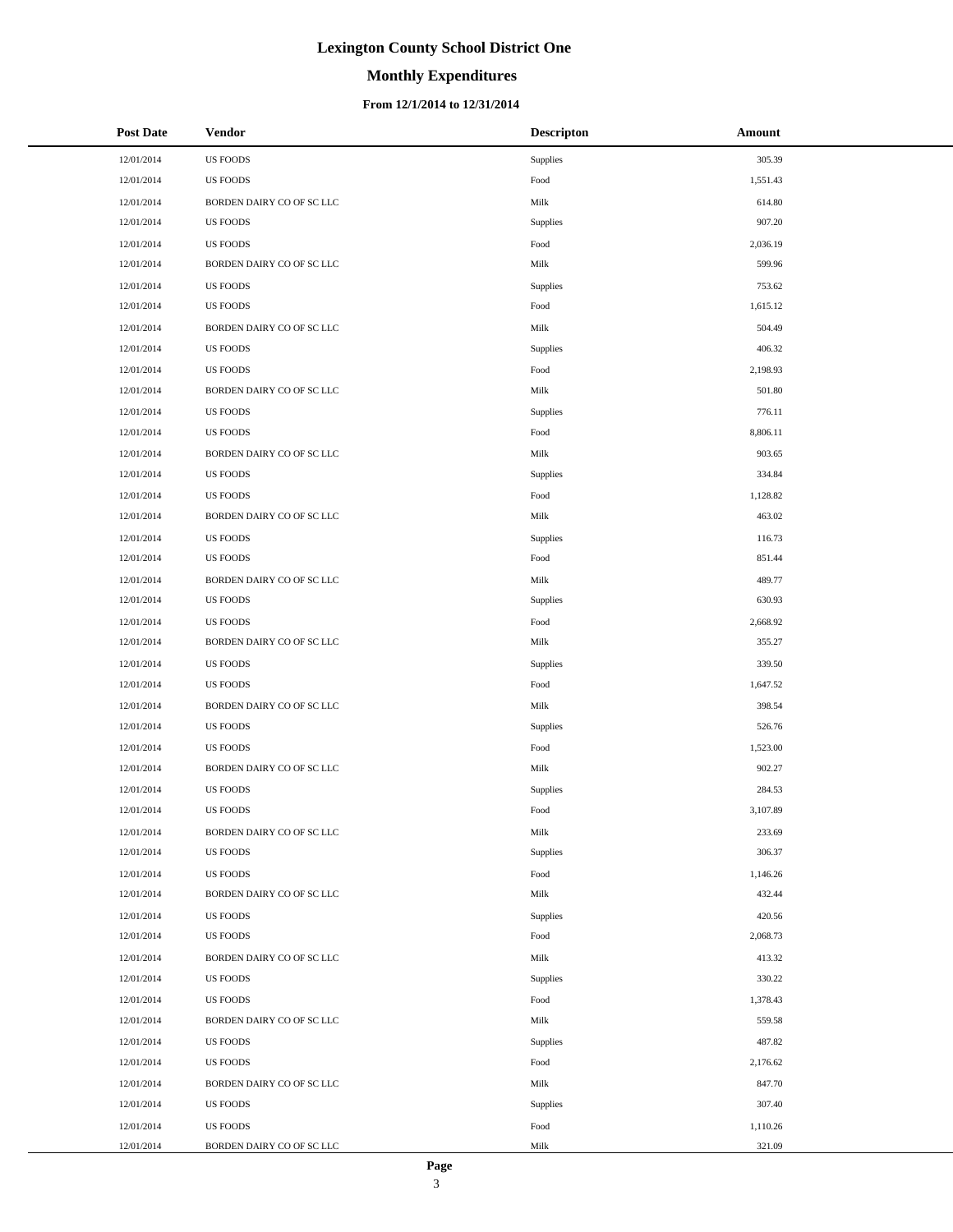# Lexington County School District One

## Monthly Expenditures

### From 12/1/2014 to 12/31/2014

| Post Date | Vendor | Descripton | Amount |
|---|---|---|---|
| 12/01/2014 | US FOODS | Supplies | 305.39 |
| 12/01/2014 | US FOODS | Food | 1,551.43 |
| 12/01/2014 | BORDEN DAIRY CO OF SC LLC | Milk | 614.80 |
| 12/01/2014 | US FOODS | Supplies | 907.20 |
| 12/01/2014 | US FOODS | Food | 2,036.19 |
| 12/01/2014 | BORDEN DAIRY CO OF SC LLC | Milk | 599.96 |
| 12/01/2014 | US FOODS | Supplies | 753.62 |
| 12/01/2014 | US FOODS | Food | 1,615.12 |
| 12/01/2014 | BORDEN DAIRY CO OF SC LLC | Milk | 504.49 |
| 12/01/2014 | US FOODS | Supplies | 406.32 |
| 12/01/2014 | US FOODS | Food | 2,198.93 |
| 12/01/2014 | BORDEN DAIRY CO OF SC LLC | Milk | 501.80 |
| 12/01/2014 | US FOODS | Supplies | 776.11 |
| 12/01/2014 | US FOODS | Food | 8,806.11 |
| 12/01/2014 | BORDEN DAIRY CO OF SC LLC | Milk | 903.65 |
| 12/01/2014 | US FOODS | Supplies | 334.84 |
| 12/01/2014 | US FOODS | Food | 1,128.82 |
| 12/01/2014 | BORDEN DAIRY CO OF SC LLC | Milk | 463.02 |
| 12/01/2014 | US FOODS | Supplies | 116.73 |
| 12/01/2014 | US FOODS | Food | 851.44 |
| 12/01/2014 | BORDEN DAIRY CO OF SC LLC | Milk | 489.77 |
| 12/01/2014 | US FOODS | Supplies | 630.93 |
| 12/01/2014 | US FOODS | Food | 2,668.92 |
| 12/01/2014 | BORDEN DAIRY CO OF SC LLC | Milk | 355.27 |
| 12/01/2014 | US FOODS | Supplies | 339.50 |
| 12/01/2014 | US FOODS | Food | 1,647.52 |
| 12/01/2014 | BORDEN DAIRY CO OF SC LLC | Milk | 398.54 |
| 12/01/2014 | US FOODS | Supplies | 526.76 |
| 12/01/2014 | US FOODS | Food | 1,523.00 |
| 12/01/2014 | BORDEN DAIRY CO OF SC LLC | Milk | 902.27 |
| 12/01/2014 | US FOODS | Supplies | 284.53 |
| 12/01/2014 | US FOODS | Food | 3,107.89 |
| 12/01/2014 | BORDEN DAIRY CO OF SC LLC | Milk | 233.69 |
| 12/01/2014 | US FOODS | Supplies | 306.37 |
| 12/01/2014 | US FOODS | Food | 1,146.26 |
| 12/01/2014 | BORDEN DAIRY CO OF SC LLC | Milk | 432.44 |
| 12/01/2014 | US FOODS | Supplies | 420.56 |
| 12/01/2014 | US FOODS | Food | 2,068.73 |
| 12/01/2014 | BORDEN DAIRY CO OF SC LLC | Milk | 413.32 |
| 12/01/2014 | US FOODS | Supplies | 330.22 |
| 12/01/2014 | US FOODS | Food | 1,378.43 |
| 12/01/2014 | BORDEN DAIRY CO OF SC LLC | Milk | 559.58 |
| 12/01/2014 | US FOODS | Supplies | 487.82 |
| 12/01/2014 | US FOODS | Food | 2,176.62 |
| 12/01/2014 | BORDEN DAIRY CO OF SC LLC | Milk | 847.70 |
| 12/01/2014 | US FOODS | Supplies | 307.40 |
| 12/01/2014 | US FOODS | Food | 1,110.26 |
| 12/01/2014 | BORDEN DAIRY CO OF SC LLC | Milk | 321.09 |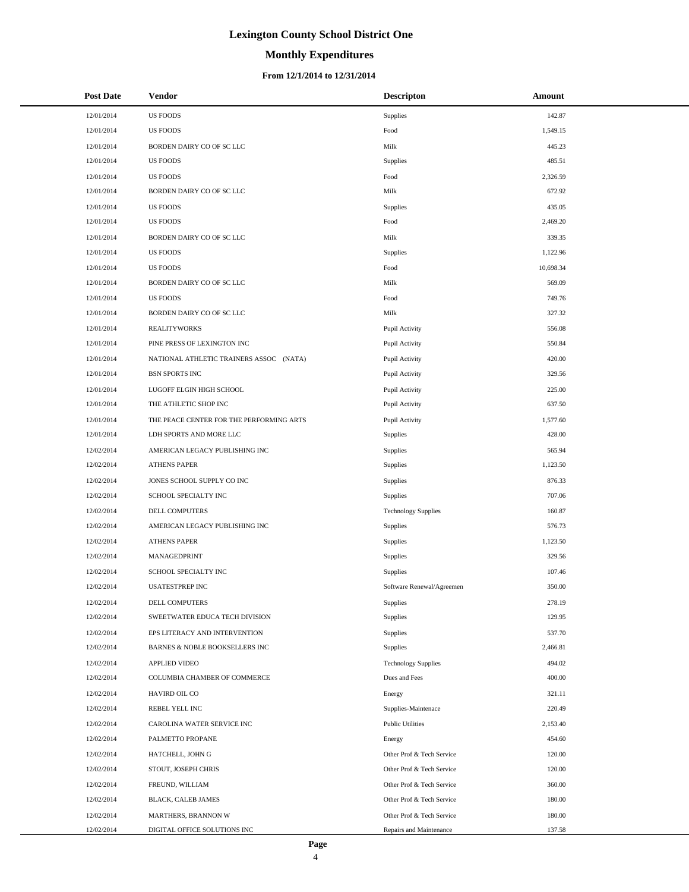# Lexington County School District One

## Monthly Expenditures

### From 12/1/2014 to 12/31/2014

| Post Date | Vendor | Descripton | Amount |
|---|---|---|---|
| 12/01/2014 | US FOODS | Supplies | 142.87 |
| 12/01/2014 | US FOODS | Food | 1,549.15 |
| 12/01/2014 | BORDEN DAIRY CO OF SC LLC | Milk | 445.23 |
| 12/01/2014 | US FOODS | Supplies | 485.51 |
| 12/01/2014 | US FOODS | Food | 2,326.59 |
| 12/01/2014 | BORDEN DAIRY CO OF SC LLC | Milk | 672.92 |
| 12/01/2014 | US FOODS | Supplies | 435.05 |
| 12/01/2014 | US FOODS | Food | 2,469.20 |
| 12/01/2014 | BORDEN DAIRY CO OF SC LLC | Milk | 339.35 |
| 12/01/2014 | US FOODS | Supplies | 1,122.96 |
| 12/01/2014 | US FOODS | Food | 10,698.34 |
| 12/01/2014 | BORDEN DAIRY CO OF SC LLC | Milk | 569.09 |
| 12/01/2014 | US FOODS | Food | 749.76 |
| 12/01/2014 | BORDEN DAIRY CO OF SC LLC | Milk | 327.32 |
| 12/01/2014 | REALITYWORKS | Pupil Activity | 556.08 |
| 12/01/2014 | PINE PRESS OF LEXINGTON INC | Pupil Activity | 550.84 |
| 12/01/2014 | NATIONAL ATHLETIC TRAINERS ASSOC (NATA) | Pupil Activity | 420.00 |
| 12/01/2014 | BSN SPORTS INC | Pupil Activity | 329.56 |
| 12/01/2014 | LUGOFF ELGIN HIGH SCHOOL | Pupil Activity | 225.00 |
| 12/01/2014 | THE ATHLETIC SHOP INC | Pupil Activity | 637.50 |
| 12/01/2014 | THE PEACE CENTER FOR THE PERFORMING ARTS | Pupil Activity | 1,577.60 |
| 12/01/2014 | LDH SPORTS AND MORE LLC | Supplies | 428.00 |
| 12/02/2014 | AMERICAN LEGACY PUBLISHING INC | Supplies | 565.94 |
| 12/02/2014 | ATHENS PAPER | Supplies | 1,123.50 |
| 12/02/2014 | JONES SCHOOL SUPPLY CO INC | Supplies | 876.33 |
| 12/02/2014 | SCHOOL SPECIALTY INC | Supplies | 707.06 |
| 12/02/2014 | DELL COMPUTERS | Technology Supplies | 160.87 |
| 12/02/2014 | AMERICAN LEGACY PUBLISHING INC | Supplies | 576.73 |
| 12/02/2014 | ATHENS PAPER | Supplies | 1,123.50 |
| 12/02/2014 | MANAGEDPRINT | Supplies | 329.56 |
| 12/02/2014 | SCHOOL SPECIALTY INC | Supplies | 107.46 |
| 12/02/2014 | USATESTPREP INC | Software Renewal/Agreemen | 350.00 |
| 12/02/2014 | DELL COMPUTERS | Supplies | 278.19 |
| 12/02/2014 | SWEETWATER EDUCA TECH DIVISION | Supplies | 129.95 |
| 12/02/2014 | EPS LITERACY AND INTERVENTION | Supplies | 537.70 |
| 12/02/2014 | BARNES & NOBLE BOOKSELLERS INC | Supplies | 2,466.81 |
| 12/02/2014 | APPLIED VIDEO | Technology Supplies | 494.02 |
| 12/02/2014 | COLUMBIA CHAMBER OF COMMERCE | Dues and Fees | 400.00 |
| 12/02/2014 | HAVIRD OIL CO | Energy | 321.11 |
| 12/02/2014 | REBEL YELL INC | Supplies-Maintenace | 220.49 |
| 12/02/2014 | CAROLINA WATER SERVICE INC | Public Utilities | 2,153.40 |
| 12/02/2014 | PALMETTO PROPANE | Energy | 454.60 |
| 12/02/2014 | HATCHELL, JOHN G | Other Prof & Tech Service | 120.00 |
| 12/02/2014 | STOUT, JOSEPH CHRIS | Other Prof & Tech Service | 120.00 |
| 12/02/2014 | FREUND, WILLIAM | Other Prof & Tech Service | 360.00 |
| 12/02/2014 | BLACK, CALEB JAMES | Other Prof & Tech Service | 180.00 |
| 12/02/2014 | MARTHERS, BRANNON W | Other Prof & Tech Service | 180.00 |
| 12/02/2014 | DIGITAL OFFICE SOLUTIONS INC | Repairs and Maintenance | 137.58 |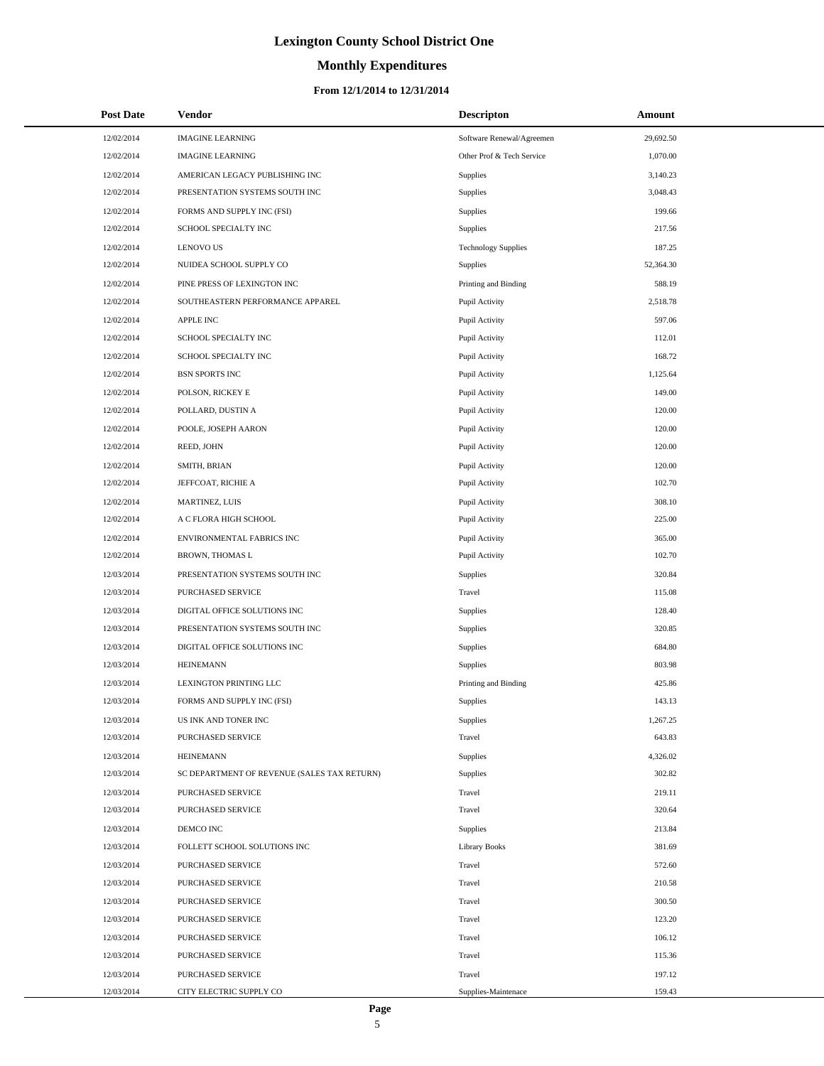# Lexington County School District One

## Monthly Expenditures

### From 12/1/2014 to 12/31/2014

| Post Date | Vendor | Descripton | Amount |
|---|---|---|---|
| 12/02/2014 | IMAGINE LEARNING | Software Renewal/Agreemen | 29,692.50 |
| 12/02/2014 | IMAGINE LEARNING | Other Prof & Tech Service | 1,070.00 |
| 12/02/2014 | AMERICAN LEGACY PUBLISHING INC | Supplies | 3,140.23 |
| 12/02/2014 | PRESENTATION SYSTEMS SOUTH INC | Supplies | 3,048.43 |
| 12/02/2014 | FORMS AND SUPPLY INC (FSI) | Supplies | 199.66 |
| 12/02/2014 | SCHOOL SPECIALTY INC | Supplies | 217.56 |
| 12/02/2014 | LENOVO US | Technology Supplies | 187.25 |
| 12/02/2014 | NUIDEA SCHOOL SUPPLY CO | Supplies | 52,364.30 |
| 12/02/2014 | PINE PRESS OF LEXINGTON INC | Printing and Binding | 588.19 |
| 12/02/2014 | SOUTHEASTERN PERFORMANCE APPAREL | Pupil Activity | 2,518.78 |
| 12/02/2014 | APPLE INC | Pupil Activity | 597.06 |
| 12/02/2014 | SCHOOL SPECIALTY INC | Pupil Activity | 112.01 |
| 12/02/2014 | SCHOOL SPECIALTY INC | Pupil Activity | 168.72 |
| 12/02/2014 | BSN SPORTS INC | Pupil Activity | 1,125.64 |
| 12/02/2014 | POLSON, RICKEY E | Pupil Activity | 149.00 |
| 12/02/2014 | POLLARD, DUSTIN A | Pupil Activity | 120.00 |
| 12/02/2014 | POOLE, JOSEPH AARON | Pupil Activity | 120.00 |
| 12/02/2014 | REED, JOHN | Pupil Activity | 120.00 |
| 12/02/2014 | SMITH, BRIAN | Pupil Activity | 120.00 |
| 12/02/2014 | JEFFCOAT, RICHIE A | Pupil Activity | 102.70 |
| 12/02/2014 | MARTINEZ, LUIS | Pupil Activity | 308.10 |
| 12/02/2014 | A C FLORA HIGH SCHOOL | Pupil Activity | 225.00 |
| 12/02/2014 | ENVIRONMENTAL FABRICS INC | Pupil Activity | 365.00 |
| 12/02/2014 | BROWN, THOMAS L | Pupil Activity | 102.70 |
| 12/03/2014 | PRESENTATION SYSTEMS SOUTH INC | Supplies | 320.84 |
| 12/03/2014 | PURCHASED SERVICE | Travel | 115.08 |
| 12/03/2014 | DIGITAL OFFICE SOLUTIONS INC | Supplies | 128.40 |
| 12/03/2014 | PRESENTATION SYSTEMS SOUTH INC | Supplies | 320.85 |
| 12/03/2014 | DIGITAL OFFICE SOLUTIONS INC | Supplies | 684.80 |
| 12/03/2014 | HEINEMANN | Supplies | 803.98 |
| 12/03/2014 | LEXINGTON PRINTING LLC | Printing and Binding | 425.86 |
| 12/03/2014 | FORMS AND SUPPLY INC (FSI) | Supplies | 143.13 |
| 12/03/2014 | US INK AND TONER INC | Supplies | 1,267.25 |
| 12/03/2014 | PURCHASED SERVICE | Travel | 643.83 |
| 12/03/2014 | HEINEMANN | Supplies | 4,326.02 |
| 12/03/2014 | SC DEPARTMENT OF REVENUE (SALES TAX RETURN) | Supplies | 302.82 |
| 12/03/2014 | PURCHASED SERVICE | Travel | 219.11 |
| 12/03/2014 | PURCHASED SERVICE | Travel | 320.64 |
| 12/03/2014 | DEMCO INC | Supplies | 213.84 |
| 12/03/2014 | FOLLETT SCHOOL SOLUTIONS INC | Library Books | 381.69 |
| 12/03/2014 | PURCHASED SERVICE | Travel | 572.60 |
| 12/03/2014 | PURCHASED SERVICE | Travel | 210.58 |
| 12/03/2014 | PURCHASED SERVICE | Travel | 300.50 |
| 12/03/2014 | PURCHASED SERVICE | Travel | 123.20 |
| 12/03/2014 | PURCHASED SERVICE | Travel | 106.12 |
| 12/03/2014 | PURCHASED SERVICE | Travel | 115.36 |
| 12/03/2014 | PURCHASED SERVICE | Travel | 197.12 |
| 12/03/2014 | CITY ELECTRIC SUPPLY CO | Supplies-Maintenace | 159.43 |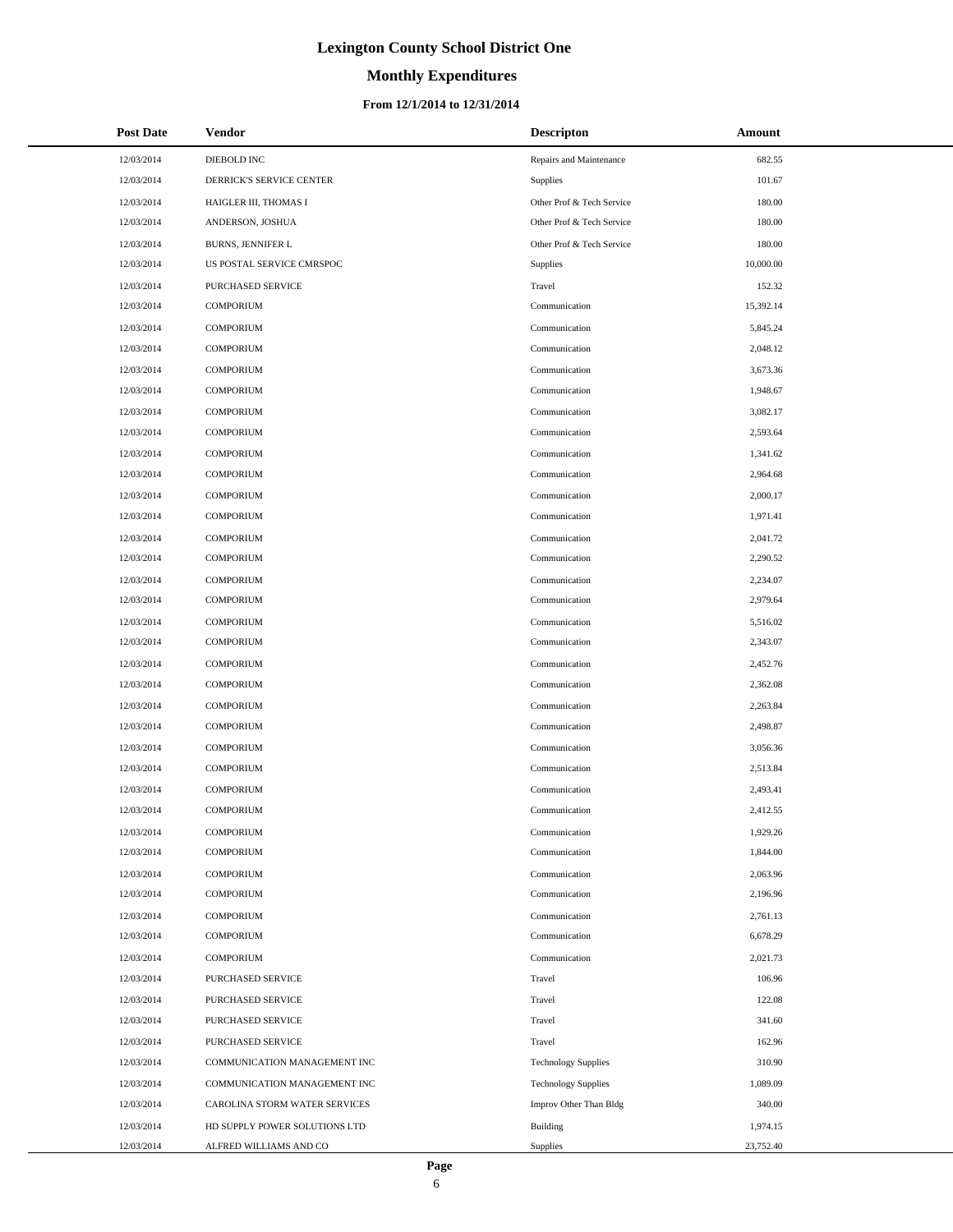# Lexington County School District One

## Monthly Expenditures

### From 12/1/2014 to 12/31/2014

| Post Date | Vendor | Descripton | Amount |
|---|---|---|---|
| 12/03/2014 | DIEBOLD INC | Repairs and Maintenance | 682.55 |
| 12/03/2014 | DERRICK'S SERVICE CENTER | Supplies | 101.67 |
| 12/03/2014 | HAIGLER III, THOMAS I | Other Prof & Tech Service | 180.00 |
| 12/03/2014 | ANDERSON, JOSHUA | Other Prof & Tech Service | 180.00 |
| 12/03/2014 | BURNS, JENNIFER L | Other Prof & Tech Service | 180.00 |
| 12/03/2014 | US POSTAL SERVICE CMRSPOC | Supplies | 10,000.00 |
| 12/03/2014 | PURCHASED SERVICE | Travel | 152.32 |
| 12/03/2014 | COMPORIUM | Communication | 15,392.14 |
| 12/03/2014 | COMPORIUM | Communication | 5,845.24 |
| 12/03/2014 | COMPORIUM | Communication | 2,048.12 |
| 12/03/2014 | COMPORIUM | Communication | 3,673.36 |
| 12/03/2014 | COMPORIUM | Communication | 1,948.67 |
| 12/03/2014 | COMPORIUM | Communication | 3,082.17 |
| 12/03/2014 | COMPORIUM | Communication | 2,593.64 |
| 12/03/2014 | COMPORIUM | Communication | 1,341.62 |
| 12/03/2014 | COMPORIUM | Communication | 2,964.68 |
| 12/03/2014 | COMPORIUM | Communication | 2,000.17 |
| 12/03/2014 | COMPORIUM | Communication | 1,971.41 |
| 12/03/2014 | COMPORIUM | Communication | 2,041.72 |
| 12/03/2014 | COMPORIUM | Communication | 2,290.52 |
| 12/03/2014 | COMPORIUM | Communication | 2,234.07 |
| 12/03/2014 | COMPORIUM | Communication | 2,979.64 |
| 12/03/2014 | COMPORIUM | Communication | 5,516.02 |
| 12/03/2014 | COMPORIUM | Communication | 2,343.07 |
| 12/03/2014 | COMPORIUM | Communication | 2,452.76 |
| 12/03/2014 | COMPORIUM | Communication | 2,362.08 |
| 12/03/2014 | COMPORIUM | Communication | 2,263.84 |
| 12/03/2014 | COMPORIUM | Communication | 2,498.87 |
| 12/03/2014 | COMPORIUM | Communication | 3,056.36 |
| 12/03/2014 | COMPORIUM | Communication | 2,513.84 |
| 12/03/2014 | COMPORIUM | Communication | 2,493.41 |
| 12/03/2014 | COMPORIUM | Communication | 2,412.55 |
| 12/03/2014 | COMPORIUM | Communication | 1,929.26 |
| 12/03/2014 | COMPORIUM | Communication | 1,844.00 |
| 12/03/2014 | COMPORIUM | Communication | 2,063.96 |
| 12/03/2014 | COMPORIUM | Communication | 2,196.96 |
| 12/03/2014 | COMPORIUM | Communication | 2,761.13 |
| 12/03/2014 | COMPORIUM | Communication | 6,678.29 |
| 12/03/2014 | COMPORIUM | Communication | 2,021.73 |
| 12/03/2014 | PURCHASED SERVICE | Travel | 106.96 |
| 12/03/2014 | PURCHASED SERVICE | Travel | 122.08 |
| 12/03/2014 | PURCHASED SERVICE | Travel | 341.60 |
| 12/03/2014 | PURCHASED SERVICE | Travel | 162.96 |
| 12/03/2014 | COMMUNICATION MANAGEMENT INC | Technology Supplies | 310.90 |
| 12/03/2014 | COMMUNICATION MANAGEMENT INC | Technology Supplies | 1,089.09 |
| 12/03/2014 | CAROLINA STORM WATER SERVICES | Improv Other Than Bldg | 340.00 |
| 12/03/2014 | HD SUPPLY POWER SOLUTIONS LTD | Building | 1,974.15 |
| 12/03/2014 | ALFRED WILLIAMS AND CO | Supplies | 23,752.40 |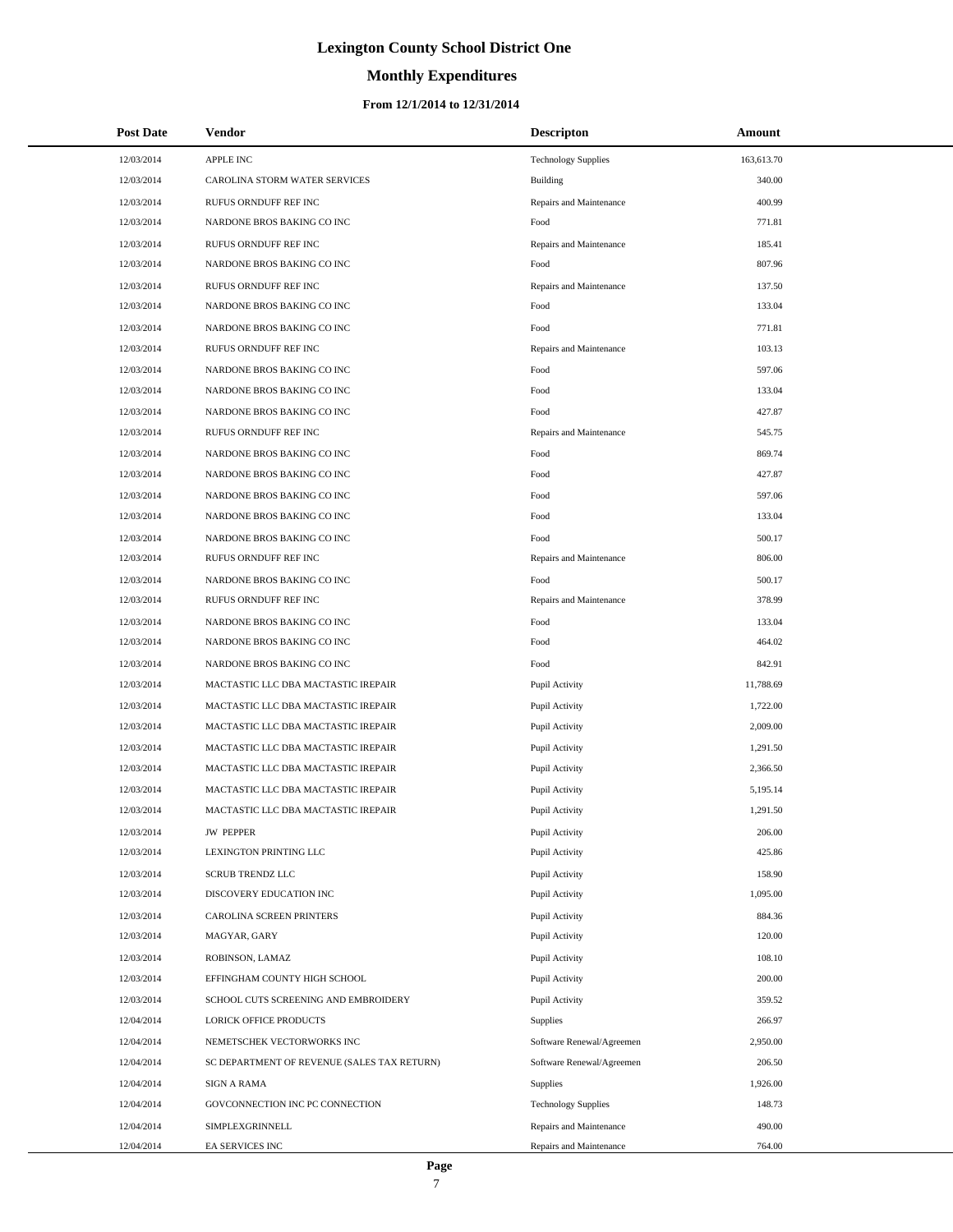# Lexington County School District One

## Monthly Expenditures

### From 12/1/2014 to 12/31/2014

| Post Date | Vendor | Descripton | Amount |
|---|---|---|---|
| 12/03/2014 | APPLE INC | Technology Supplies | 163,613.70 |
| 12/03/2014 | CAROLINA STORM WATER SERVICES | Building | 340.00 |
| 12/03/2014 | RUFUS ORNDUFF REF INC | Repairs and Maintenance | 400.99 |
| 12/03/2014 | NARDONE BROS BAKING CO INC | Food | 771.81 |
| 12/03/2014 | RUFUS ORNDUFF REF INC | Repairs and Maintenance | 185.41 |
| 12/03/2014 | NARDONE BROS BAKING CO INC | Food | 807.96 |
| 12/03/2014 | RUFUS ORNDUFF REF INC | Repairs and Maintenance | 137.50 |
| 12/03/2014 | NARDONE BROS BAKING CO INC | Food | 133.04 |
| 12/03/2014 | NARDONE BROS BAKING CO INC | Food | 771.81 |
| 12/03/2014 | RUFUS ORNDUFF REF INC | Repairs and Maintenance | 103.13 |
| 12/03/2014 | NARDONE BROS BAKING CO INC | Food | 597.06 |
| 12/03/2014 | NARDONE BROS BAKING CO INC | Food | 133.04 |
| 12/03/2014 | NARDONE BROS BAKING CO INC | Food | 427.87 |
| 12/03/2014 | RUFUS ORNDUFF REF INC | Repairs and Maintenance | 545.75 |
| 12/03/2014 | NARDONE BROS BAKING CO INC | Food | 869.74 |
| 12/03/2014 | NARDONE BROS BAKING CO INC | Food | 427.87 |
| 12/03/2014 | NARDONE BROS BAKING CO INC | Food | 597.06 |
| 12/03/2014 | NARDONE BROS BAKING CO INC | Food | 133.04 |
| 12/03/2014 | NARDONE BROS BAKING CO INC | Food | 500.17 |
| 12/03/2014 | RUFUS ORNDUFF REF INC | Repairs and Maintenance | 806.00 |
| 12/03/2014 | NARDONE BROS BAKING CO INC | Food | 500.17 |
| 12/03/2014 | RUFUS ORNDUFF REF INC | Repairs and Maintenance | 378.99 |
| 12/03/2014 | NARDONE BROS BAKING CO INC | Food | 133.04 |
| 12/03/2014 | NARDONE BROS BAKING CO INC | Food | 464.02 |
| 12/03/2014 | NARDONE BROS BAKING CO INC | Food | 842.91 |
| 12/03/2014 | MACTASTIC LLC DBA MACTASTIC IREPAIR | Pupil Activity | 11,788.69 |
| 12/03/2014 | MACTASTIC LLC DBA MACTASTIC IREPAIR | Pupil Activity | 1,722.00 |
| 12/03/2014 | MACTASTIC LLC DBA MACTASTIC IREPAIR | Pupil Activity | 2,009.00 |
| 12/03/2014 | MACTASTIC LLC DBA MACTASTIC IREPAIR | Pupil Activity | 1,291.50 |
| 12/03/2014 | MACTASTIC LLC DBA MACTASTIC IREPAIR | Pupil Activity | 2,366.50 |
| 12/03/2014 | MACTASTIC LLC DBA MACTASTIC IREPAIR | Pupil Activity | 5,195.14 |
| 12/03/2014 | MACTASTIC LLC DBA MACTASTIC IREPAIR | Pupil Activity | 1,291.50 |
| 12/03/2014 | JW PEPPER | Pupil Activity | 206.00 |
| 12/03/2014 | LEXINGTON PRINTING LLC | Pupil Activity | 425.86 |
| 12/03/2014 | SCRUB TRENDZ LLC | Pupil Activity | 158.90 |
| 12/03/2014 | DISCOVERY EDUCATION INC | Pupil Activity | 1,095.00 |
| 12/03/2014 | CAROLINA SCREEN PRINTERS | Pupil Activity | 884.36 |
| 12/03/2014 | MAGYAR, GARY | Pupil Activity | 120.00 |
| 12/03/2014 | ROBINSON, LAMAZ | Pupil Activity | 108.10 |
| 12/03/2014 | EFFINGHAM COUNTY HIGH SCHOOL | Pupil Activity | 200.00 |
| 12/03/2014 | SCHOOL CUTS SCREENING AND EMBROIDERY | Pupil Activity | 359.52 |
| 12/04/2014 | LORICK OFFICE PRODUCTS | Supplies | 266.97 |
| 12/04/2014 | NEMETSCHEK VECTORWORKS INC | Software Renewal/Agreemen | 2,950.00 |
| 12/04/2014 | SC DEPARTMENT OF REVENUE (SALES TAX RETURN) | Software Renewal/Agreemen | 206.50 |
| 12/04/2014 | SIGN A RAMA | Supplies | 1,926.00 |
| 12/04/2014 | GOVCONNECTION INC PC CONNECTION | Technology Supplies | 148.73 |
| 12/04/2014 | SIMPLEXGRINNELL | Repairs and Maintenance | 490.00 |
| 12/04/2014 | EA SERVICES INC | Repairs and Maintenance | 764.00 |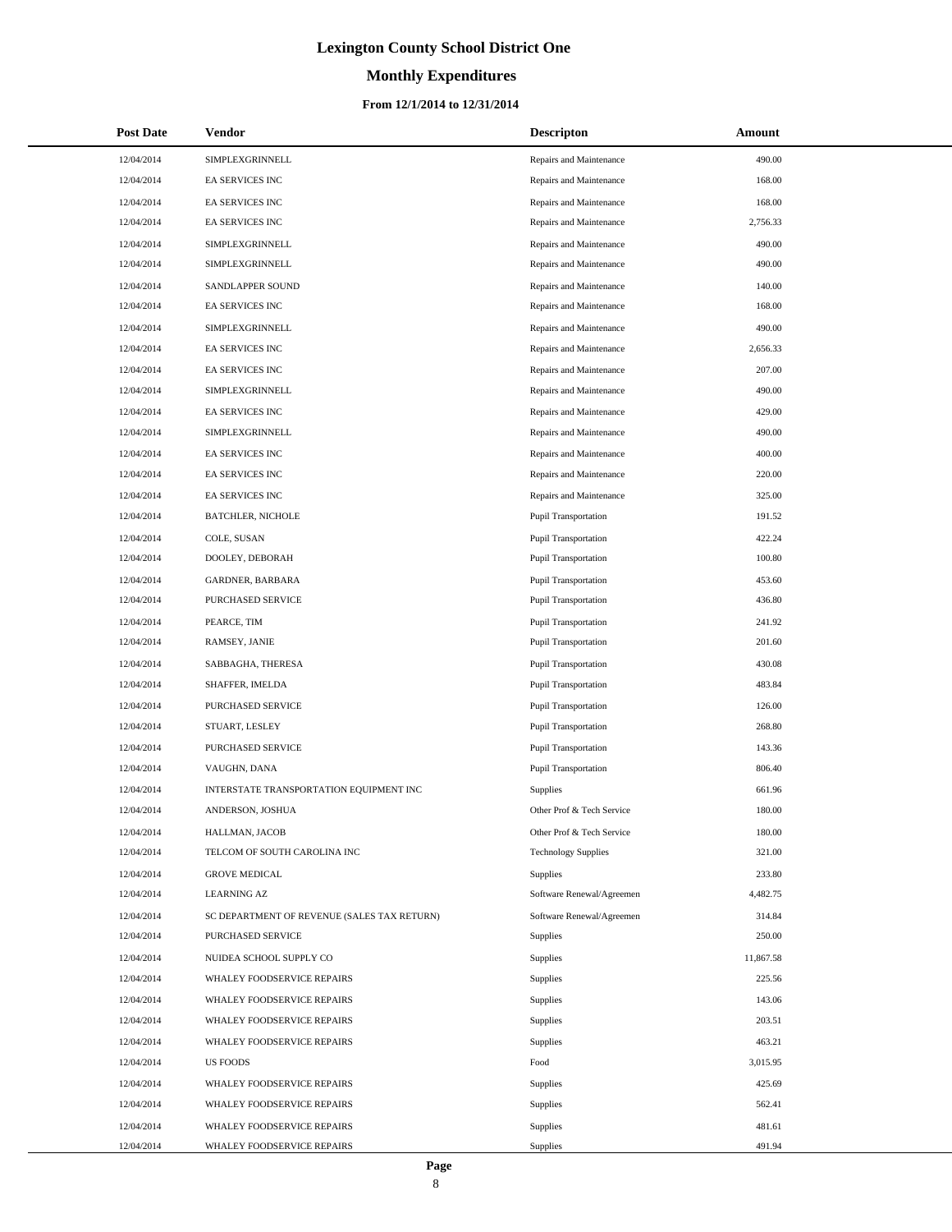# Lexington County School District One

## Monthly Expenditures

### From 12/1/2014 to 12/31/2014

| Post Date | Vendor | Descripton | Amount |
|---|---|---|---|
| 12/04/2014 | SIMPLEXGRINNELL | Repairs and Maintenance | 490.00 |
| 12/04/2014 | EA SERVICES INC | Repairs and Maintenance | 168.00 |
| 12/04/2014 | EA SERVICES INC | Repairs and Maintenance | 168.00 |
| 12/04/2014 | EA SERVICES INC | Repairs and Maintenance | 2,756.33 |
| 12/04/2014 | SIMPLEXGRINNELL | Repairs and Maintenance | 490.00 |
| 12/04/2014 | SIMPLEXGRINNELL | Repairs and Maintenance | 490.00 |
| 12/04/2014 | SANDLAPPER SOUND | Repairs and Maintenance | 140.00 |
| 12/04/2014 | EA SERVICES INC | Repairs and Maintenance | 168.00 |
| 12/04/2014 | SIMPLEXGRINNELL | Repairs and Maintenance | 490.00 |
| 12/04/2014 | EA SERVICES INC | Repairs and Maintenance | 2,656.33 |
| 12/04/2014 | EA SERVICES INC | Repairs and Maintenance | 207.00 |
| 12/04/2014 | SIMPLEXGRINNELL | Repairs and Maintenance | 490.00 |
| 12/04/2014 | EA SERVICES INC | Repairs and Maintenance | 429.00 |
| 12/04/2014 | SIMPLEXGRINNELL | Repairs and Maintenance | 490.00 |
| 12/04/2014 | EA SERVICES INC | Repairs and Maintenance | 400.00 |
| 12/04/2014 | EA SERVICES INC | Repairs and Maintenance | 220.00 |
| 12/04/2014 | EA SERVICES INC | Repairs and Maintenance | 325.00 |
| 12/04/2014 | BATCHLER, NICHOLE | Pupil Transportation | 191.52 |
| 12/04/2014 | COLE, SUSAN | Pupil Transportation | 422.24 |
| 12/04/2014 | DOOLEY, DEBORAH | Pupil Transportation | 100.80 |
| 12/04/2014 | GARDNER, BARBARA | Pupil Transportation | 453.60 |
| 12/04/2014 | PURCHASED SERVICE | Pupil Transportation | 436.80 |
| 12/04/2014 | PEARCE, TIM | Pupil Transportation | 241.92 |
| 12/04/2014 | RAMSEY, JANIE | Pupil Transportation | 201.60 |
| 12/04/2014 | SABBAGHA, THERESA | Pupil Transportation | 430.08 |
| 12/04/2014 | SHAFFER, IMELDA | Pupil Transportation | 483.84 |
| 12/04/2014 | PURCHASED SERVICE | Pupil Transportation | 126.00 |
| 12/04/2014 | STUART, LESLEY | Pupil Transportation | 268.80 |
| 12/04/2014 | PURCHASED SERVICE | Pupil Transportation | 143.36 |
| 12/04/2014 | VAUGHN, DANA | Pupil Transportation | 806.40 |
| 12/04/2014 | INTERSTATE TRANSPORTATION EQUIPMENT INC | Supplies | 661.96 |
| 12/04/2014 | ANDERSON, JOSHUA | Other Prof & Tech Service | 180.00 |
| 12/04/2014 | HALLMAN, JACOB | Other Prof & Tech Service | 180.00 |
| 12/04/2014 | TELCOM OF SOUTH CAROLINA INC | Technology Supplies | 321.00 |
| 12/04/2014 | GROVE MEDICAL | Supplies | 233.80 |
| 12/04/2014 | LEARNING AZ | Software Renewal/Agreemen | 4,482.75 |
| 12/04/2014 | SC DEPARTMENT OF REVENUE (SALES TAX RETURN) | Software Renewal/Agreemen | 314.84 |
| 12/04/2014 | PURCHASED SERVICE | Supplies | 250.00 |
| 12/04/2014 | NUIDEA SCHOOL SUPPLY CO | Supplies | 11,867.58 |
| 12/04/2014 | WHALEY FOODSERVICE REPAIRS | Supplies | 225.56 |
| 12/04/2014 | WHALEY FOODSERVICE REPAIRS | Supplies | 143.06 |
| 12/04/2014 | WHALEY FOODSERVICE REPAIRS | Supplies | 203.51 |
| 12/04/2014 | WHALEY FOODSERVICE REPAIRS | Supplies | 463.21 |
| 12/04/2014 | US FOODS | Food | 3,015.95 |
| 12/04/2014 | WHALEY FOODSERVICE REPAIRS | Supplies | 425.69 |
| 12/04/2014 | WHALEY FOODSERVICE REPAIRS | Supplies | 562.41 |
| 12/04/2014 | WHALEY FOODSERVICE REPAIRS | Supplies | 481.61 |
| 12/04/2014 | WHALEY FOODSERVICE REPAIRS | Supplies | 491.94 |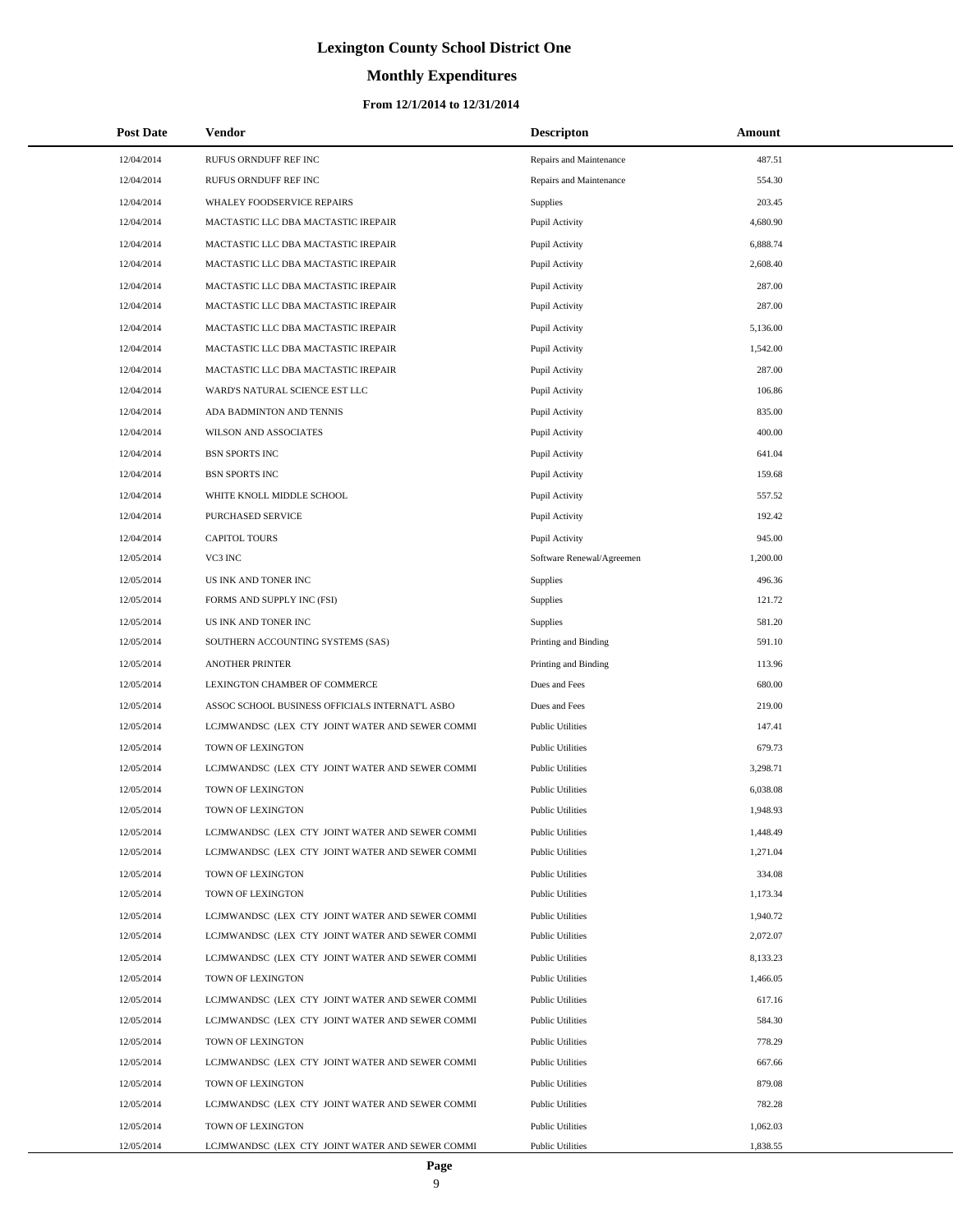# Lexington County School District One

## Monthly Expenditures

### From 12/1/2014 to 12/31/2014

| Post Date | Vendor | Descripton | Amount |
|---|---|---|---|
| 12/04/2014 | RUFUS ORNDUFF REF INC | Repairs and Maintenance | 487.51 |
| 12/04/2014 | RUFUS ORNDUFF REF INC | Repairs and Maintenance | 554.30 |
| 12/04/2014 | WHALEY FOODSERVICE REPAIRS | Supplies | 203.45 |
| 12/04/2014 | MACTASTIC LLC DBA MACTASTIC IREPAIR | Pupil Activity | 4,680.90 |
| 12/04/2014 | MACTASTIC LLC DBA MACTASTIC IREPAIR | Pupil Activity | 6,888.74 |
| 12/04/2014 | MACTASTIC LLC DBA MACTASTIC IREPAIR | Pupil Activity | 2,608.40 |
| 12/04/2014 | MACTASTIC LLC DBA MACTASTIC IREPAIR | Pupil Activity | 287.00 |
| 12/04/2014 | MACTASTIC LLC DBA MACTASTIC IREPAIR | Pupil Activity | 287.00 |
| 12/04/2014 | MACTASTIC LLC DBA MACTASTIC IREPAIR | Pupil Activity | 5,136.00 |
| 12/04/2014 | MACTASTIC LLC DBA MACTASTIC IREPAIR | Pupil Activity | 1,542.00 |
| 12/04/2014 | MACTASTIC LLC DBA MACTASTIC IREPAIR | Pupil Activity | 287.00 |
| 12/04/2014 | WARD'S NATURAL SCIENCE EST LLC | Pupil Activity | 106.86 |
| 12/04/2014 | ADA BADMINTON AND TENNIS | Pupil Activity | 835.00 |
| 12/04/2014 | WILSON AND ASSOCIATES | Pupil Activity | 400.00 |
| 12/04/2014 | BSN SPORTS INC | Pupil Activity | 641.04 |
| 12/04/2014 | BSN SPORTS INC | Pupil Activity | 159.68 |
| 12/04/2014 | WHITE KNOLL MIDDLE SCHOOL | Pupil Activity | 557.52 |
| 12/04/2014 | PURCHASED SERVICE | Pupil Activity | 192.42 |
| 12/04/2014 | CAPITOL TOURS | Pupil Activity | 945.00 |
| 12/05/2014 | VC3 INC | Software Renewal/Agreemen | 1,200.00 |
| 12/05/2014 | US INK AND TONER INC | Supplies | 496.36 |
| 12/05/2014 | FORMS AND SUPPLY INC (FSI) | Supplies | 121.72 |
| 12/05/2014 | US INK AND TONER INC | Supplies | 581.20 |
| 12/05/2014 | SOUTHERN ACCOUNTING SYSTEMS (SAS) | Printing and Binding | 591.10 |
| 12/05/2014 | ANOTHER PRINTER | Printing and Binding | 113.96 |
| 12/05/2014 | LEXINGTON CHAMBER OF COMMERCE | Dues and Fees | 680.00 |
| 12/05/2014 | ASSOC SCHOOL BUSINESS OFFICIALS INTERNAT'L ASBO | Dues and Fees | 219.00 |
| 12/05/2014 | LCJMWANDSC (LEX CTY JOINT WATER AND SEWER COMMI | Public Utilities | 147.41 |
| 12/05/2014 | TOWN OF LEXINGTON | Public Utilities | 679.73 |
| 12/05/2014 | LCJMWANDSC (LEX CTY JOINT WATER AND SEWER COMMI | Public Utilities | 3,298.71 |
| 12/05/2014 | TOWN OF LEXINGTON | Public Utilities | 6,038.08 |
| 12/05/2014 | TOWN OF LEXINGTON | Public Utilities | 1,948.93 |
| 12/05/2014 | LCJMWANDSC (LEX CTY JOINT WATER AND SEWER COMMI | Public Utilities | 1,448.49 |
| 12/05/2014 | LCJMWANDSC (LEX CTY JOINT WATER AND SEWER COMMI | Public Utilities | 1,271.04 |
| 12/05/2014 | TOWN OF LEXINGTON | Public Utilities | 334.08 |
| 12/05/2014 | TOWN OF LEXINGTON | Public Utilities | 1,173.34 |
| 12/05/2014 | LCJMWANDSC (LEX CTY JOINT WATER AND SEWER COMMI | Public Utilities | 1,940.72 |
| 12/05/2014 | LCJMWANDSC (LEX CTY JOINT WATER AND SEWER COMMI | Public Utilities | 2,072.07 |
| 12/05/2014 | LCJMWANDSC (LEX CTY JOINT WATER AND SEWER COMMI | Public Utilities | 8,133.23 |
| 12/05/2014 | TOWN OF LEXINGTON | Public Utilities | 1,466.05 |
| 12/05/2014 | LCJMWANDSC (LEX CTY JOINT WATER AND SEWER COMMI | Public Utilities | 617.16 |
| 12/05/2014 | LCJMWANDSC (LEX CTY JOINT WATER AND SEWER COMMI | Public Utilities | 584.30 |
| 12/05/2014 | TOWN OF LEXINGTON | Public Utilities | 778.29 |
| 12/05/2014 | LCJMWANDSC (LEX CTY JOINT WATER AND SEWER COMMI | Public Utilities | 667.66 |
| 12/05/2014 | TOWN OF LEXINGTON | Public Utilities | 879.08 |
| 12/05/2014 | LCJMWANDSC (LEX CTY JOINT WATER AND SEWER COMMI | Public Utilities | 782.28 |
| 12/05/2014 | TOWN OF LEXINGTON | Public Utilities | 1,062.03 |
| 12/05/2014 | LCJMWANDSC (LEX CTY JOINT WATER AND SEWER COMMI | Public Utilities | 1,838.55 |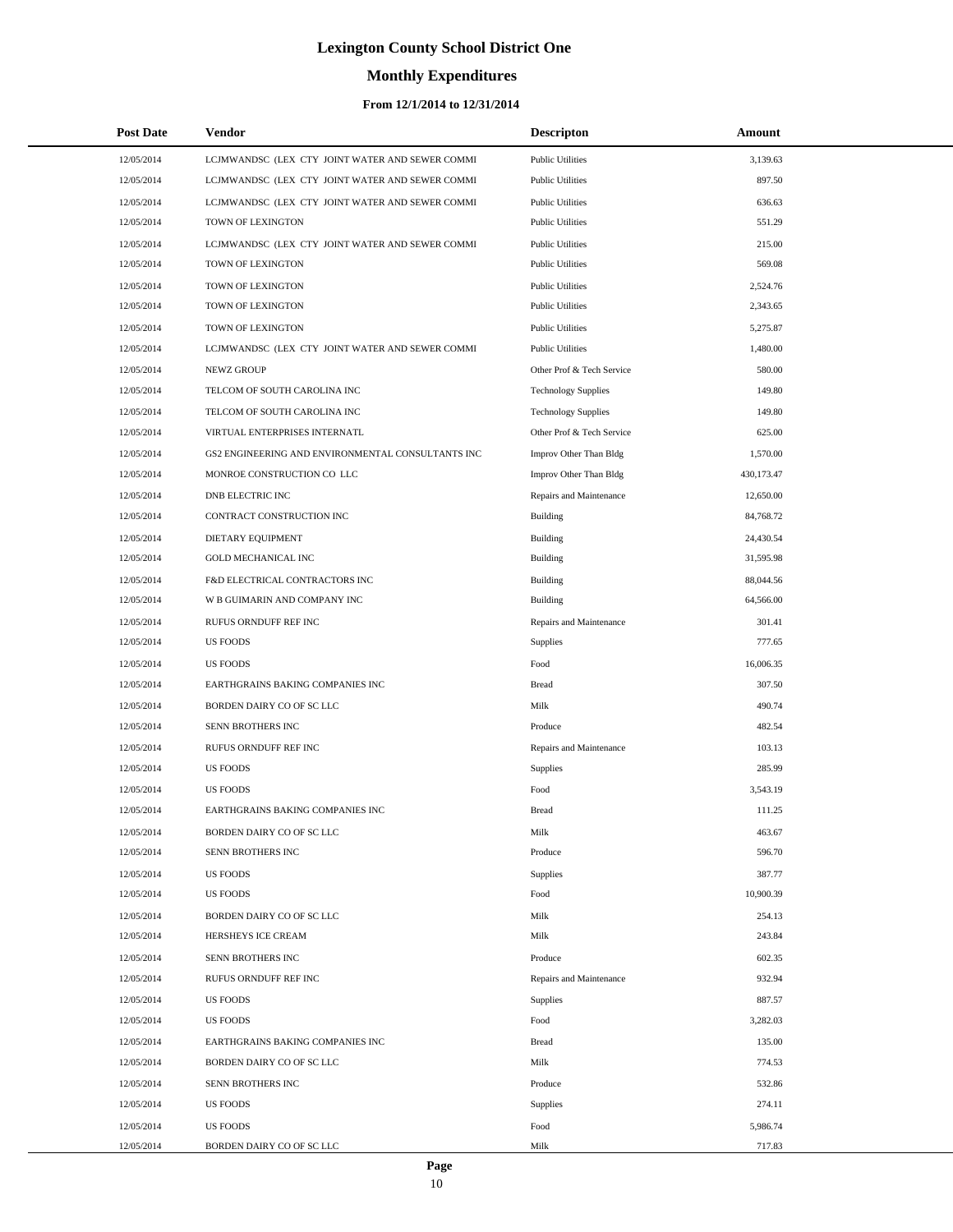# Lexington County School District One

## Monthly Expenditures

### From 12/1/2014 to 12/31/2014

| Post Date | Vendor | Descripton | Amount |
|---|---|---|---|
| 12/05/2014 | LCJMWANDSC (LEX CTY JOINT WATER AND SEWER COMMI | Public Utilities | 3,139.63 |
| 12/05/2014 | LCJMWANDSC (LEX CTY JOINT WATER AND SEWER COMMI | Public Utilities | 897.50 |
| 12/05/2014 | LCJMWANDSC (LEX CTY JOINT WATER AND SEWER COMMI | Public Utilities | 636.63 |
| 12/05/2014 | TOWN OF LEXINGTON | Public Utilities | 551.29 |
| 12/05/2014 | LCJMWANDSC (LEX CTY JOINT WATER AND SEWER COMMI | Public Utilities | 215.00 |
| 12/05/2014 | TOWN OF LEXINGTON | Public Utilities | 569.08 |
| 12/05/2014 | TOWN OF LEXINGTON | Public Utilities | 2,524.76 |
| 12/05/2014 | TOWN OF LEXINGTON | Public Utilities | 2,343.65 |
| 12/05/2014 | TOWN OF LEXINGTON | Public Utilities | 5,275.87 |
| 12/05/2014 | LCJMWANDSC (LEX CTY JOINT WATER AND SEWER COMMI | Public Utilities | 1,480.00 |
| 12/05/2014 | NEWZ GROUP | Other Prof & Tech Service | 580.00 |
| 12/05/2014 | TELCOM OF SOUTH CAROLINA INC | Technology Supplies | 149.80 |
| 12/05/2014 | TELCOM OF SOUTH CAROLINA INC | Technology Supplies | 149.80 |
| 12/05/2014 | VIRTUAL ENTERPRISES INTERNATL | Other Prof & Tech Service | 625.00 |
| 12/05/2014 | GS2 ENGINEERING AND ENVIRONMENTAL CONSULTANTS INC | Improv Other Than Bldg | 1,570.00 |
| 12/05/2014 | MONROE CONSTRUCTION CO LLC | Improv Other Than Bldg | 430,173.47 |
| 12/05/2014 | DNB ELECTRIC INC | Repairs and Maintenance | 12,650.00 |
| 12/05/2014 | CONTRACT CONSTRUCTION INC | Building | 84,768.72 |
| 12/05/2014 | DIETARY EQUIPMENT | Building | 24,430.54 |
| 12/05/2014 | GOLD MECHANICAL INC | Building | 31,595.98 |
| 12/05/2014 | F&D ELECTRICAL CONTRACTORS INC | Building | 88,044.56 |
| 12/05/2014 | W B GUIMARIN AND COMPANY INC | Building | 64,566.00 |
| 12/05/2014 | RUFUS ORNDUFF REF INC | Repairs and Maintenance | 301.41 |
| 12/05/2014 | US FOODS | Supplies | 777.65 |
| 12/05/2014 | US FOODS | Food | 16,006.35 |
| 12/05/2014 | EARTHGRAINS BAKING COMPANIES INC | Bread | 307.50 |
| 12/05/2014 | BORDEN DAIRY CO OF SC LLC | Milk | 490.74 |
| 12/05/2014 | SENN BROTHERS INC | Produce | 482.54 |
| 12/05/2014 | RUFUS ORNDUFF REF INC | Repairs and Maintenance | 103.13 |
| 12/05/2014 | US FOODS | Supplies | 285.99 |
| 12/05/2014 | US FOODS | Food | 3,543.19 |
| 12/05/2014 | EARTHGRAINS BAKING COMPANIES INC | Bread | 111.25 |
| 12/05/2014 | BORDEN DAIRY CO OF SC LLC | Milk | 463.67 |
| 12/05/2014 | SENN BROTHERS INC | Produce | 596.70 |
| 12/05/2014 | US FOODS | Supplies | 387.77 |
| 12/05/2014 | US FOODS | Food | 10,900.39 |
| 12/05/2014 | BORDEN DAIRY CO OF SC LLC | Milk | 254.13 |
| 12/05/2014 | HERSHEYS ICE CREAM | Milk | 243.84 |
| 12/05/2014 | SENN BROTHERS INC | Produce | 602.35 |
| 12/05/2014 | RUFUS ORNDUFF REF INC | Repairs and Maintenance | 932.94 |
| 12/05/2014 | US FOODS | Supplies | 887.57 |
| 12/05/2014 | US FOODS | Food | 3,282.03 |
| 12/05/2014 | EARTHGRAINS BAKING COMPANIES INC | Bread | 135.00 |
| 12/05/2014 | BORDEN DAIRY CO OF SC LLC | Milk | 774.53 |
| 12/05/2014 | SENN BROTHERS INC | Produce | 532.86 |
| 12/05/2014 | US FOODS | Supplies | 274.11 |
| 12/05/2014 | US FOODS | Food | 5,986.74 |
| 12/05/2014 | BORDEN DAIRY CO OF SC LLC | Milk | 717.83 |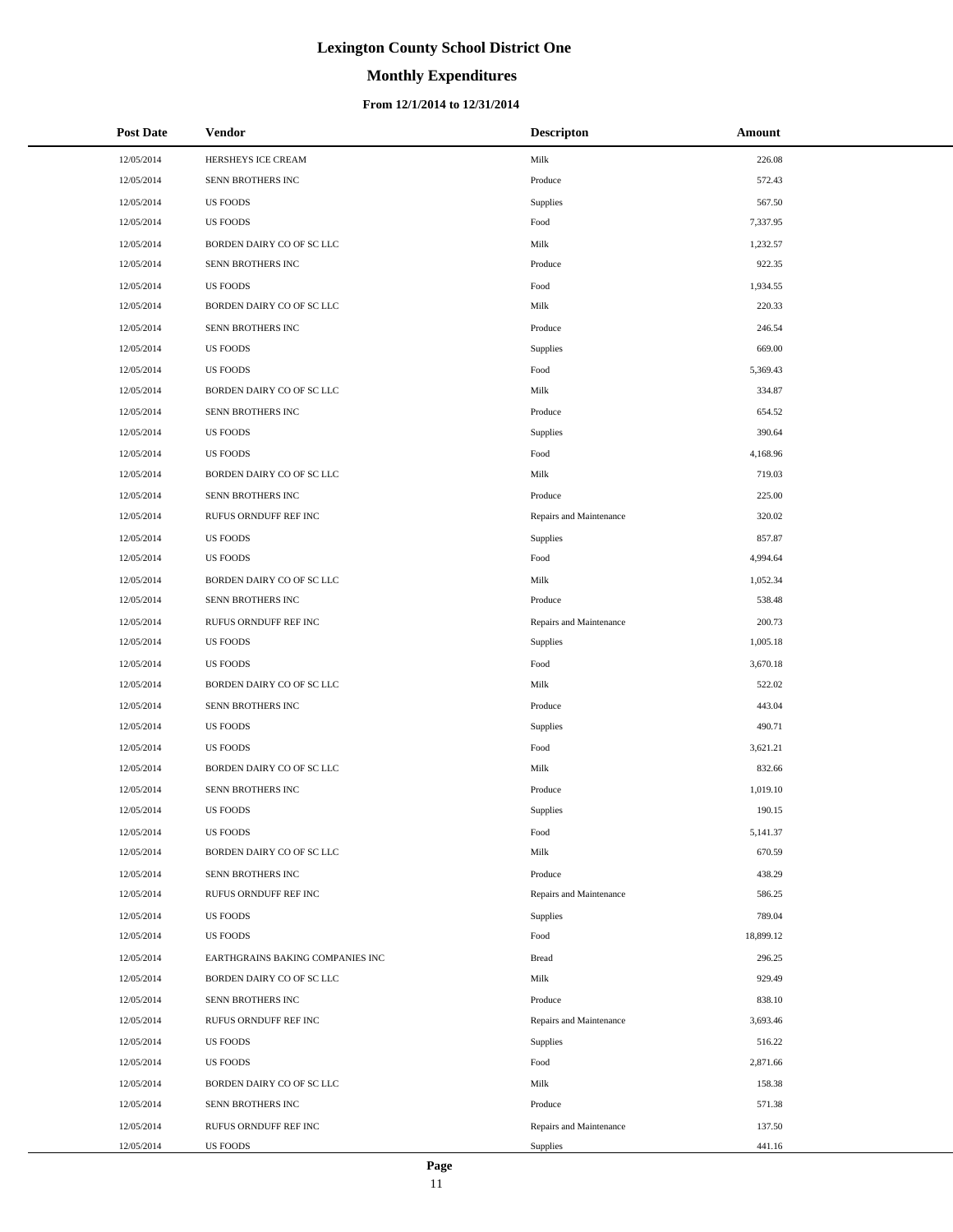# Lexington County School District One

## Monthly Expenditures

### From 12/1/2014 to 12/31/2014

| Post Date | Vendor | Descripton | Amount |
|---|---|---|---|
| 12/05/2014 | HERSHEYS ICE CREAM | Milk | 226.08 |
| 12/05/2014 | SENN BROTHERS INC | Produce | 572.43 |
| 12/05/2014 | US FOODS | Supplies | 567.50 |
| 12/05/2014 | US FOODS | Food | 7,337.95 |
| 12/05/2014 | BORDEN DAIRY CO OF SC LLC | Milk | 1,232.57 |
| 12/05/2014 | SENN BROTHERS INC | Produce | 922.35 |
| 12/05/2014 | US FOODS | Food | 1,934.55 |
| 12/05/2014 | BORDEN DAIRY CO OF SC LLC | Milk | 220.33 |
| 12/05/2014 | SENN BROTHERS INC | Produce | 246.54 |
| 12/05/2014 | US FOODS | Supplies | 669.00 |
| 12/05/2014 | US FOODS | Food | 5,369.43 |
| 12/05/2014 | BORDEN DAIRY CO OF SC LLC | Milk | 334.87 |
| 12/05/2014 | SENN BROTHERS INC | Produce | 654.52 |
| 12/05/2014 | US FOODS | Supplies | 390.64 |
| 12/05/2014 | US FOODS | Food | 4,168.96 |
| 12/05/2014 | BORDEN DAIRY CO OF SC LLC | Milk | 719.03 |
| 12/05/2014 | SENN BROTHERS INC | Produce | 225.00 |
| 12/05/2014 | RUFUS ORNDUFF REF INC | Repairs and Maintenance | 320.02 |
| 12/05/2014 | US FOODS | Supplies | 857.87 |
| 12/05/2014 | US FOODS | Food | 4,994.64 |
| 12/05/2014 | BORDEN DAIRY CO OF SC LLC | Milk | 1,052.34 |
| 12/05/2014 | SENN BROTHERS INC | Produce | 538.48 |
| 12/05/2014 | RUFUS ORNDUFF REF INC | Repairs and Maintenance | 200.73 |
| 12/05/2014 | US FOODS | Supplies | 1,005.18 |
| 12/05/2014 | US FOODS | Food | 3,670.18 |
| 12/05/2014 | BORDEN DAIRY CO OF SC LLC | Milk | 522.02 |
| 12/05/2014 | SENN BROTHERS INC | Produce | 443.04 |
| 12/05/2014 | US FOODS | Supplies | 490.71 |
| 12/05/2014 | US FOODS | Food | 3,621.21 |
| 12/05/2014 | BORDEN DAIRY CO OF SC LLC | Milk | 832.66 |
| 12/05/2014 | SENN BROTHERS INC | Produce | 1,019.10 |
| 12/05/2014 | US FOODS | Supplies | 190.15 |
| 12/05/2014 | US FOODS | Food | 5,141.37 |
| 12/05/2014 | BORDEN DAIRY CO OF SC LLC | Milk | 670.59 |
| 12/05/2014 | SENN BROTHERS INC | Produce | 438.29 |
| 12/05/2014 | RUFUS ORNDUFF REF INC | Repairs and Maintenance | 586.25 |
| 12/05/2014 | US FOODS | Supplies | 789.04 |
| 12/05/2014 | US FOODS | Food | 18,899.12 |
| 12/05/2014 | EARTHGRAINS BAKING COMPANIES INC | Bread | 296.25 |
| 12/05/2014 | BORDEN DAIRY CO OF SC LLC | Milk | 929.49 |
| 12/05/2014 | SENN BROTHERS INC | Produce | 838.10 |
| 12/05/2014 | RUFUS ORNDUFF REF INC | Repairs and Maintenance | 3,693.46 |
| 12/05/2014 | US FOODS | Supplies | 516.22 |
| 12/05/2014 | US FOODS | Food | 2,871.66 |
| 12/05/2014 | BORDEN DAIRY CO OF SC LLC | Milk | 158.38 |
| 12/05/2014 | SENN BROTHERS INC | Produce | 571.38 |
| 12/05/2014 | RUFUS ORNDUFF REF INC | Repairs and Maintenance | 137.50 |
| 12/05/2014 | US FOODS | Supplies | 441.16 |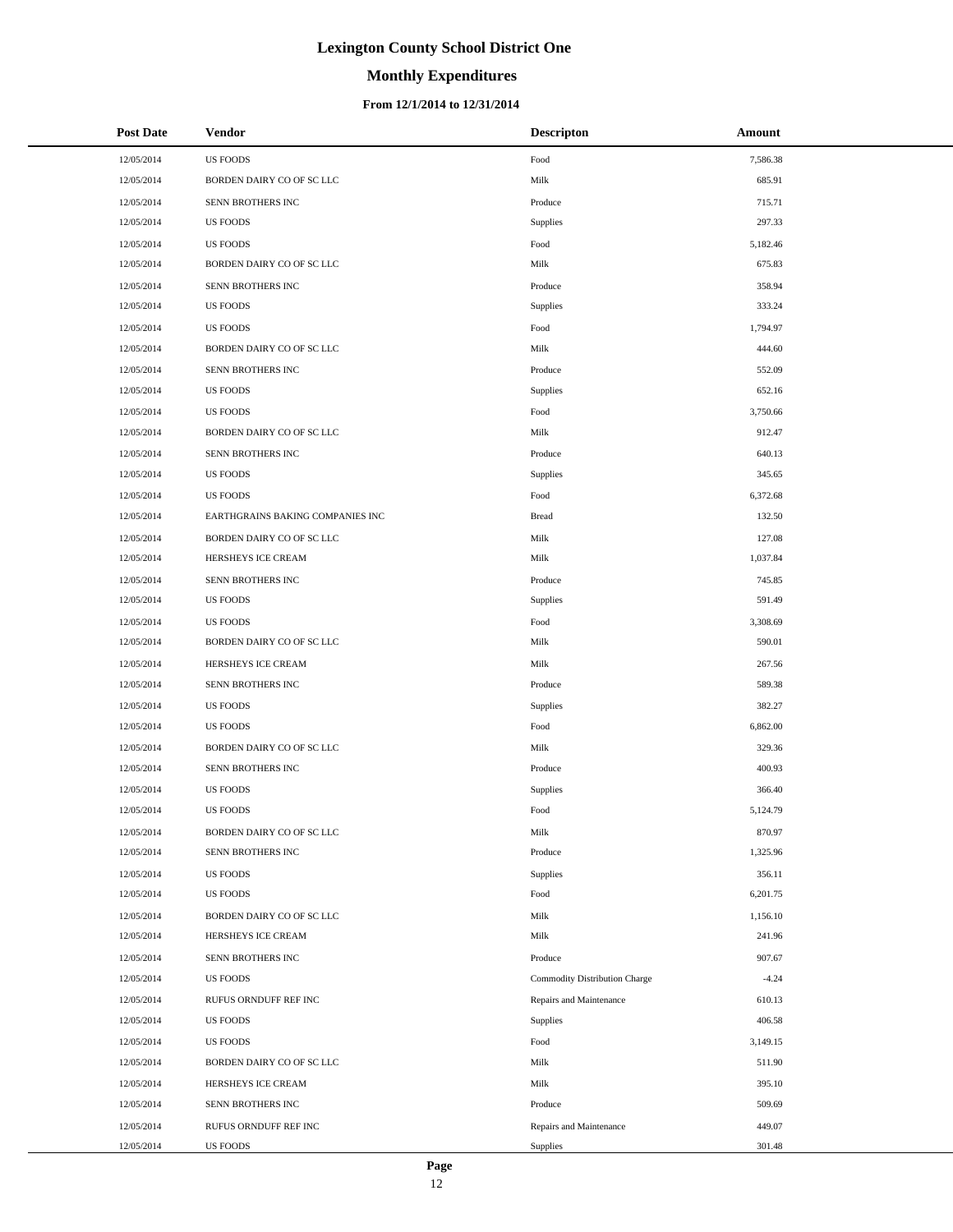# Lexington County School District One

## Monthly Expenditures

### From 12/1/2014 to 12/31/2014

| Post Date | Vendor | Descripton | Amount |
|---|---|---|---|
| 12/05/2014 | US FOODS | Food | 7,586.38 |
| 12/05/2014 | BORDEN DAIRY CO OF SC LLC | Milk | 685.91 |
| 12/05/2014 | SENN BROTHERS INC | Produce | 715.71 |
| 12/05/2014 | US FOODS | Supplies | 297.33 |
| 12/05/2014 | US FOODS | Food | 5,182.46 |
| 12/05/2014 | BORDEN DAIRY CO OF SC LLC | Milk | 675.83 |
| 12/05/2014 | SENN BROTHERS INC | Produce | 358.94 |
| 12/05/2014 | US FOODS | Supplies | 333.24 |
| 12/05/2014 | US FOODS | Food | 1,794.97 |
| 12/05/2014 | BORDEN DAIRY CO OF SC LLC | Milk | 444.60 |
| 12/05/2014 | SENN BROTHERS INC | Produce | 552.09 |
| 12/05/2014 | US FOODS | Supplies | 652.16 |
| 12/05/2014 | US FOODS | Food | 3,750.66 |
| 12/05/2014 | BORDEN DAIRY CO OF SC LLC | Milk | 912.47 |
| 12/05/2014 | SENN BROTHERS INC | Produce | 640.13 |
| 12/05/2014 | US FOODS | Supplies | 345.65 |
| 12/05/2014 | US FOODS | Food | 6,372.68 |
| 12/05/2014 | EARTHGRAINS BAKING COMPANIES INC | Bread | 132.50 |
| 12/05/2014 | BORDEN DAIRY CO OF SC LLC | Milk | 127.08 |
| 12/05/2014 | HERSHEYS ICE CREAM | Milk | 1,037.84 |
| 12/05/2014 | SENN BROTHERS INC | Produce | 745.85 |
| 12/05/2014 | US FOODS | Supplies | 591.49 |
| 12/05/2014 | US FOODS | Food | 3,308.69 |
| 12/05/2014 | BORDEN DAIRY CO OF SC LLC | Milk | 590.01 |
| 12/05/2014 | HERSHEYS ICE CREAM | Milk | 267.56 |
| 12/05/2014 | SENN BROTHERS INC | Produce | 589.38 |
| 12/05/2014 | US FOODS | Supplies | 382.27 |
| 12/05/2014 | US FOODS | Food | 6,862.00 |
| 12/05/2014 | BORDEN DAIRY CO OF SC LLC | Milk | 329.36 |
| 12/05/2014 | SENN BROTHERS INC | Produce | 400.93 |
| 12/05/2014 | US FOODS | Supplies | 366.40 |
| 12/05/2014 | US FOODS | Food | 5,124.79 |
| 12/05/2014 | BORDEN DAIRY CO OF SC LLC | Milk | 870.97 |
| 12/05/2014 | SENN BROTHERS INC | Produce | 1,325.96 |
| 12/05/2014 | US FOODS | Supplies | 356.11 |
| 12/05/2014 | US FOODS | Food | 6,201.75 |
| 12/05/2014 | BORDEN DAIRY CO OF SC LLC | Milk | 1,156.10 |
| 12/05/2014 | HERSHEYS ICE CREAM | Milk | 241.96 |
| 12/05/2014 | SENN BROTHERS INC | Produce | 907.67 |
| 12/05/2014 | US FOODS | Commodity Distribution Charge | -4.24 |
| 12/05/2014 | RUFUS ORNDUFF REF INC | Repairs and Maintenance | 610.13 |
| 12/05/2014 | US FOODS | Supplies | 406.58 |
| 12/05/2014 | US FOODS | Food | 3,149.15 |
| 12/05/2014 | BORDEN DAIRY CO OF SC LLC | Milk | 511.90 |
| 12/05/2014 | HERSHEYS ICE CREAM | Milk | 395.10 |
| 12/05/2014 | SENN BROTHERS INC | Produce | 509.69 |
| 12/05/2014 | RUFUS ORNDUFF REF INC | Repairs and Maintenance | 449.07 |
| 12/05/2014 | US FOODS | Supplies | 301.48 |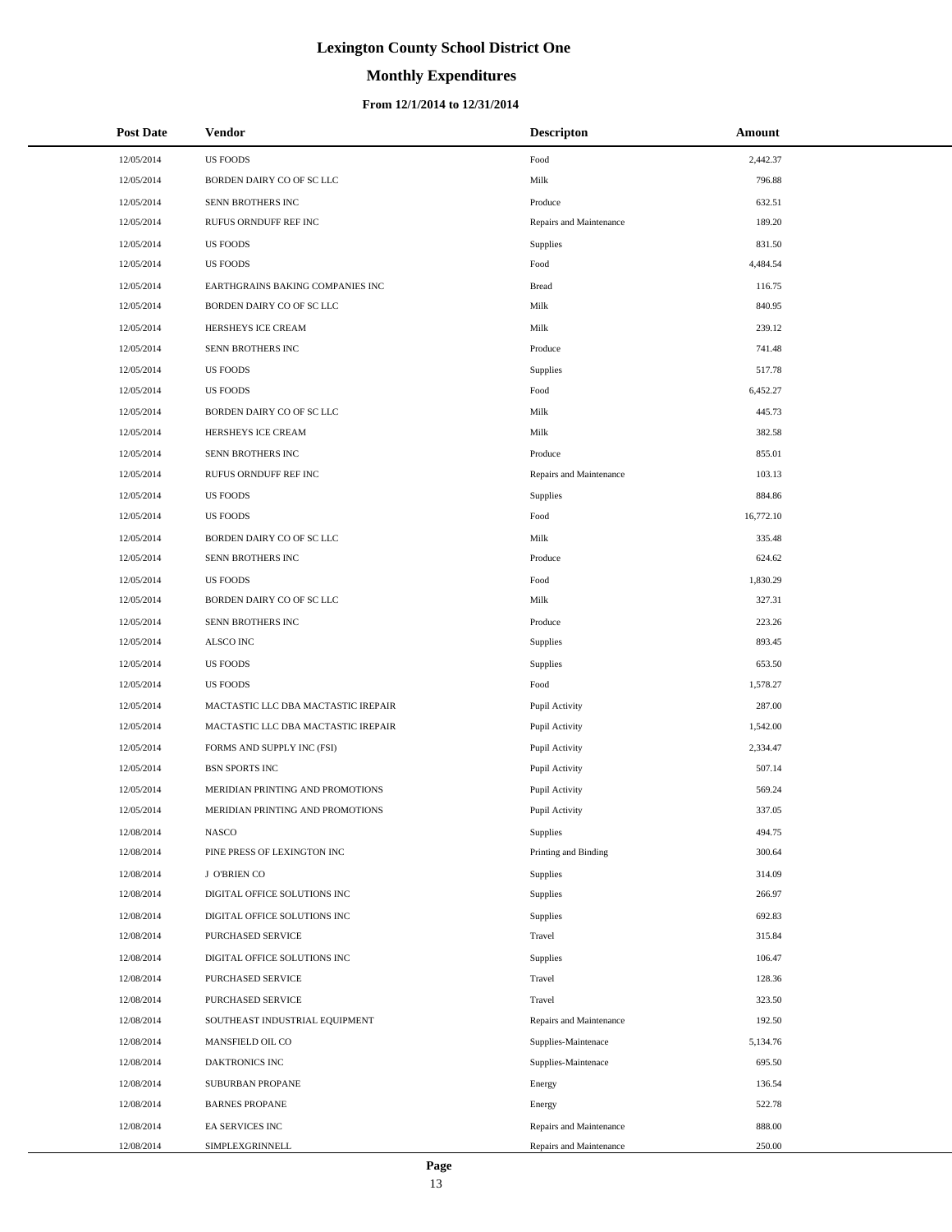# Lexington County School District One

## Monthly Expenditures

### From 12/1/2014 to 12/31/2014

| Post Date | Vendor | Descripton | Amount |
|---|---|---|---|
| 12/05/2014 | US FOODS | Food | 2,442.37 |
| 12/05/2014 | BORDEN DAIRY CO OF SC LLC | Milk | 796.88 |
| 12/05/2014 | SENN BROTHERS INC | Produce | 632.51 |
| 12/05/2014 | RUFUS ORNDUFF REF INC | Repairs and Maintenance | 189.20 |
| 12/05/2014 | US FOODS | Supplies | 831.50 |
| 12/05/2014 | US FOODS | Food | 4,484.54 |
| 12/05/2014 | EARTHGRAINS BAKING COMPANIES INC | Bread | 116.75 |
| 12/05/2014 | BORDEN DAIRY CO OF SC LLC | Milk | 840.95 |
| 12/05/2014 | HERSHEYS ICE CREAM | Milk | 239.12 |
| 12/05/2014 | SENN BROTHERS INC | Produce | 741.48 |
| 12/05/2014 | US FOODS | Supplies | 517.78 |
| 12/05/2014 | US FOODS | Food | 6,452.27 |
| 12/05/2014 | BORDEN DAIRY CO OF SC LLC | Milk | 445.73 |
| 12/05/2014 | HERSHEYS ICE CREAM | Milk | 382.58 |
| 12/05/2014 | SENN BROTHERS INC | Produce | 855.01 |
| 12/05/2014 | RUFUS ORNDUFF REF INC | Repairs and Maintenance | 103.13 |
| 12/05/2014 | US FOODS | Supplies | 884.86 |
| 12/05/2014 | US FOODS | Food | 16,772.10 |
| 12/05/2014 | BORDEN DAIRY CO OF SC LLC | Milk | 335.48 |
| 12/05/2014 | SENN BROTHERS INC | Produce | 624.62 |
| 12/05/2014 | US FOODS | Food | 1,830.29 |
| 12/05/2014 | BORDEN DAIRY CO OF SC LLC | Milk | 327.31 |
| 12/05/2014 | SENN BROTHERS INC | Produce | 223.26 |
| 12/05/2014 | ALSCO INC | Supplies | 893.45 |
| 12/05/2014 | US FOODS | Supplies | 653.50 |
| 12/05/2014 | US FOODS | Food | 1,578.27 |
| 12/05/2014 | MACTASTIC LLC DBA MACTASTIC IREPAIR | Pupil Activity | 287.00 |
| 12/05/2014 | MACTASTIC LLC DBA MACTASTIC IREPAIR | Pupil Activity | 1,542.00 |
| 12/05/2014 | FORMS AND SUPPLY INC (FSI) | Pupil Activity | 2,334.47 |
| 12/05/2014 | BSN SPORTS INC | Pupil Activity | 507.14 |
| 12/05/2014 | MERIDIAN PRINTING AND PROMOTIONS | Pupil Activity | 569.24 |
| 12/05/2014 | MERIDIAN PRINTING AND PROMOTIONS | Pupil Activity | 337.05 |
| 12/08/2014 | NASCO | Supplies | 494.75 |
| 12/08/2014 | PINE PRESS OF LEXINGTON INC | Printing and Binding | 300.64 |
| 12/08/2014 | J O'BRIEN CO | Supplies | 314.09 |
| 12/08/2014 | DIGITAL OFFICE SOLUTIONS INC | Supplies | 266.97 |
| 12/08/2014 | DIGITAL OFFICE SOLUTIONS INC | Supplies | 692.83 |
| 12/08/2014 | PURCHASED SERVICE | Travel | 315.84 |
| 12/08/2014 | DIGITAL OFFICE SOLUTIONS INC | Supplies | 106.47 |
| 12/08/2014 | PURCHASED SERVICE | Travel | 128.36 |
| 12/08/2014 | PURCHASED SERVICE | Travel | 323.50 |
| 12/08/2014 | SOUTHEAST INDUSTRIAL EQUIPMENT | Repairs and Maintenance | 192.50 |
| 12/08/2014 | MANSFIELD OIL CO | Supplies-Maintenace | 5,134.76 |
| 12/08/2014 | DAKTRONICS INC | Supplies-Maintenace | 695.50 |
| 12/08/2014 | SUBURBAN PROPANE | Energy | 136.54 |
| 12/08/2014 | BARNES PROPANE | Energy | 522.78 |
| 12/08/2014 | EA SERVICES INC | Repairs and Maintenance | 888.00 |
| 12/08/2014 | SIMPLEXGRINNELL | Repairs and Maintenance | 250.00 |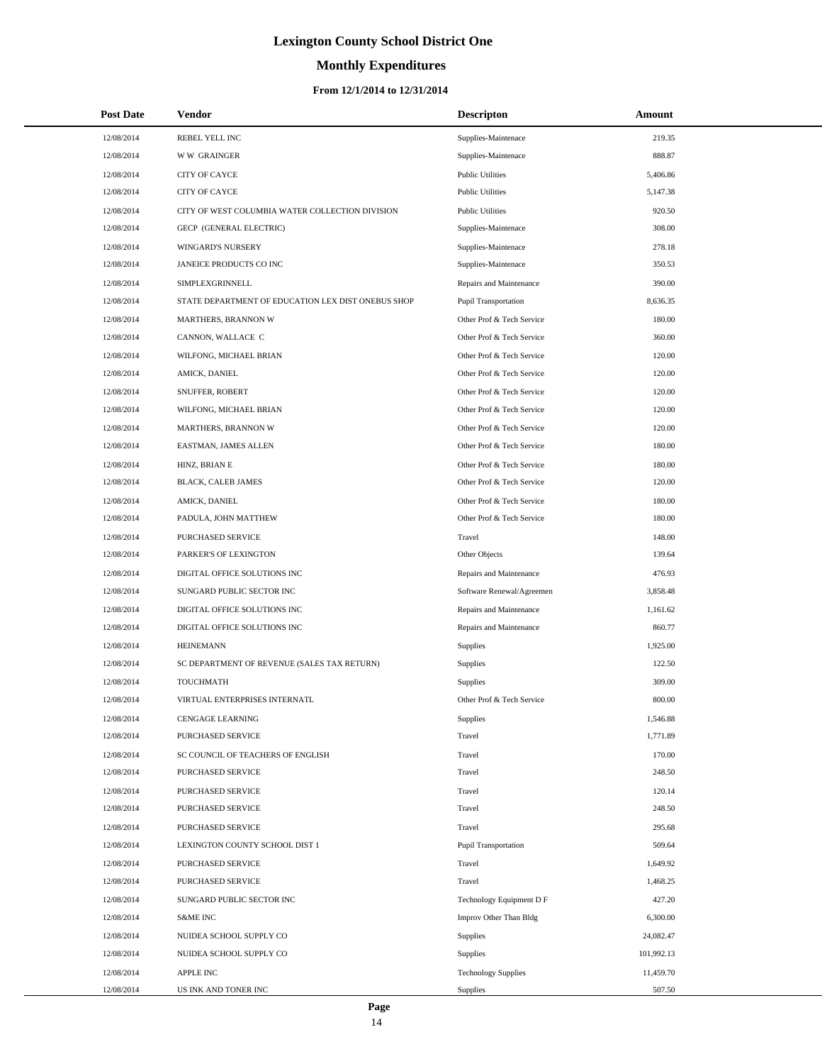# Lexington County School District One

## Monthly Expenditures

### From 12/1/2014 to 12/31/2014

| Post Date | Vendor | Descripton | Amount |
|---|---|---|---|
| 12/08/2014 | REBEL YELL INC | Supplies-Maintenace | 219.35 |
| 12/08/2014 | W W GRAINGER | Supplies-Maintenace | 888.87 |
| 12/08/2014 | CITY OF CAYCE | Public Utilities | 5,406.86 |
| 12/08/2014 | CITY OF CAYCE | Public Utilities | 5,147.38 |
| 12/08/2014 | CITY OF WEST COLUMBIA WATER COLLECTION DIVISION | Public Utilities | 920.50 |
| 12/08/2014 | GECP (GENERAL ELECTRIC) | Supplies-Maintenace | 308.00 |
| 12/08/2014 | WINGARD'S NURSERY | Supplies-Maintenace | 278.18 |
| 12/08/2014 | JANEICE PRODUCTS CO INC | Supplies-Maintenace | 350.53 |
| 12/08/2014 | SIMPLEXGRINNELL | Repairs and Maintenance | 390.00 |
| 12/08/2014 | STATE DEPARTMENT OF EDUCATION LEX DIST ONEBUS SHOP | Pupil Transportation | 8,636.35 |
| 12/08/2014 | MARTHERS, BRANNON W | Other Prof & Tech Service | 180.00 |
| 12/08/2014 | CANNON, WALLACE C | Other Prof & Tech Service | 360.00 |
| 12/08/2014 | WILFONG, MICHAEL BRIAN | Other Prof & Tech Service | 120.00 |
| 12/08/2014 | AMICK, DANIEL | Other Prof & Tech Service | 120.00 |
| 12/08/2014 | SNUFFER, ROBERT | Other Prof & Tech Service | 120.00 |
| 12/08/2014 | WILFONG, MICHAEL BRIAN | Other Prof & Tech Service | 120.00 |
| 12/08/2014 | MARTHERS, BRANNON W | Other Prof & Tech Service | 120.00 |
| 12/08/2014 | EASTMAN, JAMES ALLEN | Other Prof & Tech Service | 180.00 |
| 12/08/2014 | HINZ, BRIAN E | Other Prof & Tech Service | 180.00 |
| 12/08/2014 | BLACK, CALEB JAMES | Other Prof & Tech Service | 120.00 |
| 12/08/2014 | AMICK, DANIEL | Other Prof & Tech Service | 180.00 |
| 12/08/2014 | PADULA, JOHN MATTHEW | Other Prof & Tech Service | 180.00 |
| 12/08/2014 | PURCHASED SERVICE | Travel | 148.00 |
| 12/08/2014 | PARKER'S OF LEXINGTON | Other Objects | 139.64 |
| 12/08/2014 | DIGITAL OFFICE SOLUTIONS INC | Repairs and Maintenance | 476.93 |
| 12/08/2014 | SUNGARD PUBLIC SECTOR INC | Software Renewal/Agreemen | 3,858.48 |
| 12/08/2014 | DIGITAL OFFICE SOLUTIONS INC | Repairs and Maintenance | 1,161.62 |
| 12/08/2014 | DIGITAL OFFICE SOLUTIONS INC | Repairs and Maintenance | 860.77 |
| 12/08/2014 | HEINEMANN | Supplies | 1,925.00 |
| 12/08/2014 | SC DEPARTMENT OF REVENUE (SALES TAX RETURN) | Supplies | 122.50 |
| 12/08/2014 | TOUCHMATH | Supplies | 309.00 |
| 12/08/2014 | VIRTUAL ENTERPRISES INTERNATL | Other Prof & Tech Service | 800.00 |
| 12/08/2014 | CENGAGE LEARNING | Supplies | 1,546.88 |
| 12/08/2014 | PURCHASED SERVICE | Travel | 1,771.89 |
| 12/08/2014 | SC COUNCIL OF TEACHERS OF ENGLISH | Travel | 170.00 |
| 12/08/2014 | PURCHASED SERVICE | Travel | 248.50 |
| 12/08/2014 | PURCHASED SERVICE | Travel | 120.14 |
| 12/08/2014 | PURCHASED SERVICE | Travel | 248.50 |
| 12/08/2014 | PURCHASED SERVICE | Travel | 295.68 |
| 12/08/2014 | LEXINGTON COUNTY SCHOOL DIST 1 | Pupil Transportation | 509.64 |
| 12/08/2014 | PURCHASED SERVICE | Travel | 1,649.92 |
| 12/08/2014 | PURCHASED SERVICE | Travel | 1,468.25 |
| 12/08/2014 | SUNGARD PUBLIC SECTOR INC | Technology Equipment D F | 427.20 |
| 12/08/2014 | S&ME INC | Improv Other Than Bldg | 6,300.00 |
| 12/08/2014 | NUIDEA SCHOOL SUPPLY CO | Supplies | 24,082.47 |
| 12/08/2014 | NUIDEA SCHOOL SUPPLY CO | Supplies | 101,992.13 |
| 12/08/2014 | APPLE INC | Technology Supplies | 11,459.70 |
| 12/08/2014 | US INK AND TONER INC | Supplies | 507.50 |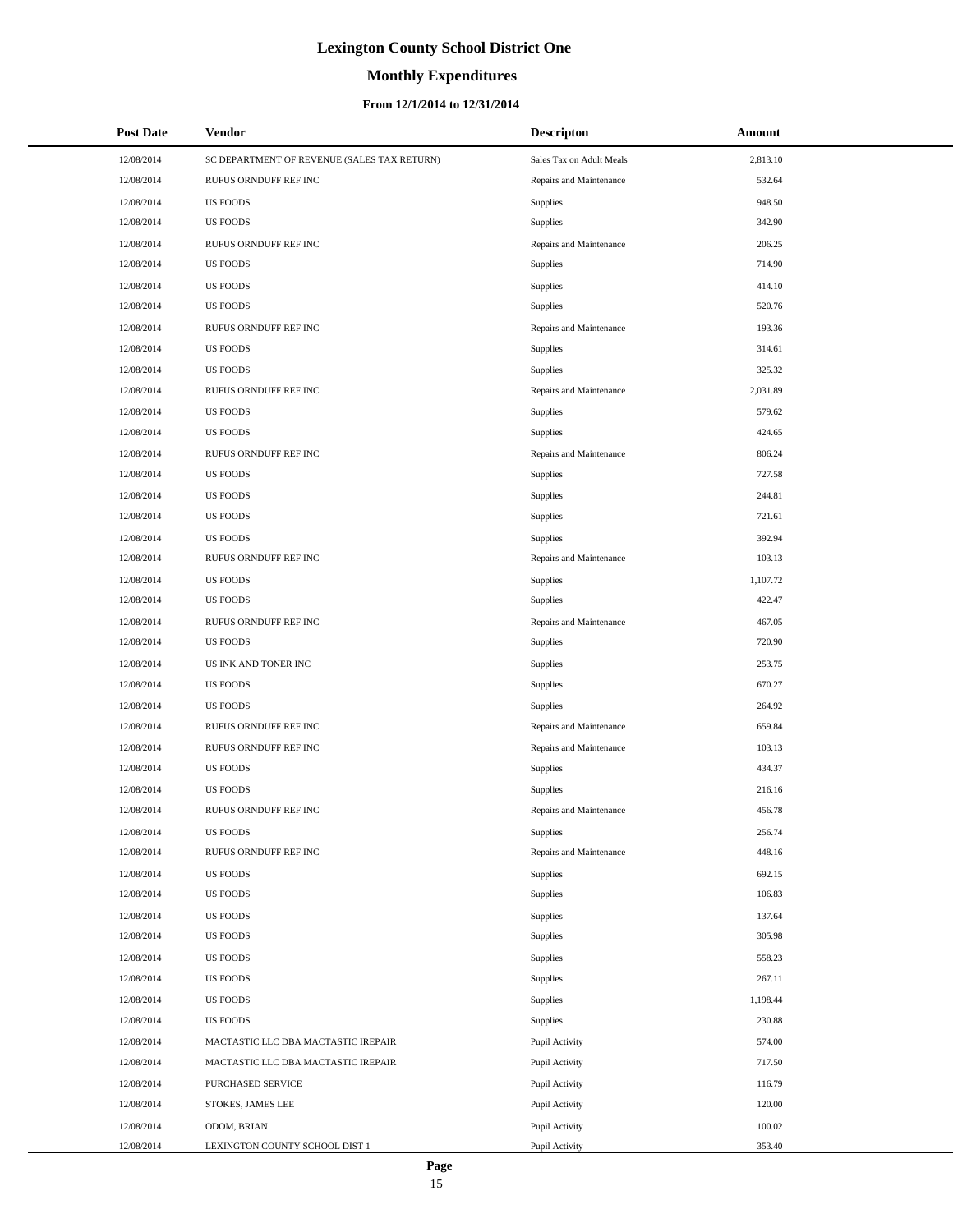# Lexington County School District One

## Monthly Expenditures

### From 12/1/2014 to 12/31/2014

| Post Date | Vendor | Descripton | Amount |
|---|---|---|---|
| 12/08/2014 | SC DEPARTMENT OF REVENUE (SALES TAX RETURN) | Sales Tax on Adult Meals | 2,813.10 |
| 12/08/2014 | RUFUS ORNDUFF REF INC | Repairs and Maintenance | 532.64 |
| 12/08/2014 | US FOODS | Supplies | 948.50 |
| 12/08/2014 | US FOODS | Supplies | 342.90 |
| 12/08/2014 | RUFUS ORNDUFF REF INC | Repairs and Maintenance | 206.25 |
| 12/08/2014 | US FOODS | Supplies | 714.90 |
| 12/08/2014 | US FOODS | Supplies | 414.10 |
| 12/08/2014 | US FOODS | Supplies | 520.76 |
| 12/08/2014 | RUFUS ORNDUFF REF INC | Repairs and Maintenance | 193.36 |
| 12/08/2014 | US FOODS | Supplies | 314.61 |
| 12/08/2014 | US FOODS | Supplies | 325.32 |
| 12/08/2014 | RUFUS ORNDUFF REF INC | Repairs and Maintenance | 2,031.89 |
| 12/08/2014 | US FOODS | Supplies | 579.62 |
| 12/08/2014 | US FOODS | Supplies | 424.65 |
| 12/08/2014 | RUFUS ORNDUFF REF INC | Repairs and Maintenance | 806.24 |
| 12/08/2014 | US FOODS | Supplies | 727.58 |
| 12/08/2014 | US FOODS | Supplies | 244.81 |
| 12/08/2014 | US FOODS | Supplies | 721.61 |
| 12/08/2014 | US FOODS | Supplies | 392.94 |
| 12/08/2014 | RUFUS ORNDUFF REF INC | Repairs and Maintenance | 103.13 |
| 12/08/2014 | US FOODS | Supplies | 1,107.72 |
| 12/08/2014 | US FOODS | Supplies | 422.47 |
| 12/08/2014 | RUFUS ORNDUFF REF INC | Repairs and Maintenance | 467.05 |
| 12/08/2014 | US FOODS | Supplies | 720.90 |
| 12/08/2014 | US INK AND TONER INC | Supplies | 253.75 |
| 12/08/2014 | US FOODS | Supplies | 670.27 |
| 12/08/2014 | US FOODS | Supplies | 264.92 |
| 12/08/2014 | RUFUS ORNDUFF REF INC | Repairs and Maintenance | 659.84 |
| 12/08/2014 | RUFUS ORNDUFF REF INC | Repairs and Maintenance | 103.13 |
| 12/08/2014 | US FOODS | Supplies | 434.37 |
| 12/08/2014 | US FOODS | Supplies | 216.16 |
| 12/08/2014 | RUFUS ORNDUFF REF INC | Repairs and Maintenance | 456.78 |
| 12/08/2014 | US FOODS | Supplies | 256.74 |
| 12/08/2014 | RUFUS ORNDUFF REF INC | Repairs and Maintenance | 448.16 |
| 12/08/2014 | US FOODS | Supplies | 692.15 |
| 12/08/2014 | US FOODS | Supplies | 106.83 |
| 12/08/2014 | US FOODS | Supplies | 137.64 |
| 12/08/2014 | US FOODS | Supplies | 305.98 |
| 12/08/2014 | US FOODS | Supplies | 558.23 |
| 12/08/2014 | US FOODS | Supplies | 267.11 |
| 12/08/2014 | US FOODS | Supplies | 1,198.44 |
| 12/08/2014 | US FOODS | Supplies | 230.88 |
| 12/08/2014 | MACTASTIC LLC DBA MACTASTIC IREPAIR | Pupil Activity | 574.00 |
| 12/08/2014 | MACTASTIC LLC DBA MACTASTIC IREPAIR | Pupil Activity | 717.50 |
| 12/08/2014 | PURCHASED SERVICE | Pupil Activity | 116.79 |
| 12/08/2014 | STOKES, JAMES LEE | Pupil Activity | 120.00 |
| 12/08/2014 | ODOM, BRIAN | Pupil Activity | 100.02 |
| 12/08/2014 | LEXINGTON COUNTY SCHOOL DIST 1 | Pupil Activity | 353.40 |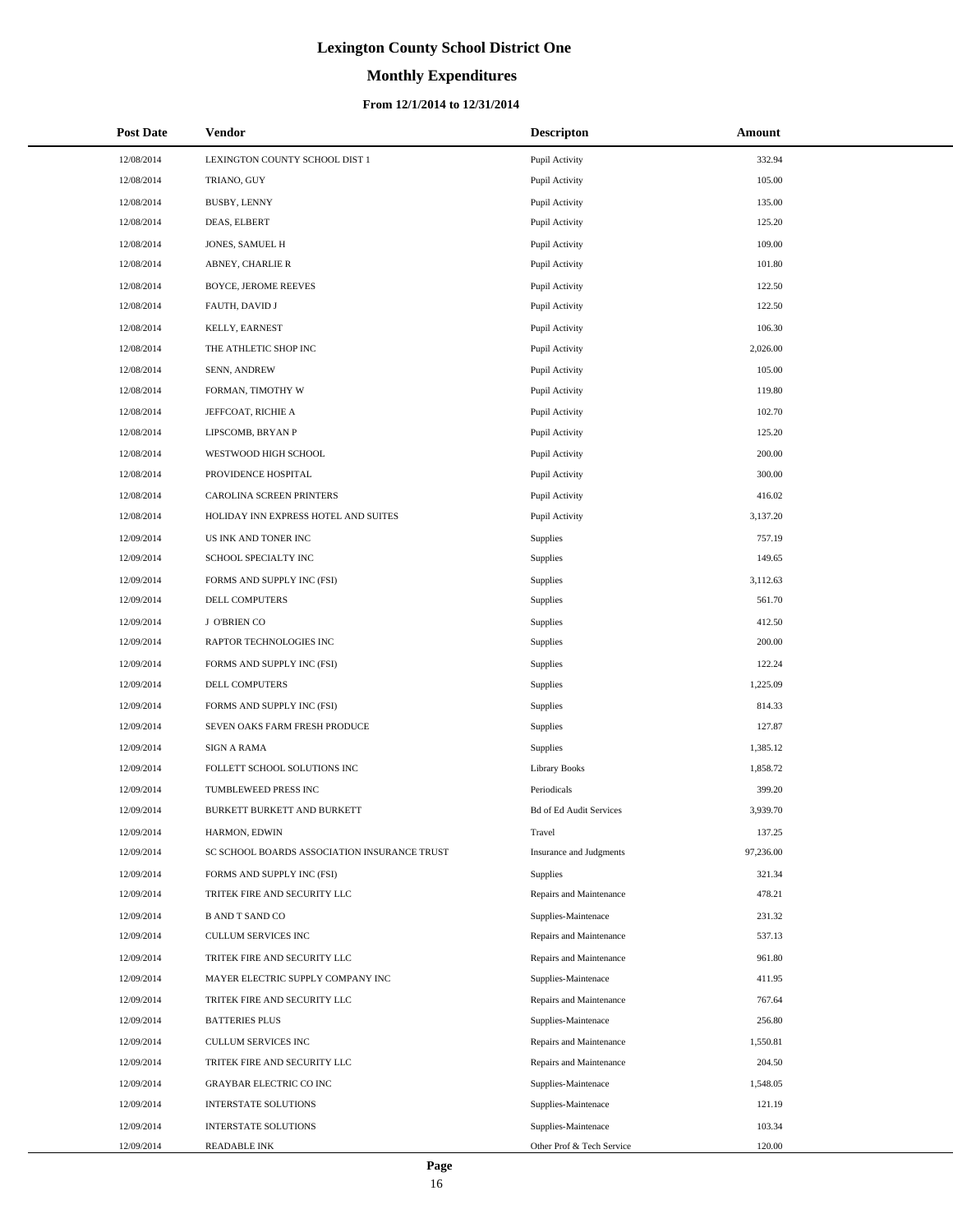# Lexington County School District One

## Monthly Expenditures

### From 12/1/2014 to 12/31/2014

| Post Date | Vendor | Descripton | Amount |
|---|---|---|---|
| 12/08/2014 | LEXINGTON COUNTY SCHOOL DIST 1 | Pupil Activity | 332.94 |
| 12/08/2014 | TRIANO, GUY | Pupil Activity | 105.00 |
| 12/08/2014 | BUSBY, LENNY | Pupil Activity | 135.00 |
| 12/08/2014 | DEAS, ELBERT | Pupil Activity | 125.20 |
| 12/08/2014 | JONES, SAMUEL H | Pupil Activity | 109.00 |
| 12/08/2014 | ABNEY, CHARLIE R | Pupil Activity | 101.80 |
| 12/08/2014 | BOYCE, JEROME REEVES | Pupil Activity | 122.50 |
| 12/08/2014 | FAUTH, DAVID J | Pupil Activity | 122.50 |
| 12/08/2014 | KELLY, EARNEST | Pupil Activity | 106.30 |
| 12/08/2014 | THE ATHLETIC SHOP INC | Pupil Activity | 2,026.00 |
| 12/08/2014 | SENN, ANDREW | Pupil Activity | 105.00 |
| 12/08/2014 | FORMAN, TIMOTHY W | Pupil Activity | 119.80 |
| 12/08/2014 | JEFFCOAT, RICHIE A | Pupil Activity | 102.70 |
| 12/08/2014 | LIPSCOMB, BRYAN P | Pupil Activity | 125.20 |
| 12/08/2014 | WESTWOOD HIGH SCHOOL | Pupil Activity | 200.00 |
| 12/08/2014 | PROVIDENCE HOSPITAL | Pupil Activity | 300.00 |
| 12/08/2014 | CAROLINA SCREEN PRINTERS | Pupil Activity | 416.02 |
| 12/08/2014 | HOLIDAY INN EXPRESS HOTEL AND SUITES | Pupil Activity | 3,137.20 |
| 12/09/2014 | US INK AND TONER INC | Supplies | 757.19 |
| 12/09/2014 | SCHOOL SPECIALTY INC | Supplies | 149.65 |
| 12/09/2014 | FORMS AND SUPPLY INC (FSI) | Supplies | 3,112.63 |
| 12/09/2014 | DELL COMPUTERS | Supplies | 561.70 |
| 12/09/2014 | J O'BRIEN CO | Supplies | 412.50 |
| 12/09/2014 | RAPTOR TECHNOLOGIES INC | Supplies | 200.00 |
| 12/09/2014 | FORMS AND SUPPLY INC (FSI) | Supplies | 122.24 |
| 12/09/2014 | DELL COMPUTERS | Supplies | 1,225.09 |
| 12/09/2014 | FORMS AND SUPPLY INC (FSI) | Supplies | 814.33 |
| 12/09/2014 | SEVEN OAKS FARM FRESH PRODUCE | Supplies | 127.87 |
| 12/09/2014 | SIGN A RAMA | Supplies | 1,385.12 |
| 12/09/2014 | FOLLETT SCHOOL SOLUTIONS INC | Library Books | 1,858.72 |
| 12/09/2014 | TUMBLEWEED PRESS INC | Periodicals | 399.20 |
| 12/09/2014 | BURKETT BURKETT AND BURKETT | Bd of Ed Audit Services | 3,939.70 |
| 12/09/2014 | HARMON, EDWIN | Travel | 137.25 |
| 12/09/2014 | SC SCHOOL BOARDS ASSOCIATION INSURANCE TRUST | Insurance and Judgments | 97,236.00 |
| 12/09/2014 | FORMS AND SUPPLY INC (FSI) | Supplies | 321.34 |
| 12/09/2014 | TRITEK FIRE AND SECURITY LLC | Repairs and Maintenance | 478.21 |
| 12/09/2014 | B AND T SAND CO | Supplies-Maintenace | 231.32 |
| 12/09/2014 | CULLUM SERVICES INC | Repairs and Maintenance | 537.13 |
| 12/09/2014 | TRITEK FIRE AND SECURITY LLC | Repairs and Maintenance | 961.80 |
| 12/09/2014 | MAYER ELECTRIC SUPPLY COMPANY INC | Supplies-Maintenace | 411.95 |
| 12/09/2014 | TRITEK FIRE AND SECURITY LLC | Repairs and Maintenance | 767.64 |
| 12/09/2014 | BATTERIES PLUS | Supplies-Maintenace | 256.80 |
| 12/09/2014 | CULLUM SERVICES INC | Repairs and Maintenance | 1,550.81 |
| 12/09/2014 | TRITEK FIRE AND SECURITY LLC | Repairs and Maintenance | 204.50 |
| 12/09/2014 | GRAYBAR ELECTRIC CO INC | Supplies-Maintenace | 1,548.05 |
| 12/09/2014 | INTERSTATE SOLUTIONS | Supplies-Maintenace | 121.19 |
| 12/09/2014 | INTERSTATE SOLUTIONS | Supplies-Maintenace | 103.34 |
| 12/09/2014 | READABLE INK | Other Prof & Tech Service | 120.00 |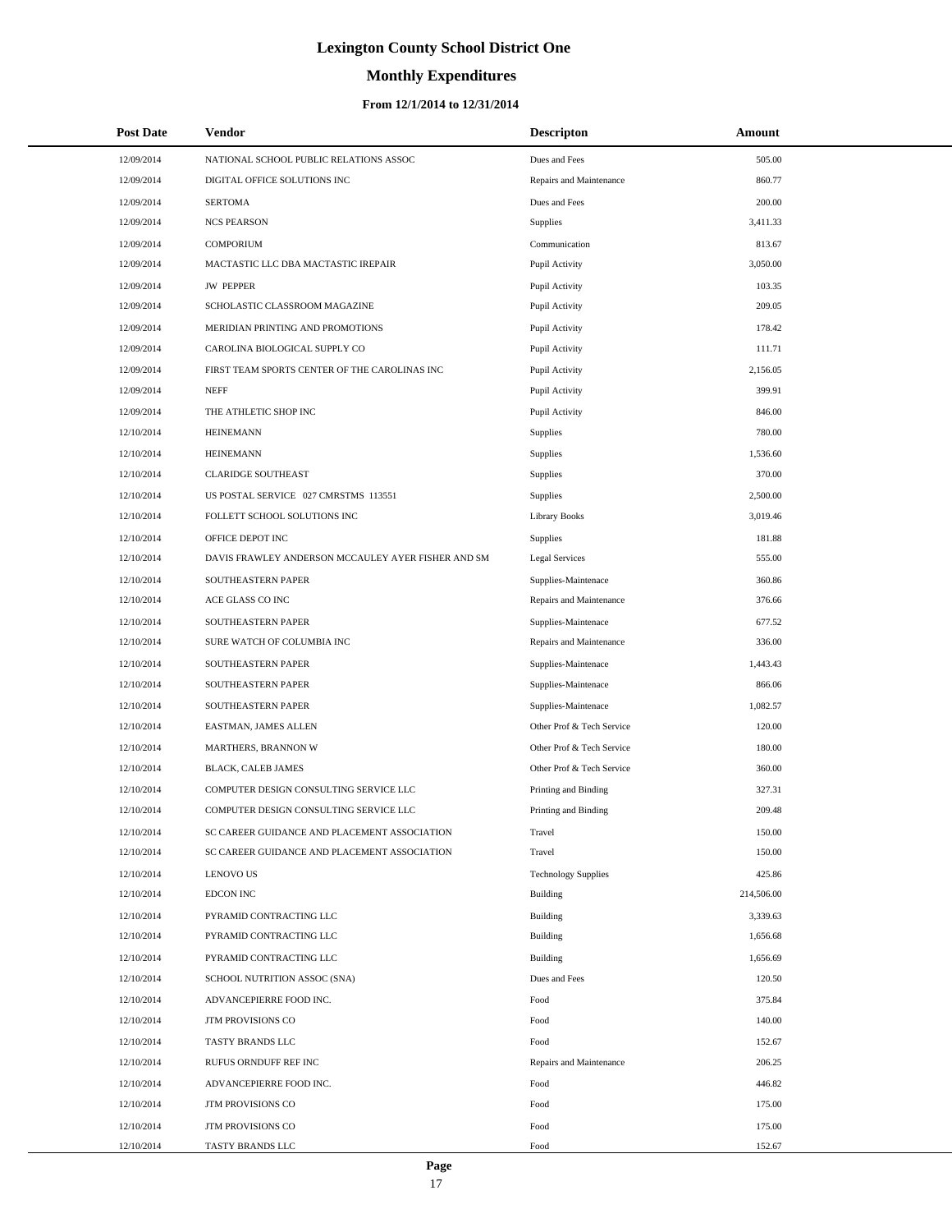# Lexington County School District One

## Monthly Expenditures

### From 12/1/2014 to 12/31/2014

| Post Date | Vendor | Descripton | Amount |
|---|---|---|---|
| 12/09/2014 | NATIONAL SCHOOL PUBLIC RELATIONS ASSOC | Dues and Fees | 505.00 |
| 12/09/2014 | DIGITAL OFFICE SOLUTIONS INC | Repairs and Maintenance | 860.77 |
| 12/09/2014 | SERTOMA | Dues and Fees | 200.00 |
| 12/09/2014 | NCS PEARSON | Supplies | 3,411.33 |
| 12/09/2014 | COMPORIUM | Communication | 813.67 |
| 12/09/2014 | MACTASTIC LLC DBA MACTASTIC IREPAIR | Pupil Activity | 3,050.00 |
| 12/09/2014 | JW PEPPER | Pupil Activity | 103.35 |
| 12/09/2014 | SCHOLASTIC CLASSROOM MAGAZINE | Pupil Activity | 209.05 |
| 12/09/2014 | MERIDIAN PRINTING AND PROMOTIONS | Pupil Activity | 178.42 |
| 12/09/2014 | CAROLINA BIOLOGICAL SUPPLY CO | Pupil Activity | 111.71 |
| 12/09/2014 | FIRST TEAM SPORTS CENTER OF THE CAROLINAS INC | Pupil Activity | 2,156.05 |
| 12/09/2014 | NEFF | Pupil Activity | 399.91 |
| 12/09/2014 | THE ATHLETIC SHOP INC | Pupil Activity | 846.00 |
| 12/10/2014 | HEINEMANN | Supplies | 780.00 |
| 12/10/2014 | HEINEMANN | Supplies | 1,536.60 |
| 12/10/2014 | CLARIDGE SOUTHEAST | Supplies | 370.00 |
| 12/10/2014 | US POSTAL SERVICE 027 CMRSTMS 113551 | Supplies | 2,500.00 |
| 12/10/2014 | FOLLETT SCHOOL SOLUTIONS INC | Library Books | 3,019.46 |
| 12/10/2014 | OFFICE DEPOT INC | Supplies | 181.88 |
| 12/10/2014 | DAVIS FRAWLEY ANDERSON MCCAULEY AYER FISHER AND SM | Legal Services | 555.00 |
| 12/10/2014 | SOUTHEASTERN PAPER | Supplies-Maintenace | 360.86 |
| 12/10/2014 | ACE GLASS CO INC | Repairs and Maintenance | 376.66 |
| 12/10/2014 | SOUTHEASTERN PAPER | Supplies-Maintenace | 677.52 |
| 12/10/2014 | SURE WATCH OF COLUMBIA INC | Repairs and Maintenance | 336.00 |
| 12/10/2014 | SOUTHEASTERN PAPER | Supplies-Maintenace | 1,443.43 |
| 12/10/2014 | SOUTHEASTERN PAPER | Supplies-Maintenace | 866.06 |
| 12/10/2014 | SOUTHEASTERN PAPER | Supplies-Maintenace | 1,082.57 |
| 12/10/2014 | EASTMAN, JAMES ALLEN | Other Prof & Tech Service | 120.00 |
| 12/10/2014 | MARTHERS, BRANNON W | Other Prof & Tech Service | 180.00 |
| 12/10/2014 | BLACK, CALEB JAMES | Other Prof & Tech Service | 360.00 |
| 12/10/2014 | COMPUTER DESIGN CONSULTING SERVICE LLC | Printing and Binding | 327.31 |
| 12/10/2014 | COMPUTER DESIGN CONSULTING SERVICE LLC | Printing and Binding | 209.48 |
| 12/10/2014 | SC CAREER GUIDANCE AND PLACEMENT ASSOCIATION | Travel | 150.00 |
| 12/10/2014 | SC CAREER GUIDANCE AND PLACEMENT ASSOCIATION | Travel | 150.00 |
| 12/10/2014 | LENOVO US | Technology Supplies | 425.86 |
| 12/10/2014 | EDCON INC | Building | 214,506.00 |
| 12/10/2014 | PYRAMID CONTRACTING LLC | Building | 3,339.63 |
| 12/10/2014 | PYRAMID CONTRACTING LLC | Building | 1,656.68 |
| 12/10/2014 | PYRAMID CONTRACTING LLC | Building | 1,656.69 |
| 12/10/2014 | SCHOOL NUTRITION ASSOC (SNA) | Dues and Fees | 120.50 |
| 12/10/2014 | ADVANCEPIERRE FOOD INC. | Food | 375.84 |
| 12/10/2014 | JTM PROVISIONS CO | Food | 140.00 |
| 12/10/2014 | TASTY BRANDS LLC | Food | 152.67 |
| 12/10/2014 | RUFUS ORNDUFF REF INC | Repairs and Maintenance | 206.25 |
| 12/10/2014 | ADVANCEPIERRE FOOD INC. | Food | 446.82 |
| 12/10/2014 | JTM PROVISIONS CO | Food | 175.00 |
| 12/10/2014 | JTM PROVISIONS CO | Food | 175.00 |
| 12/10/2014 | TASTY BRANDS LLC | Food | 152.67 |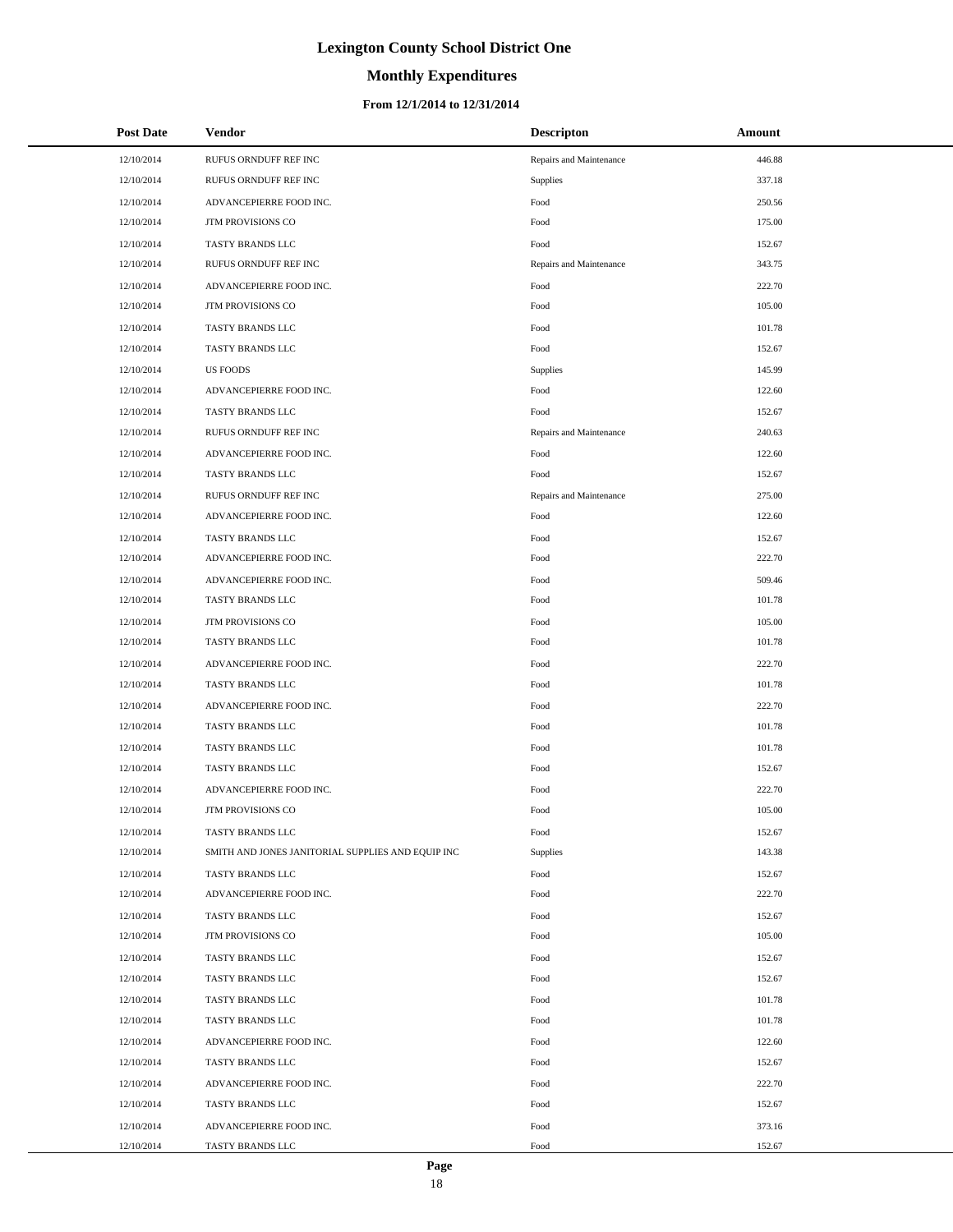# Lexington County School District One

## Monthly Expenditures

### From 12/1/2014 to 12/31/2014

| Post Date | Vendor | Descripton | Amount |
|---|---|---|---|
| 12/10/2014 | RUFUS ORNDUFF REF INC | Repairs and Maintenance | 446.88 |
| 12/10/2014 | RUFUS ORNDUFF REF INC | Supplies | 337.18 |
| 12/10/2014 | ADVANCEPIERRE FOOD INC. | Food | 250.56 |
| 12/10/2014 | JTM PROVISIONS CO | Food | 175.00 |
| 12/10/2014 | TASTY BRANDS LLC | Food | 152.67 |
| 12/10/2014 | RUFUS ORNDUFF REF INC | Repairs and Maintenance | 343.75 |
| 12/10/2014 | ADVANCEPIERRE FOOD INC. | Food | 222.70 |
| 12/10/2014 | JTM PROVISIONS CO | Food | 105.00 |
| 12/10/2014 | TASTY BRANDS LLC | Food | 101.78 |
| 12/10/2014 | TASTY BRANDS LLC | Food | 152.67 |
| 12/10/2014 | US FOODS | Supplies | 145.99 |
| 12/10/2014 | ADVANCEPIERRE FOOD INC. | Food | 122.60 |
| 12/10/2014 | TASTY BRANDS LLC | Food | 152.67 |
| 12/10/2014 | RUFUS ORNDUFF REF INC | Repairs and Maintenance | 240.63 |
| 12/10/2014 | ADVANCEPIERRE FOOD INC. | Food | 122.60 |
| 12/10/2014 | TASTY BRANDS LLC | Food | 152.67 |
| 12/10/2014 | RUFUS ORNDUFF REF INC | Repairs and Maintenance | 275.00 |
| 12/10/2014 | ADVANCEPIERRE FOOD INC. | Food | 122.60 |
| 12/10/2014 | TASTY BRANDS LLC | Food | 152.67 |
| 12/10/2014 | ADVANCEPIERRE FOOD INC. | Food | 222.70 |
| 12/10/2014 | ADVANCEPIERRE FOOD INC. | Food | 509.46 |
| 12/10/2014 | TASTY BRANDS LLC | Food | 101.78 |
| 12/10/2014 | JTM PROVISIONS CO | Food | 105.00 |
| 12/10/2014 | TASTY BRANDS LLC | Food | 101.78 |
| 12/10/2014 | ADVANCEPIERRE FOOD INC. | Food | 222.70 |
| 12/10/2014 | TASTY BRANDS LLC | Food | 101.78 |
| 12/10/2014 | ADVANCEPIERRE FOOD INC. | Food | 222.70 |
| 12/10/2014 | TASTY BRANDS LLC | Food | 101.78 |
| 12/10/2014 | TASTY BRANDS LLC | Food | 101.78 |
| 12/10/2014 | TASTY BRANDS LLC | Food | 152.67 |
| 12/10/2014 | ADVANCEPIERRE FOOD INC. | Food | 222.70 |
| 12/10/2014 | JTM PROVISIONS CO | Food | 105.00 |
| 12/10/2014 | TASTY BRANDS LLC | Food | 152.67 |
| 12/10/2014 | SMITH AND JONES JANITORIAL SUPPLIES AND EQUIP INC | Supplies | 143.38 |
| 12/10/2014 | TASTY BRANDS LLC | Food | 152.67 |
| 12/10/2014 | ADVANCEPIERRE FOOD INC. | Food | 222.70 |
| 12/10/2014 | TASTY BRANDS LLC | Food | 152.67 |
| 12/10/2014 | JTM PROVISIONS CO | Food | 105.00 |
| 12/10/2014 | TASTY BRANDS LLC | Food | 152.67 |
| 12/10/2014 | TASTY BRANDS LLC | Food | 152.67 |
| 12/10/2014 | TASTY BRANDS LLC | Food | 101.78 |
| 12/10/2014 | TASTY BRANDS LLC | Food | 101.78 |
| 12/10/2014 | ADVANCEPIERRE FOOD INC. | Food | 122.60 |
| 12/10/2014 | TASTY BRANDS LLC | Food | 152.67 |
| 12/10/2014 | ADVANCEPIERRE FOOD INC. | Food | 222.70 |
| 12/10/2014 | TASTY BRANDS LLC | Food | 152.67 |
| 12/10/2014 | ADVANCEPIERRE FOOD INC. | Food | 373.16 |
| 12/10/2014 | TASTY BRANDS LLC | Food | 152.67 |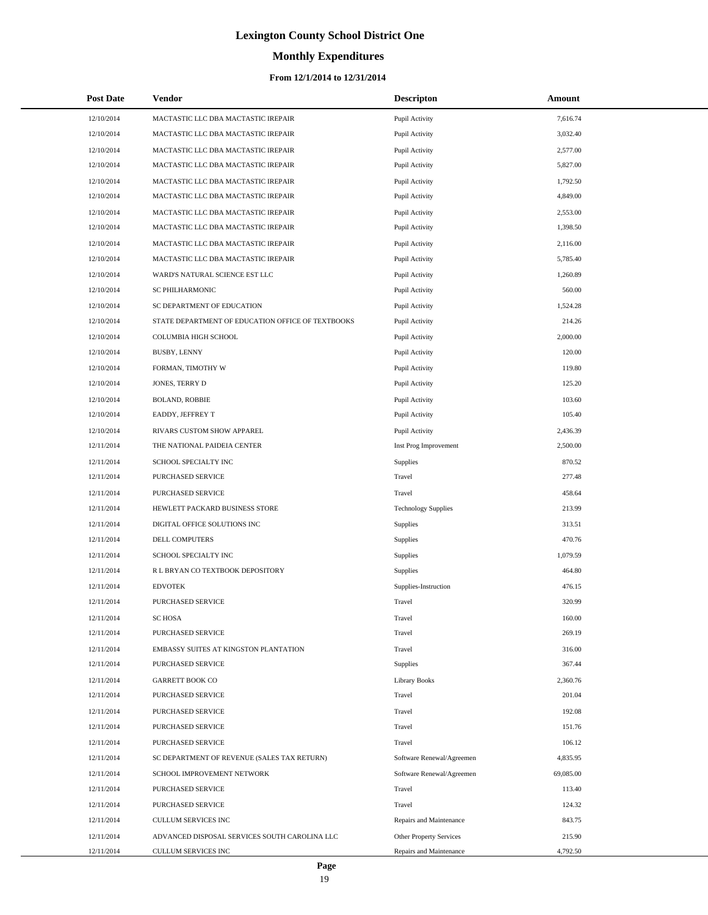# Lexington County School District One

## Monthly Expenditures

### From 12/1/2014 to 12/31/2014

| Post Date | Vendor | Descripton | Amount |
|---|---|---|---|
| 12/10/2014 | MACTASTIC LLC DBA MACTASTIC IREPAIR | Pupil Activity | 7,616.74 |
| 12/10/2014 | MACTASTIC LLC DBA MACTASTIC IREPAIR | Pupil Activity | 3,032.40 |
| 12/10/2014 | MACTASTIC LLC DBA MACTASTIC IREPAIR | Pupil Activity | 2,577.00 |
| 12/10/2014 | MACTASTIC LLC DBA MACTASTIC IREPAIR | Pupil Activity | 5,827.00 |
| 12/10/2014 | MACTASTIC LLC DBA MACTASTIC IREPAIR | Pupil Activity | 1,792.50 |
| 12/10/2014 | MACTASTIC LLC DBA MACTASTIC IREPAIR | Pupil Activity | 4,849.00 |
| 12/10/2014 | MACTASTIC LLC DBA MACTASTIC IREPAIR | Pupil Activity | 2,553.00 |
| 12/10/2014 | MACTASTIC LLC DBA MACTASTIC IREPAIR | Pupil Activity | 1,398.50 |
| 12/10/2014 | MACTASTIC LLC DBA MACTASTIC IREPAIR | Pupil Activity | 2,116.00 |
| 12/10/2014 | MACTASTIC LLC DBA MACTASTIC IREPAIR | Pupil Activity | 5,785.40 |
| 12/10/2014 | WARD'S NATURAL SCIENCE EST LLC | Pupil Activity | 1,260.89 |
| 12/10/2014 | SC PHILHARMONIC | Pupil Activity | 560.00 |
| 12/10/2014 | SC DEPARTMENT OF EDUCATION | Pupil Activity | 1,524.28 |
| 12/10/2014 | STATE DEPARTMENT OF EDUCATION OFFICE OF TEXTBOOKS | Pupil Activity | 214.26 |
| 12/10/2014 | COLUMBIA HIGH SCHOOL | Pupil Activity | 2,000.00 |
| 12/10/2014 | BUSBY, LENNY | Pupil Activity | 120.00 |
| 12/10/2014 | FORMAN, TIMOTHY W | Pupil Activity | 119.80 |
| 12/10/2014 | JONES, TERRY D | Pupil Activity | 125.20 |
| 12/10/2014 | BOLAND, ROBBIE | Pupil Activity | 103.60 |
| 12/10/2014 | EADDY, JEFFREY T | Pupil Activity | 105.40 |
| 12/10/2014 | RIVARS CUSTOM SHOW APPAREL | Pupil Activity | 2,436.39 |
| 12/11/2014 | THE NATIONAL PAIDEIA CENTER | Inst Prog Improvement | 2,500.00 |
| 12/11/2014 | SCHOOL SPECIALTY INC | Supplies | 870.52 |
| 12/11/2014 | PURCHASED SERVICE | Travel | 277.48 |
| 12/11/2014 | PURCHASED SERVICE | Travel | 458.64 |
| 12/11/2014 | HEWLETT PACKARD BUSINESS STORE | Technology Supplies | 213.99 |
| 12/11/2014 | DIGITAL OFFICE SOLUTIONS INC | Supplies | 313.51 |
| 12/11/2014 | DELL COMPUTERS | Supplies | 470.76 |
| 12/11/2014 | SCHOOL SPECIALTY INC | Supplies | 1,079.59 |
| 12/11/2014 | R L BRYAN CO TEXTBOOK DEPOSITORY | Supplies | 464.80 |
| 12/11/2014 | EDVOTEK | Supplies-Instruction | 476.15 |
| 12/11/2014 | PURCHASED SERVICE | Travel | 320.99 |
| 12/11/2014 | SC HOSA | Travel | 160.00 |
| 12/11/2014 | PURCHASED SERVICE | Travel | 269.19 |
| 12/11/2014 | EMBASSY SUITES AT KINGSTON PLANTATION | Travel | 316.00 |
| 12/11/2014 | PURCHASED SERVICE | Supplies | 367.44 |
| 12/11/2014 | GARRETT BOOK CO | Library Books | 2,360.76 |
| 12/11/2014 | PURCHASED SERVICE | Travel | 201.04 |
| 12/11/2014 | PURCHASED SERVICE | Travel | 192.08 |
| 12/11/2014 | PURCHASED SERVICE | Travel | 151.76 |
| 12/11/2014 | PURCHASED SERVICE | Travel | 106.12 |
| 12/11/2014 | SC DEPARTMENT OF REVENUE (SALES TAX RETURN) | Software Renewal/Agreemen | 4,835.95 |
| 12/11/2014 | SCHOOL IMPROVEMENT NETWORK | Software Renewal/Agreemen | 69,085.00 |
| 12/11/2014 | PURCHASED SERVICE | Travel | 113.40 |
| 12/11/2014 | PURCHASED SERVICE | Travel | 124.32 |
| 12/11/2014 | CULLUM SERVICES INC | Repairs and Maintenance | 843.75 |
| 12/11/2014 | ADVANCED DISPOSAL SERVICES SOUTH CAROLINA LLC | Other Property Services | 215.90 |
| 12/11/2014 | CULLUM SERVICES INC | Repairs and Maintenance | 4,792.50 |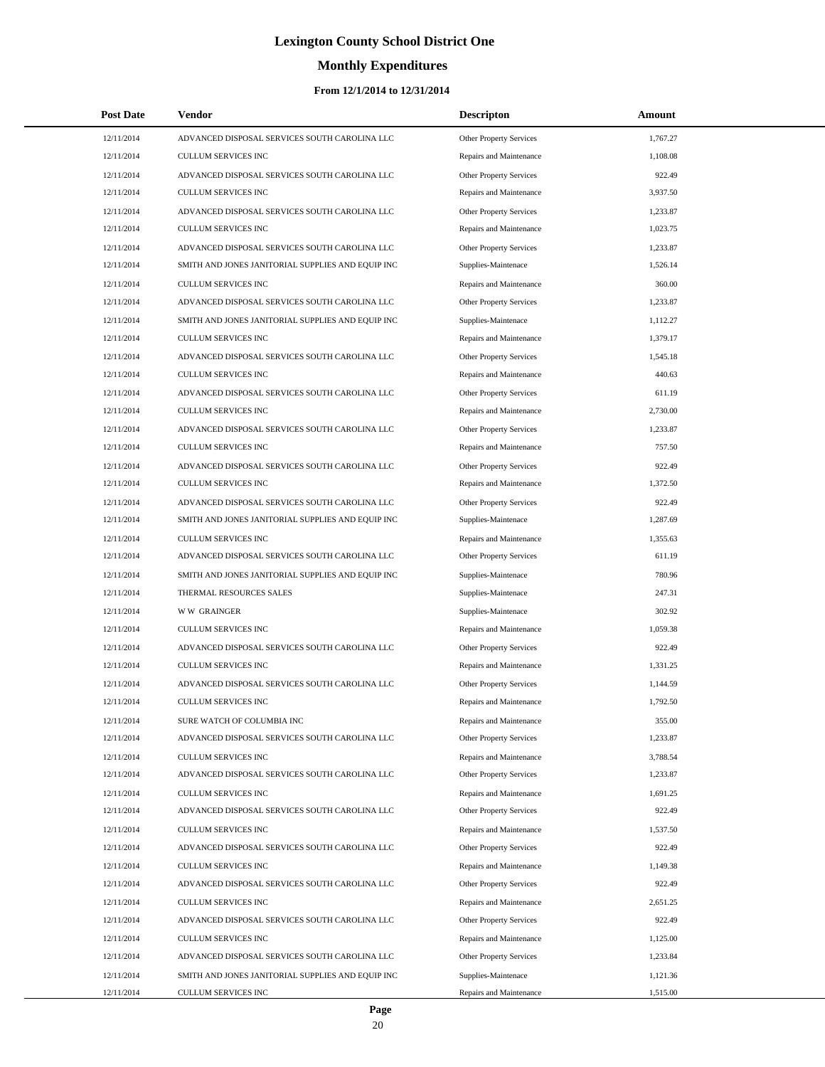# Lexington County School District One

## Monthly Expenditures

### From 12/1/2014 to 12/31/2014

| Post Date | Vendor | Descripton | Amount |
| --- | --- | --- | --- |
| 12/11/2014 | ADVANCED DISPOSAL SERVICES SOUTH CAROLINA LLC | Other Property Services | 1,767.27 |
| 12/11/2014 | CULLUM SERVICES INC | Repairs and Maintenance | 1,108.08 |
| 12/11/2014 | ADVANCED DISPOSAL SERVICES SOUTH CAROLINA LLC | Other Property Services | 922.49 |
| 12/11/2014 | CULLUM SERVICES INC | Repairs and Maintenance | 3,937.50 |
| 12/11/2014 | ADVANCED DISPOSAL SERVICES SOUTH CAROLINA LLC | Other Property Services | 1,233.87 |
| 12/11/2014 | CULLUM SERVICES INC | Repairs and Maintenance | 1,023.75 |
| 12/11/2014 | ADVANCED DISPOSAL SERVICES SOUTH CAROLINA LLC | Other Property Services | 1,233.87 |
| 12/11/2014 | SMITH AND JONES JANITORIAL SUPPLIES AND EQUIP INC | Supplies-Maintenace | 1,526.14 |
| 12/11/2014 | CULLUM SERVICES INC | Repairs and Maintenance | 360.00 |
| 12/11/2014 | ADVANCED DISPOSAL SERVICES SOUTH CAROLINA LLC | Other Property Services | 1,233.87 |
| 12/11/2014 | SMITH AND JONES JANITORIAL SUPPLIES AND EQUIP INC | Supplies-Maintenace | 1,112.27 |
| 12/11/2014 | CULLUM SERVICES INC | Repairs and Maintenance | 1,379.17 |
| 12/11/2014 | ADVANCED DISPOSAL SERVICES SOUTH CAROLINA LLC | Other Property Services | 1,545.18 |
| 12/11/2014 | CULLUM SERVICES INC | Repairs and Maintenance | 440.63 |
| 12/11/2014 | ADVANCED DISPOSAL SERVICES SOUTH CAROLINA LLC | Other Property Services | 611.19 |
| 12/11/2014 | CULLUM SERVICES INC | Repairs and Maintenance | 2,730.00 |
| 12/11/2014 | ADVANCED DISPOSAL SERVICES SOUTH CAROLINA LLC | Other Property Services | 1,233.87 |
| 12/11/2014 | CULLUM SERVICES INC | Repairs and Maintenance | 757.50 |
| 12/11/2014 | ADVANCED DISPOSAL SERVICES SOUTH CAROLINA LLC | Other Property Services | 922.49 |
| 12/11/2014 | CULLUM SERVICES INC | Repairs and Maintenance | 1,372.50 |
| 12/11/2014 | ADVANCED DISPOSAL SERVICES SOUTH CAROLINA LLC | Other Property Services | 922.49 |
| 12/11/2014 | SMITH AND JONES JANITORIAL SUPPLIES AND EQUIP INC | Supplies-Maintenace | 1,287.69 |
| 12/11/2014 | CULLUM SERVICES INC | Repairs and Maintenance | 1,355.63 |
| 12/11/2014 | ADVANCED DISPOSAL SERVICES SOUTH CAROLINA LLC | Other Property Services | 611.19 |
| 12/11/2014 | SMITH AND JONES JANITORIAL SUPPLIES AND EQUIP INC | Supplies-Maintenace | 780.96 |
| 12/11/2014 | THERMAL RESOURCES SALES | Supplies-Maintenace | 247.31 |
| 12/11/2014 | W W GRAINGER | Supplies-Maintenace | 302.92 |
| 12/11/2014 | CULLUM SERVICES INC | Repairs and Maintenance | 1,059.38 |
| 12/11/2014 | ADVANCED DISPOSAL SERVICES SOUTH CAROLINA LLC | Other Property Services | 922.49 |
| 12/11/2014 | CULLUM SERVICES INC | Repairs and Maintenance | 1,331.25 |
| 12/11/2014 | ADVANCED DISPOSAL SERVICES SOUTH CAROLINA LLC | Other Property Services | 1,144.59 |
| 12/11/2014 | CULLUM SERVICES INC | Repairs and Maintenance | 1,792.50 |
| 12/11/2014 | SURE WATCH OF COLUMBIA INC | Repairs and Maintenance | 355.00 |
| 12/11/2014 | ADVANCED DISPOSAL SERVICES SOUTH CAROLINA LLC | Other Property Services | 1,233.87 |
| 12/11/2014 | CULLUM SERVICES INC | Repairs and Maintenance | 3,788.54 |
| 12/11/2014 | ADVANCED DISPOSAL SERVICES SOUTH CAROLINA LLC | Other Property Services | 1,233.87 |
| 12/11/2014 | CULLUM SERVICES INC | Repairs and Maintenance | 1,691.25 |
| 12/11/2014 | ADVANCED DISPOSAL SERVICES SOUTH CAROLINA LLC | Other Property Services | 922.49 |
| 12/11/2014 | CULLUM SERVICES INC | Repairs and Maintenance | 1,537.50 |
| 12/11/2014 | ADVANCED DISPOSAL SERVICES SOUTH CAROLINA LLC | Other Property Services | 922.49 |
| 12/11/2014 | CULLUM SERVICES INC | Repairs and Maintenance | 1,149.38 |
| 12/11/2014 | ADVANCED DISPOSAL SERVICES SOUTH CAROLINA LLC | Other Property Services | 922.49 |
| 12/11/2014 | CULLUM SERVICES INC | Repairs and Maintenance | 2,651.25 |
| 12/11/2014 | ADVANCED DISPOSAL SERVICES SOUTH CAROLINA LLC | Other Property Services | 922.49 |
| 12/11/2014 | CULLUM SERVICES INC | Repairs and Maintenance | 1,125.00 |
| 12/11/2014 | ADVANCED DISPOSAL SERVICES SOUTH CAROLINA LLC | Other Property Services | 1,233.84 |
| 12/11/2014 | SMITH AND JONES JANITORIAL SUPPLIES AND EQUIP INC | Supplies-Maintenace | 1,121.36 |
| 12/11/2014 | CULLUM SERVICES INC | Repairs and Maintenance | 1,515.00 |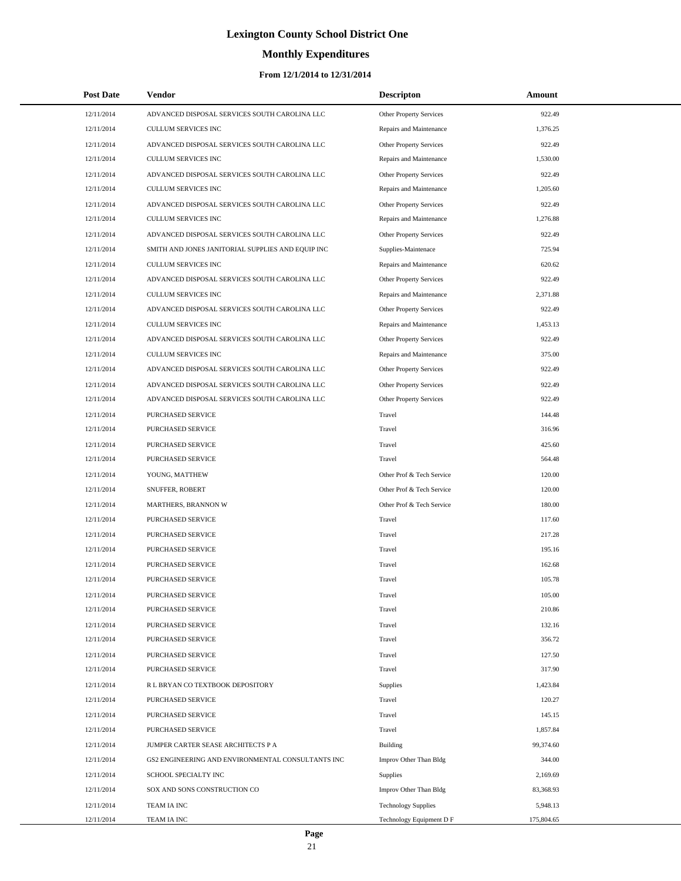# Lexington County School District One

## Monthly Expenditures

### From 12/1/2014 to 12/31/2014

| Post Date | Vendor | Descripton | Amount |
|---|---|---|---|
| 12/11/2014 | ADVANCED DISPOSAL SERVICES SOUTH CAROLINA LLC | Other Property Services | 922.49 |
| 12/11/2014 | CULLUM SERVICES INC | Repairs and Maintenance | 1,376.25 |
| 12/11/2014 | ADVANCED DISPOSAL SERVICES SOUTH CAROLINA LLC | Other Property Services | 922.49 |
| 12/11/2014 | CULLUM SERVICES INC | Repairs and Maintenance | 1,530.00 |
| 12/11/2014 | ADVANCED DISPOSAL SERVICES SOUTH CAROLINA LLC | Other Property Services | 922.49 |
| 12/11/2014 | CULLUM SERVICES INC | Repairs and Maintenance | 1,205.60 |
| 12/11/2014 | ADVANCED DISPOSAL SERVICES SOUTH CAROLINA LLC | Other Property Services | 922.49 |
| 12/11/2014 | CULLUM SERVICES INC | Repairs and Maintenance | 1,276.88 |
| 12/11/2014 | ADVANCED DISPOSAL SERVICES SOUTH CAROLINA LLC | Other Property Services | 922.49 |
| 12/11/2014 | SMITH AND JONES JANITORIAL SUPPLIES AND EQUIP INC | Supplies-Maintenace | 725.94 |
| 12/11/2014 | CULLUM SERVICES INC | Repairs and Maintenance | 620.62 |
| 12/11/2014 | ADVANCED DISPOSAL SERVICES SOUTH CAROLINA LLC | Other Property Services | 922.49 |
| 12/11/2014 | CULLUM SERVICES INC | Repairs and Maintenance | 2,371.88 |
| 12/11/2014 | ADVANCED DISPOSAL SERVICES SOUTH CAROLINA LLC | Other Property Services | 922.49 |
| 12/11/2014 | CULLUM SERVICES INC | Repairs and Maintenance | 1,453.13 |
| 12/11/2014 | ADVANCED DISPOSAL SERVICES SOUTH CAROLINA LLC | Other Property Services | 922.49 |
| 12/11/2014 | CULLUM SERVICES INC | Repairs and Maintenance | 375.00 |
| 12/11/2014 | ADVANCED DISPOSAL SERVICES SOUTH CAROLINA LLC | Other Property Services | 922.49 |
| 12/11/2014 | ADVANCED DISPOSAL SERVICES SOUTH CAROLINA LLC | Other Property Services | 922.49 |
| 12/11/2014 | ADVANCED DISPOSAL SERVICES SOUTH CAROLINA LLC | Other Property Services | 922.49 |
| 12/11/2014 | PURCHASED SERVICE | Travel | 144.48 |
| 12/11/2014 | PURCHASED SERVICE | Travel | 316.96 |
| 12/11/2014 | PURCHASED SERVICE | Travel | 425.60 |
| 12/11/2014 | PURCHASED SERVICE | Travel | 564.48 |
| 12/11/2014 | YOUNG, MATTHEW | Other Prof & Tech Service | 120.00 |
| 12/11/2014 | SNUFFER, ROBERT | Other Prof & Tech Service | 120.00 |
| 12/11/2014 | MARTHERS, BRANNON W | Other Prof & Tech Service | 180.00 |
| 12/11/2014 | PURCHASED SERVICE | Travel | 117.60 |
| 12/11/2014 | PURCHASED SERVICE | Travel | 217.28 |
| 12/11/2014 | PURCHASED SERVICE | Travel | 195.16 |
| 12/11/2014 | PURCHASED SERVICE | Travel | 162.68 |
| 12/11/2014 | PURCHASED SERVICE | Travel | 105.78 |
| 12/11/2014 | PURCHASED SERVICE | Travel | 105.00 |
| 12/11/2014 | PURCHASED SERVICE | Travel | 210.86 |
| 12/11/2014 | PURCHASED SERVICE | Travel | 132.16 |
| 12/11/2014 | PURCHASED SERVICE | Travel | 356.72 |
| 12/11/2014 | PURCHASED SERVICE | Travel | 127.50 |
| 12/11/2014 | PURCHASED SERVICE | Travel | 317.90 |
| 12/11/2014 | R L BRYAN CO TEXTBOOK DEPOSITORY | Supplies | 1,423.84 |
| 12/11/2014 | PURCHASED SERVICE | Travel | 120.27 |
| 12/11/2014 | PURCHASED SERVICE | Travel | 145.15 |
| 12/11/2014 | PURCHASED SERVICE | Travel | 1,857.84 |
| 12/11/2014 | JUMPER CARTER SEASE ARCHITECTS P A | Building | 99,374.60 |
| 12/11/2014 | GS2 ENGINEERING AND ENVIRONMENTAL CONSULTANTS INC | Improv Other Than Bldg | 344.00 |
| 12/11/2014 | SCHOOL SPECIALTY INC | Supplies | 2,169.69 |
| 12/11/2014 | SOX AND SONS CONSTRUCTION CO | Improv Other Than Bldg | 83,368.93 |
| 12/11/2014 | TEAM IA INC | Technology Supplies | 5,948.13 |
| 12/11/2014 | TEAM IA INC | Technology Equipment D F | 175,804.65 |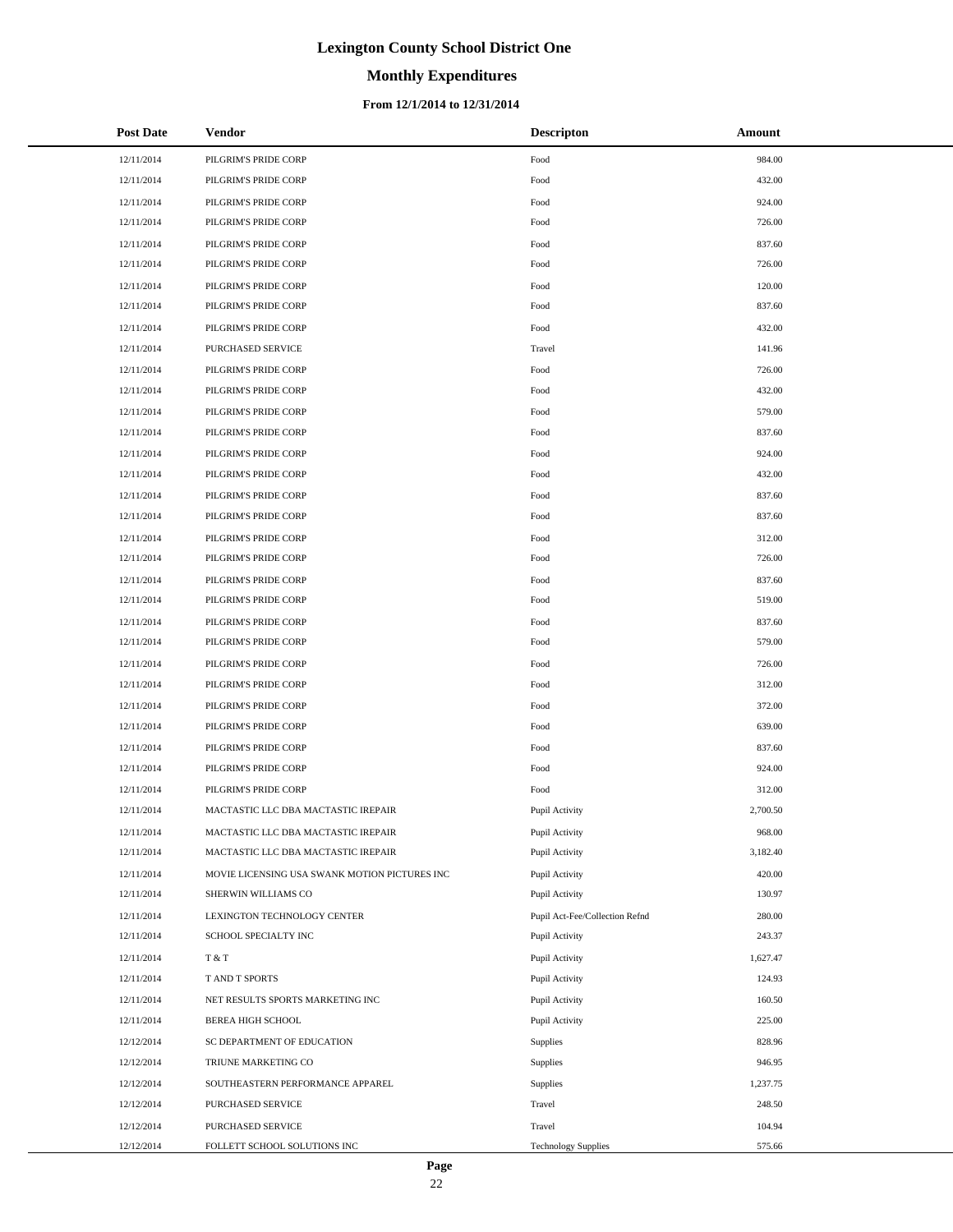# Lexington County School District One

## Monthly Expenditures

### From 12/1/2014 to 12/31/2014

| Post Date | Vendor | Descripton | Amount |
|---|---|---|---|
| 12/11/2014 | PILGRIM'S PRIDE CORP | Food | 984.00 |
| 12/11/2014 | PILGRIM'S PRIDE CORP | Food | 432.00 |
| 12/11/2014 | PILGRIM'S PRIDE CORP | Food | 924.00 |
| 12/11/2014 | PILGRIM'S PRIDE CORP | Food | 726.00 |
| 12/11/2014 | PILGRIM'S PRIDE CORP | Food | 837.60 |
| 12/11/2014 | PILGRIM'S PRIDE CORP | Food | 726.00 |
| 12/11/2014 | PILGRIM'S PRIDE CORP | Food | 120.00 |
| 12/11/2014 | PILGRIM'S PRIDE CORP | Food | 837.60 |
| 12/11/2014 | PILGRIM'S PRIDE CORP | Food | 432.00 |
| 12/11/2014 | PURCHASED SERVICE | Travel | 141.96 |
| 12/11/2014 | PILGRIM'S PRIDE CORP | Food | 726.00 |
| 12/11/2014 | PILGRIM'S PRIDE CORP | Food | 432.00 |
| 12/11/2014 | PILGRIM'S PRIDE CORP | Food | 579.00 |
| 12/11/2014 | PILGRIM'S PRIDE CORP | Food | 837.60 |
| 12/11/2014 | PILGRIM'S PRIDE CORP | Food | 924.00 |
| 12/11/2014 | PILGRIM'S PRIDE CORP | Food | 432.00 |
| 12/11/2014 | PILGRIM'S PRIDE CORP | Food | 837.60 |
| 12/11/2014 | PILGRIM'S PRIDE CORP | Food | 837.60 |
| 12/11/2014 | PILGRIM'S PRIDE CORP | Food | 312.00 |
| 12/11/2014 | PILGRIM'S PRIDE CORP | Food | 726.00 |
| 12/11/2014 | PILGRIM'S PRIDE CORP | Food | 837.60 |
| 12/11/2014 | PILGRIM'S PRIDE CORP | Food | 519.00 |
| 12/11/2014 | PILGRIM'S PRIDE CORP | Food | 837.60 |
| 12/11/2014 | PILGRIM'S PRIDE CORP | Food | 579.00 |
| 12/11/2014 | PILGRIM'S PRIDE CORP | Food | 726.00 |
| 12/11/2014 | PILGRIM'S PRIDE CORP | Food | 312.00 |
| 12/11/2014 | PILGRIM'S PRIDE CORP | Food | 372.00 |
| 12/11/2014 | PILGRIM'S PRIDE CORP | Food | 639.00 |
| 12/11/2014 | PILGRIM'S PRIDE CORP | Food | 837.60 |
| 12/11/2014 | PILGRIM'S PRIDE CORP | Food | 924.00 |
| 12/11/2014 | PILGRIM'S PRIDE CORP | Food | 312.00 |
| 12/11/2014 | MACTASTIC LLC DBA MACTASTIC IREPAIR | Pupil Activity | 2,700.50 |
| 12/11/2014 | MACTASTIC LLC DBA MACTASTIC IREPAIR | Pupil Activity | 968.00 |
| 12/11/2014 | MACTASTIC LLC DBA MACTASTIC IREPAIR | Pupil Activity | 3,182.40 |
| 12/11/2014 | MOVIE LICENSING USA SWANK MOTION PICTURES INC | Pupil Activity | 420.00 |
| 12/11/2014 | SHERWIN WILLIAMS CO | Pupil Activity | 130.97 |
| 12/11/2014 | LEXINGTON TECHNOLOGY CENTER | Pupil Act-Fee/Collection Refnd | 280.00 |
| 12/11/2014 | SCHOOL SPECIALTY INC | Pupil Activity | 243.37 |
| 12/11/2014 | T & T | Pupil Activity | 1,627.47 |
| 12/11/2014 | T AND T SPORTS | Pupil Activity | 124.93 |
| 12/11/2014 | NET RESULTS SPORTS MARKETING INC | Pupil Activity | 160.50 |
| 12/11/2014 | BEREA HIGH SCHOOL | Pupil Activity | 225.00 |
| 12/12/2014 | SC DEPARTMENT OF EDUCATION | Supplies | 828.96 |
| 12/12/2014 | TRIUNE MARKETING CO | Supplies | 946.95 |
| 12/12/2014 | SOUTHEASTERN PERFORMANCE APPAREL | Supplies | 1,237.75 |
| 12/12/2014 | PURCHASED SERVICE | Travel | 248.50 |
| 12/12/2014 | PURCHASED SERVICE | Travel | 104.94 |
| 12/12/2014 | FOLLETT SCHOOL SOLUTIONS INC | Technology Supplies | 575.66 |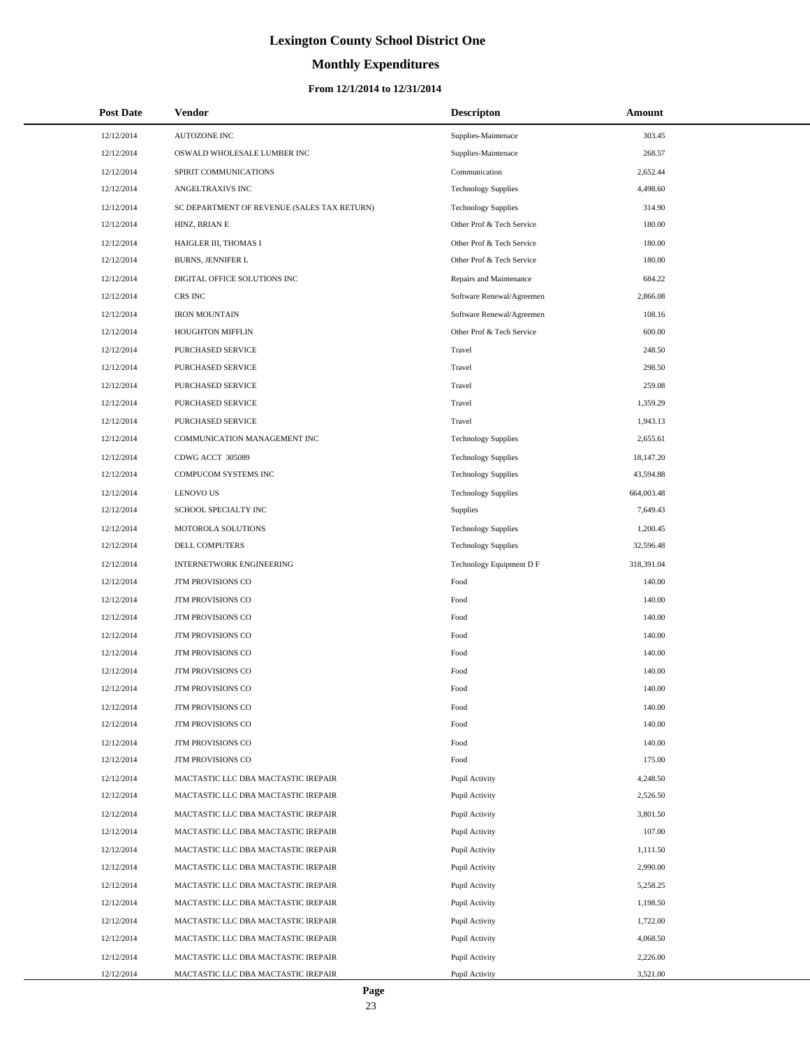# Lexington County School District One

## Monthly Expenditures

### From 12/1/2014 to 12/31/2014

| Post Date | Vendor | Descripton | Amount |
|---|---|---|---|
| 12/12/2014 | AUTOZONE INC | Supplies-Maintenace | 303.45 |
| 12/12/2014 | OSWALD WHOLESALE LUMBER INC | Supplies-Maintenace | 268.57 |
| 12/12/2014 | SPIRIT COMMUNICATIONS | Communication | 2,652.44 |
| 12/12/2014 | ANGELTRAXIVS INC | Technology Supplies | 4,498.60 |
| 12/12/2014 | SC DEPARTMENT OF REVENUE (SALES TAX RETURN) | Technology Supplies | 314.90 |
| 12/12/2014 | HINZ, BRIAN E | Other Prof & Tech Service | 180.00 |
| 12/12/2014 | HAIGLER III, THOMAS I | Other Prof & Tech Service | 180.00 |
| 12/12/2014 | BURNS, JENNIFER L | Other Prof & Tech Service | 180.00 |
| 12/12/2014 | DIGITAL OFFICE SOLUTIONS INC | Repairs and Maintenance | 684.22 |
| 12/12/2014 | CRS INC | Software Renewal/Agreemen | 2,866.08 |
| 12/12/2014 | IRON MOUNTAIN | Software Renewal/Agreemen | 108.16 |
| 12/12/2014 | HOUGHTON MIFFLIN | Other Prof & Tech Service | 600.00 |
| 12/12/2014 | PURCHASED SERVICE | Travel | 248.50 |
| 12/12/2014 | PURCHASED SERVICE | Travel | 298.50 |
| 12/12/2014 | PURCHASED SERVICE | Travel | 259.08 |
| 12/12/2014 | PURCHASED SERVICE | Travel | 1,359.29 |
| 12/12/2014 | PURCHASED SERVICE | Travel | 1,943.13 |
| 12/12/2014 | COMMUNICATION MANAGEMENT INC | Technology Supplies | 2,655.61 |
| 12/12/2014 | CDWG ACCT 305089 | Technology Supplies | 18,147.20 |
| 12/12/2014 | COMPUCOM SYSTEMS INC | Technology Supplies | 43,594.88 |
| 12/12/2014 | LENOVO US | Technology Supplies | 664,003.48 |
| 12/12/2014 | SCHOOL SPECIALTY INC | Supplies | 7,649.43 |
| 12/12/2014 | MOTOROLA SOLUTIONS | Technology Supplies | 1,200.45 |
| 12/12/2014 | DELL COMPUTERS | Technology Supplies | 32,596.48 |
| 12/12/2014 | INTERNETWORK ENGINEERING | Technology Equipment D F | 318,391.04 |
| 12/12/2014 | JTM PROVISIONS CO | Food | 140.00 |
| 12/12/2014 | JTM PROVISIONS CO | Food | 140.00 |
| 12/12/2014 | JTM PROVISIONS CO | Food | 140.00 |
| 12/12/2014 | JTM PROVISIONS CO | Food | 140.00 |
| 12/12/2014 | JTM PROVISIONS CO | Food | 140.00 |
| 12/12/2014 | JTM PROVISIONS CO | Food | 140.00 |
| 12/12/2014 | JTM PROVISIONS CO | Food | 140.00 |
| 12/12/2014 | JTM PROVISIONS CO | Food | 140.00 |
| 12/12/2014 | JTM PROVISIONS CO | Food | 140.00 |
| 12/12/2014 | JTM PROVISIONS CO | Food | 140.00 |
| 12/12/2014 | JTM PROVISIONS CO | Food | 175.00 |
| 12/12/2014 | MACTASTIC LLC DBA MACTASTIC IREPAIR | Pupil Activity | 4,248.50 |
| 12/12/2014 | MACTASTIC LLC DBA MACTASTIC IREPAIR | Pupil Activity | 2,526.50 |
| 12/12/2014 | MACTASTIC LLC DBA MACTASTIC IREPAIR | Pupil Activity | 3,801.50 |
| 12/12/2014 | MACTASTIC LLC DBA MACTASTIC IREPAIR | Pupil Activity | 107.00 |
| 12/12/2014 | MACTASTIC LLC DBA MACTASTIC IREPAIR | Pupil Activity | 1,111.50 |
| 12/12/2014 | MACTASTIC LLC DBA MACTASTIC IREPAIR | Pupil Activity | 2,990.00 |
| 12/12/2014 | MACTASTIC LLC DBA MACTASTIC IREPAIR | Pupil Activity | 5,258.25 |
| 12/12/2014 | MACTASTIC LLC DBA MACTASTIC IREPAIR | Pupil Activity | 1,198.50 |
| 12/12/2014 | MACTASTIC LLC DBA MACTASTIC IREPAIR | Pupil Activity | 1,722.00 |
| 12/12/2014 | MACTASTIC LLC DBA MACTASTIC IREPAIR | Pupil Activity | 4,068.50 |
| 12/12/2014 | MACTASTIC LLC DBA MACTASTIC IREPAIR | Pupil Activity | 2,226.00 |
| 12/12/2014 | MACTASTIC LLC DBA MACTASTIC IREPAIR | Pupil Activity | 3,521.00 |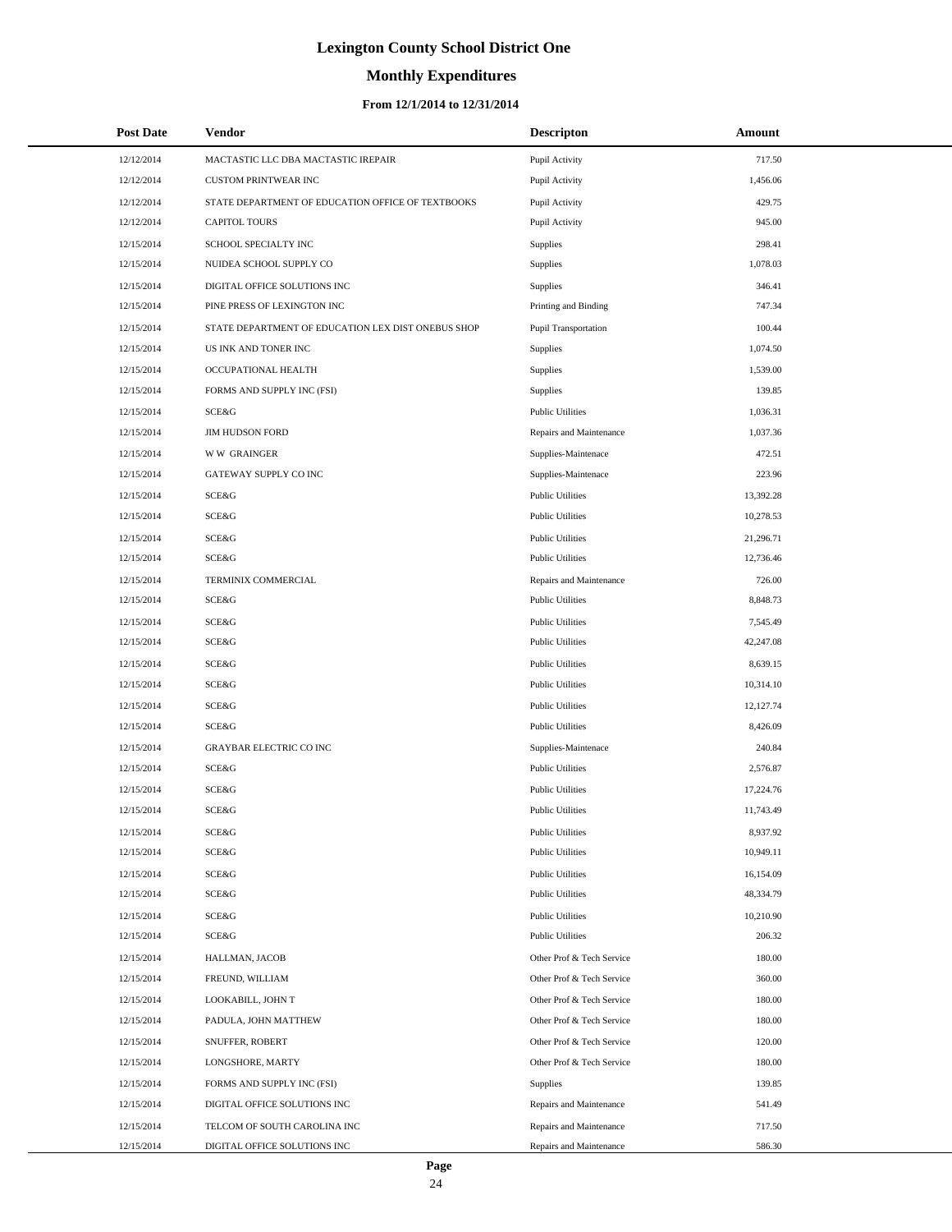# Lexington County School District One

## Monthly Expenditures

### From 12/1/2014 to 12/31/2014

| Post Date | Vendor | Descripton | Amount |
|---|---|---|---|
| 12/12/2014 | MACTASTIC LLC DBA MACTASTIC IREPAIR | Pupil Activity | 717.50 |
| 12/12/2014 | CUSTOM PRINTWEAR INC | Pupil Activity | 1,456.06 |
| 12/12/2014 | STATE DEPARTMENT OF EDUCATION OFFICE OF TEXTBOOKS | Pupil Activity | 429.75 |
| 12/12/2014 | CAPITOL TOURS | Pupil Activity | 945.00 |
| 12/15/2014 | SCHOOL SPECIALTY INC | Supplies | 298.41 |
| 12/15/2014 | NUIDEA SCHOOL SUPPLY CO | Supplies | 1,078.03 |
| 12/15/2014 | DIGITAL OFFICE SOLUTIONS INC | Supplies | 346.41 |
| 12/15/2014 | PINE PRESS OF LEXINGTON INC | Printing and Binding | 747.34 |
| 12/15/2014 | STATE DEPARTMENT OF EDUCATION LEX DIST ONEBUS SHOP | Pupil Transportation | 100.44 |
| 12/15/2014 | US INK AND TONER INC | Supplies | 1,074.50 |
| 12/15/2014 | OCCUPATIONAL HEALTH | Supplies | 1,539.00 |
| 12/15/2014 | FORMS AND SUPPLY INC (FSI) | Supplies | 139.85 |
| 12/15/2014 | SCE&G | Public Utilities | 1,036.31 |
| 12/15/2014 | JIM HUDSON FORD | Repairs and Maintenance | 1,037.36 |
| 12/15/2014 | W W GRAINGER | Supplies-Maintenace | 472.51 |
| 12/15/2014 | GATEWAY SUPPLY CO INC | Supplies-Maintenace | 223.96 |
| 12/15/2014 | SCE&G | Public Utilities | 13,392.28 |
| 12/15/2014 | SCE&G | Public Utilities | 10,278.53 |
| 12/15/2014 | SCE&G | Public Utilities | 21,296.71 |
| 12/15/2014 | SCE&G | Public Utilities | 12,736.46 |
| 12/15/2014 | TERMINIX COMMERCIAL | Repairs and Maintenance | 726.00 |
| 12/15/2014 | SCE&G | Public Utilities | 8,848.73 |
| 12/15/2014 | SCE&G | Public Utilities | 7,545.49 |
| 12/15/2014 | SCE&G | Public Utilities | 42,247.08 |
| 12/15/2014 | SCE&G | Public Utilities | 8,639.15 |
| 12/15/2014 | SCE&G | Public Utilities | 10,314.10 |
| 12/15/2014 | SCE&G | Public Utilities | 12,127.74 |
| 12/15/2014 | SCE&G | Public Utilities | 8,426.09 |
| 12/15/2014 | GRAYBAR ELECTRIC CO INC | Supplies-Maintenace | 240.84 |
| 12/15/2014 | SCE&G | Public Utilities | 2,576.87 |
| 12/15/2014 | SCE&G | Public Utilities | 17,224.76 |
| 12/15/2014 | SCE&G | Public Utilities | 11,743.49 |
| 12/15/2014 | SCE&G | Public Utilities | 8,937.92 |
| 12/15/2014 | SCE&G | Public Utilities | 10,949.11 |
| 12/15/2014 | SCE&G | Public Utilities | 16,154.09 |
| 12/15/2014 | SCE&G | Public Utilities | 48,334.79 |
| 12/15/2014 | SCE&G | Public Utilities | 10,210.90 |
| 12/15/2014 | SCE&G | Public Utilities | 206.32 |
| 12/15/2014 | HALLMAN, JACOB | Other Prof & Tech Service | 180.00 |
| 12/15/2014 | FREUND, WILLIAM | Other Prof & Tech Service | 360.00 |
| 12/15/2014 | LOOKABILL, JOHN T | Other Prof & Tech Service | 180.00 |
| 12/15/2014 | PADULA, JOHN MATTHEW | Other Prof & Tech Service | 180.00 |
| 12/15/2014 | SNUFFER, ROBERT | Other Prof & Tech Service | 120.00 |
| 12/15/2014 | LONGSHORE, MARTY | Other Prof & Tech Service | 180.00 |
| 12/15/2014 | FORMS AND SUPPLY INC (FSI) | Supplies | 139.85 |
| 12/15/2014 | DIGITAL OFFICE SOLUTIONS INC | Repairs and Maintenance | 541.49 |
| 12/15/2014 | TELCOM OF SOUTH CAROLINA INC | Repairs and Maintenance | 717.50 |
| 12/15/2014 | DIGITAL OFFICE SOLUTIONS INC | Repairs and Maintenance | 586.30 |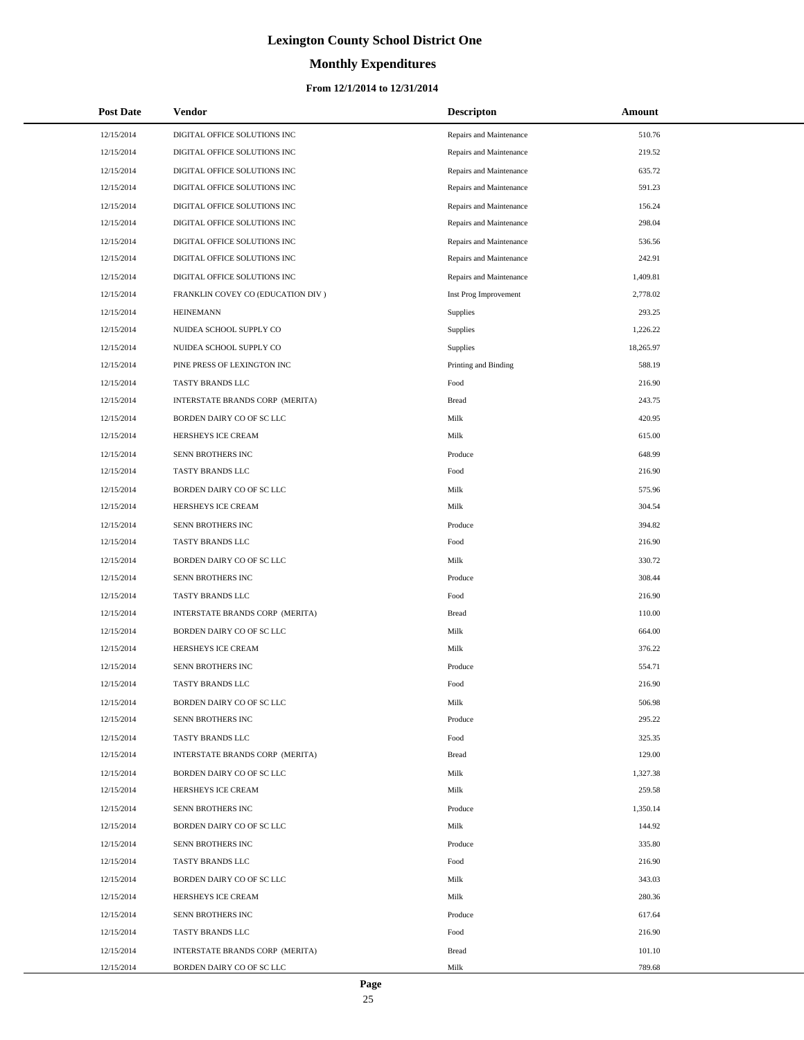# Lexington County School District One

## Monthly Expenditures

### From 12/1/2014 to 12/31/2014

| Post Date | Vendor | Descripton | Amount |
|---|---|---|---|
| 12/15/2014 | DIGITAL OFFICE SOLUTIONS INC | Repairs and Maintenance | 510.76 |
| 12/15/2014 | DIGITAL OFFICE SOLUTIONS INC | Repairs and Maintenance | 219.52 |
| 12/15/2014 | DIGITAL OFFICE SOLUTIONS INC | Repairs and Maintenance | 635.72 |
| 12/15/2014 | DIGITAL OFFICE SOLUTIONS INC | Repairs and Maintenance | 591.23 |
| 12/15/2014 | DIGITAL OFFICE SOLUTIONS INC | Repairs and Maintenance | 156.24 |
| 12/15/2014 | DIGITAL OFFICE SOLUTIONS INC | Repairs and Maintenance | 298.04 |
| 12/15/2014 | DIGITAL OFFICE SOLUTIONS INC | Repairs and Maintenance | 536.56 |
| 12/15/2014 | DIGITAL OFFICE SOLUTIONS INC | Repairs and Maintenance | 242.91 |
| 12/15/2014 | DIGITAL OFFICE SOLUTIONS INC | Repairs and Maintenance | 1,409.81 |
| 12/15/2014 | FRANKLIN COVEY CO (EDUCATION DIV ) | Inst Prog Improvement | 2,778.02 |
| 12/15/2014 | HEINEMANN | Supplies | 293.25 |
| 12/15/2014 | NUIDEA SCHOOL SUPPLY CO | Supplies | 1,226.22 |
| 12/15/2014 | NUIDEA SCHOOL SUPPLY CO | Supplies | 18,265.97 |
| 12/15/2014 | PINE PRESS OF LEXINGTON INC | Printing and Binding | 588.19 |
| 12/15/2014 | TASTY BRANDS LLC | Food | 216.90 |
| 12/15/2014 | INTERSTATE BRANDS CORP (MERITA) | Bread | 243.75 |
| 12/15/2014 | BORDEN DAIRY CO OF SC LLC | Milk | 420.95 |
| 12/15/2014 | HERSHEYS ICE CREAM | Milk | 615.00 |
| 12/15/2014 | SENN BROTHERS INC | Produce | 648.99 |
| 12/15/2014 | TASTY BRANDS LLC | Food | 216.90 |
| 12/15/2014 | BORDEN DAIRY CO OF SC LLC | Milk | 575.96 |
| 12/15/2014 | HERSHEYS ICE CREAM | Milk | 304.54 |
| 12/15/2014 | SENN BROTHERS INC | Produce | 394.82 |
| 12/15/2014 | TASTY BRANDS LLC | Food | 216.90 |
| 12/15/2014 | BORDEN DAIRY CO OF SC LLC | Milk | 330.72 |
| 12/15/2014 | SENN BROTHERS INC | Produce | 308.44 |
| 12/15/2014 | TASTY BRANDS LLC | Food | 216.90 |
| 12/15/2014 | INTERSTATE BRANDS CORP (MERITA) | Bread | 110.00 |
| 12/15/2014 | BORDEN DAIRY CO OF SC LLC | Milk | 664.00 |
| 12/15/2014 | HERSHEYS ICE CREAM | Milk | 376.22 |
| 12/15/2014 | SENN BROTHERS INC | Produce | 554.71 |
| 12/15/2014 | TASTY BRANDS LLC | Food | 216.90 |
| 12/15/2014 | BORDEN DAIRY CO OF SC LLC | Milk | 506.98 |
| 12/15/2014 | SENN BROTHERS INC | Produce | 295.22 |
| 12/15/2014 | TASTY BRANDS LLC | Food | 325.35 |
| 12/15/2014 | INTERSTATE BRANDS CORP (MERITA) | Bread | 129.00 |
| 12/15/2014 | BORDEN DAIRY CO OF SC LLC | Milk | 1,327.38 |
| 12/15/2014 | HERSHEYS ICE CREAM | Milk | 259.58 |
| 12/15/2014 | SENN BROTHERS INC | Produce | 1,350.14 |
| 12/15/2014 | BORDEN DAIRY CO OF SC LLC | Milk | 144.92 |
| 12/15/2014 | SENN BROTHERS INC | Produce | 335.80 |
| 12/15/2014 | TASTY BRANDS LLC | Food | 216.90 |
| 12/15/2014 | BORDEN DAIRY CO OF SC LLC | Milk | 343.03 |
| 12/15/2014 | HERSHEYS ICE CREAM | Milk | 280.36 |
| 12/15/2014 | SENN BROTHERS INC | Produce | 617.64 |
| 12/15/2014 | TASTY BRANDS LLC | Food | 216.90 |
| 12/15/2014 | INTERSTATE BRANDS CORP (MERITA) | Bread | 101.10 |
| 12/15/2014 | BORDEN DAIRY CO OF SC LLC | Milk | 789.68 |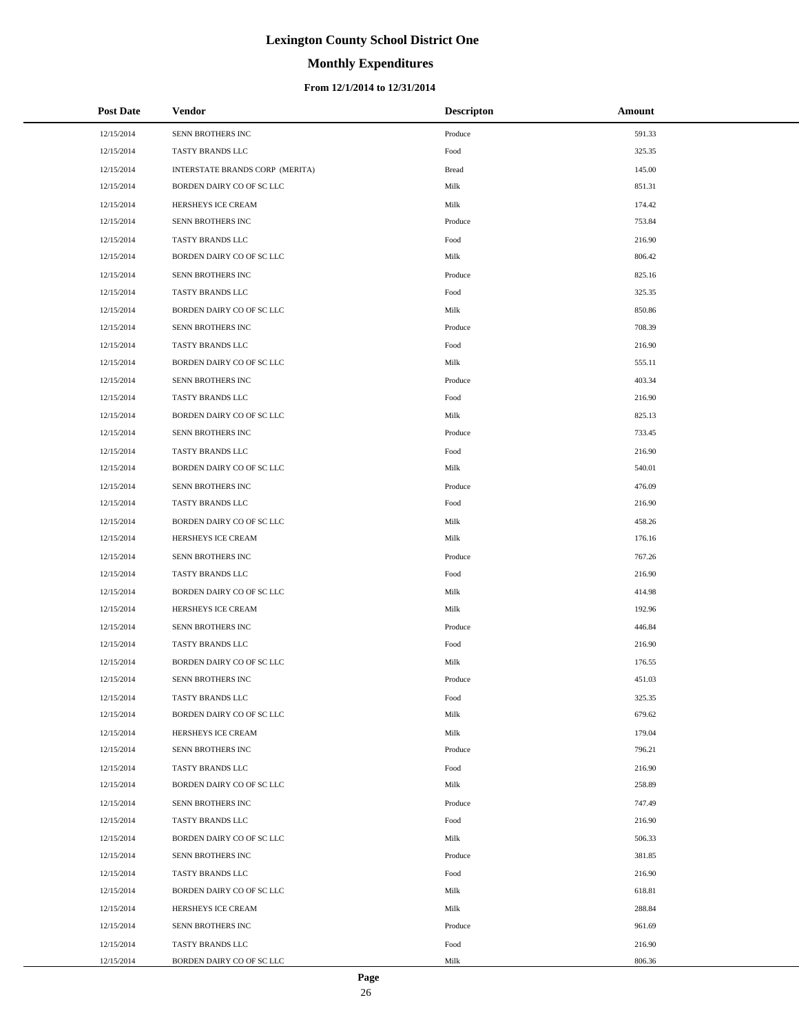# Lexington County School District One

## Monthly Expenditures

### From 12/1/2014 to 12/31/2014

| Post Date | Vendor | Descripton | Amount |
|---|---|---|---|
| 12/15/2014 | SENN BROTHERS INC | Produce | 591.33 |
| 12/15/2014 | TASTY BRANDS LLC | Food | 325.35 |
| 12/15/2014 | INTERSTATE BRANDS CORP (MERITA) | Bread | 145.00 |
| 12/15/2014 | BORDEN DAIRY CO OF SC LLC | Milk | 851.31 |
| 12/15/2014 | HERSHEYS ICE CREAM | Milk | 174.42 |
| 12/15/2014 | SENN BROTHERS INC | Produce | 753.84 |
| 12/15/2014 | TASTY BRANDS LLC | Food | 216.90 |
| 12/15/2014 | BORDEN DAIRY CO OF SC LLC | Milk | 806.42 |
| 12/15/2014 | SENN BROTHERS INC | Produce | 825.16 |
| 12/15/2014 | TASTY BRANDS LLC | Food | 325.35 |
| 12/15/2014 | BORDEN DAIRY CO OF SC LLC | Milk | 850.86 |
| 12/15/2014 | SENN BROTHERS INC | Produce | 708.39 |
| 12/15/2014 | TASTY BRANDS LLC | Food | 216.90 |
| 12/15/2014 | BORDEN DAIRY CO OF SC LLC | Milk | 555.11 |
| 12/15/2014 | SENN BROTHERS INC | Produce | 403.34 |
| 12/15/2014 | TASTY BRANDS LLC | Food | 216.90 |
| 12/15/2014 | BORDEN DAIRY CO OF SC LLC | Milk | 825.13 |
| 12/15/2014 | SENN BROTHERS INC | Produce | 733.45 |
| 12/15/2014 | TASTY BRANDS LLC | Food | 216.90 |
| 12/15/2014 | BORDEN DAIRY CO OF SC LLC | Milk | 540.01 |
| 12/15/2014 | SENN BROTHERS INC | Produce | 476.09 |
| 12/15/2014 | TASTY BRANDS LLC | Food | 216.90 |
| 12/15/2014 | BORDEN DAIRY CO OF SC LLC | Milk | 458.26 |
| 12/15/2014 | HERSHEYS ICE CREAM | Milk | 176.16 |
| 12/15/2014 | SENN BROTHERS INC | Produce | 767.26 |
| 12/15/2014 | TASTY BRANDS LLC | Food | 216.90 |
| 12/15/2014 | BORDEN DAIRY CO OF SC LLC | Milk | 414.98 |
| 12/15/2014 | HERSHEYS ICE CREAM | Milk | 192.96 |
| 12/15/2014 | SENN BROTHERS INC | Produce | 446.84 |
| 12/15/2014 | TASTY BRANDS LLC | Food | 216.90 |
| 12/15/2014 | BORDEN DAIRY CO OF SC LLC | Milk | 176.55 |
| 12/15/2014 | SENN BROTHERS INC | Produce | 451.03 |
| 12/15/2014 | TASTY BRANDS LLC | Food | 325.35 |
| 12/15/2014 | BORDEN DAIRY CO OF SC LLC | Milk | 679.62 |
| 12/15/2014 | HERSHEYS ICE CREAM | Milk | 179.04 |
| 12/15/2014 | SENN BROTHERS INC | Produce | 796.21 |
| 12/15/2014 | TASTY BRANDS LLC | Food | 216.90 |
| 12/15/2014 | BORDEN DAIRY CO OF SC LLC | Milk | 258.89 |
| 12/15/2014 | SENN BROTHERS INC | Produce | 747.49 |
| 12/15/2014 | TASTY BRANDS LLC | Food | 216.90 |
| 12/15/2014 | BORDEN DAIRY CO OF SC LLC | Milk | 506.33 |
| 12/15/2014 | SENN BROTHERS INC | Produce | 381.85 |
| 12/15/2014 | TASTY BRANDS LLC | Food | 216.90 |
| 12/15/2014 | BORDEN DAIRY CO OF SC LLC | Milk | 618.81 |
| 12/15/2014 | HERSHEYS ICE CREAM | Milk | 288.84 |
| 12/15/2014 | SENN BROTHERS INC | Produce | 961.69 |
| 12/15/2014 | TASTY BRANDS LLC | Food | 216.90 |
| 12/15/2014 | BORDEN DAIRY CO OF SC LLC | Milk | 806.36 |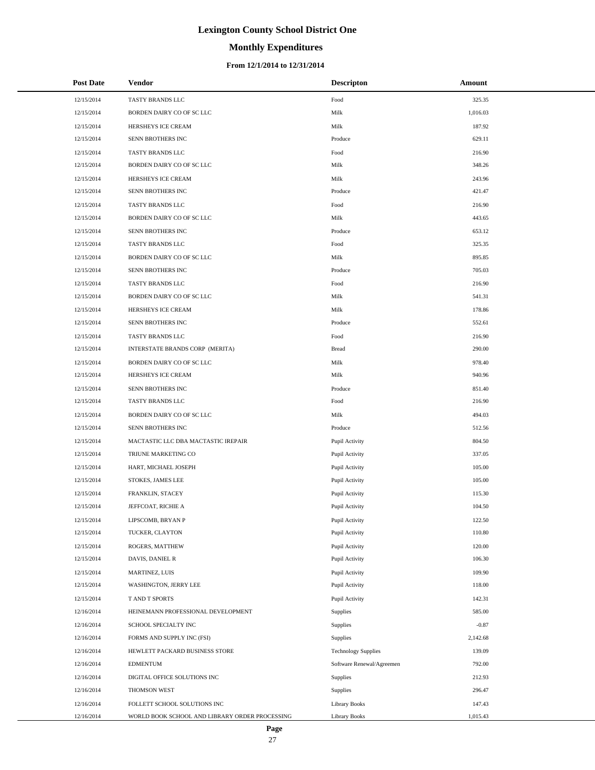# Lexington County School District One

## Monthly Expenditures

### From 12/1/2014 to 12/31/2014

| Post Date | Vendor | Descripton | Amount |
|---|---|---|---|
| 12/15/2014 | TASTY BRANDS LLC | Food | 325.35 |
| 12/15/2014 | BORDEN DAIRY CO OF SC LLC | Milk | 1,016.03 |
| 12/15/2014 | HERSHEYS ICE CREAM | Milk | 187.92 |
| 12/15/2014 | SENN BROTHERS INC | Produce | 629.11 |
| 12/15/2014 | TASTY BRANDS LLC | Food | 216.90 |
| 12/15/2014 | BORDEN DAIRY CO OF SC LLC | Milk | 348.26 |
| 12/15/2014 | HERSHEYS ICE CREAM | Milk | 243.96 |
| 12/15/2014 | SENN BROTHERS INC | Produce | 421.47 |
| 12/15/2014 | TASTY BRANDS LLC | Food | 216.90 |
| 12/15/2014 | BORDEN DAIRY CO OF SC LLC | Milk | 443.65 |
| 12/15/2014 | SENN BROTHERS INC | Produce | 653.12 |
| 12/15/2014 | TASTY BRANDS LLC | Food | 325.35 |
| 12/15/2014 | BORDEN DAIRY CO OF SC LLC | Milk | 895.85 |
| 12/15/2014 | SENN BROTHERS INC | Produce | 705.03 |
| 12/15/2014 | TASTY BRANDS LLC | Food | 216.90 |
| 12/15/2014 | BORDEN DAIRY CO OF SC LLC | Milk | 541.31 |
| 12/15/2014 | HERSHEYS ICE CREAM | Milk | 178.86 |
| 12/15/2014 | SENN BROTHERS INC | Produce | 552.61 |
| 12/15/2014 | TASTY BRANDS LLC | Food | 216.90 |
| 12/15/2014 | INTERSTATE BRANDS CORP (MERITA) | Bread | 290.00 |
| 12/15/2014 | BORDEN DAIRY CO OF SC LLC | Milk | 978.40 |
| 12/15/2014 | HERSHEYS ICE CREAM | Milk | 940.96 |
| 12/15/2014 | SENN BROTHERS INC | Produce | 851.40 |
| 12/15/2014 | TASTY BRANDS LLC | Food | 216.90 |
| 12/15/2014 | BORDEN DAIRY CO OF SC LLC | Milk | 494.03 |
| 12/15/2014 | SENN BROTHERS INC | Produce | 512.56 |
| 12/15/2014 | MACTASTIC LLC DBA MACTASTIC IREPAIR | Pupil Activity | 804.50 |
| 12/15/2014 | TRIUNE MARKETING CO | Pupil Activity | 337.05 |
| 12/15/2014 | HART, MICHAEL JOSEPH | Pupil Activity | 105.00 |
| 12/15/2014 | STOKES, JAMES LEE | Pupil Activity | 105.00 |
| 12/15/2014 | FRANKLIN, STACEY | Pupil Activity | 115.30 |
| 12/15/2014 | JEFFCOAT, RICHIE A | Pupil Activity | 104.50 |
| 12/15/2014 | LIPSCOMB, BRYAN P | Pupil Activity | 122.50 |
| 12/15/2014 | TUCKER, CLAYTON | Pupil Activity | 110.80 |
| 12/15/2014 | ROGERS, MATTHEW | Pupil Activity | 120.00 |
| 12/15/2014 | DAVIS, DANIEL R | Pupil Activity | 106.30 |
| 12/15/2014 | MARTINEZ, LUIS | Pupil Activity | 109.90 |
| 12/15/2014 | WASHINGTON, JERRY LEE | Pupil Activity | 118.00 |
| 12/15/2014 | T AND T SPORTS | Pupil Activity | 142.31 |
| 12/16/2014 | HEINEMANN PROFESSIONAL DEVELOPMENT | Supplies | 585.00 |
| 12/16/2014 | SCHOOL SPECIALTY INC | Supplies | -0.87 |
| 12/16/2014 | FORMS AND SUPPLY INC (FSI) | Supplies | 2,142.68 |
| 12/16/2014 | HEWLETT PACKARD BUSINESS STORE | Technology Supplies | 139.09 |
| 12/16/2014 | EDMENTUM | Software Renewal/Agreemen | 792.00 |
| 12/16/2014 | DIGITAL OFFICE SOLUTIONS INC | Supplies | 212.93 |
| 12/16/2014 | THOMSON WEST | Supplies | 296.47 |
| 12/16/2014 | FOLLETT SCHOOL SOLUTIONS INC | Library Books | 147.43 |
| 12/16/2014 | WORLD BOOK SCHOOL AND LIBRARY ORDER PROCESSING | Library Books | 1,015.43 |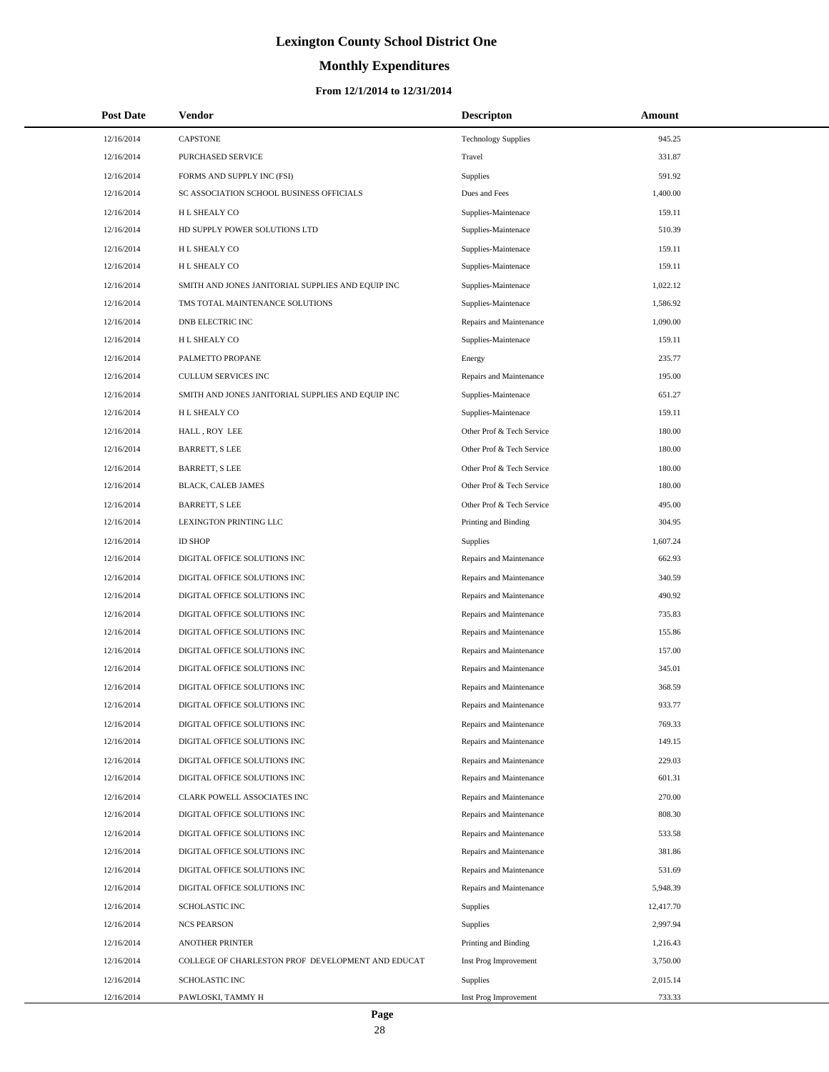# Lexington County School District One

## Monthly Expenditures

### From 12/1/2014 to 12/31/2014

| Post Date | Vendor | Descripton | Amount |
|---|---|---|---|
| 12/16/2014 | CAPSTONE | Technology Supplies | 945.25 |
| 12/16/2014 | PURCHASED SERVICE | Travel | 331.87 |
| 12/16/2014 | FORMS AND SUPPLY INC (FSI) | Supplies | 591.92 |
| 12/16/2014 | SC ASSOCIATION SCHOOL BUSINESS OFFICIALS | Dues and Fees | 1,400.00 |
| 12/16/2014 | H L SHEALY CO | Supplies-Maintenace | 159.11 |
| 12/16/2014 | HD SUPPLY POWER SOLUTIONS LTD | Supplies-Maintenace | 510.39 |
| 12/16/2014 | H L SHEALY CO | Supplies-Maintenace | 159.11 |
| 12/16/2014 | H L SHEALY CO | Supplies-Maintenace | 159.11 |
| 12/16/2014 | SMITH AND JONES JANITORIAL SUPPLIES AND EQUIP INC | Supplies-Maintenace | 1,022.12 |
| 12/16/2014 | TMS TOTAL MAINTENANCE SOLUTIONS | Supplies-Maintenace | 1,586.92 |
| 12/16/2014 | DNB ELECTRIC INC | Repairs and Maintenance | 1,090.00 |
| 12/16/2014 | H L SHEALY CO | Supplies-Maintenace | 159.11 |
| 12/16/2014 | PALMETTO PROPANE | Energy | 235.77 |
| 12/16/2014 | CULLUM SERVICES INC | Repairs and Maintenance | 195.00 |
| 12/16/2014 | SMITH AND JONES JANITORIAL SUPPLIES AND EQUIP INC | Supplies-Maintenace | 651.27 |
| 12/16/2014 | H L SHEALY CO | Supplies-Maintenace | 159.11 |
| 12/16/2014 | HALL , ROY LEE | Other Prof & Tech Service | 180.00 |
| 12/16/2014 | BARRETT, S LEE | Other Prof & Tech Service | 180.00 |
| 12/16/2014 | BARRETT, S LEE | Other Prof & Tech Service | 180.00 |
| 12/16/2014 | BLACK, CALEB JAMES | Other Prof & Tech Service | 180.00 |
| 12/16/2014 | BARRETT, S LEE | Other Prof & Tech Service | 495.00 |
| 12/16/2014 | LEXINGTON PRINTING LLC | Printing and Binding | 304.95 |
| 12/16/2014 | ID SHOP | Supplies | 1,607.24 |
| 12/16/2014 | DIGITAL OFFICE SOLUTIONS INC | Repairs and Maintenance | 662.93 |
| 12/16/2014 | DIGITAL OFFICE SOLUTIONS INC | Repairs and Maintenance | 340.59 |
| 12/16/2014 | DIGITAL OFFICE SOLUTIONS INC | Repairs and Maintenance | 490.92 |
| 12/16/2014 | DIGITAL OFFICE SOLUTIONS INC | Repairs and Maintenance | 735.83 |
| 12/16/2014 | DIGITAL OFFICE SOLUTIONS INC | Repairs and Maintenance | 155.86 |
| 12/16/2014 | DIGITAL OFFICE SOLUTIONS INC | Repairs and Maintenance | 157.00 |
| 12/16/2014 | DIGITAL OFFICE SOLUTIONS INC | Repairs and Maintenance | 345.01 |
| 12/16/2014 | DIGITAL OFFICE SOLUTIONS INC | Repairs and Maintenance | 368.59 |
| 12/16/2014 | DIGITAL OFFICE SOLUTIONS INC | Repairs and Maintenance | 933.77 |
| 12/16/2014 | DIGITAL OFFICE SOLUTIONS INC | Repairs and Maintenance | 769.33 |
| 12/16/2014 | DIGITAL OFFICE SOLUTIONS INC | Repairs and Maintenance | 149.15 |
| 12/16/2014 | DIGITAL OFFICE SOLUTIONS INC | Repairs and Maintenance | 229.03 |
| 12/16/2014 | DIGITAL OFFICE SOLUTIONS INC | Repairs and Maintenance | 601.31 |
| 12/16/2014 | CLARK POWELL ASSOCIATES INC | Repairs and Maintenance | 270.00 |
| 12/16/2014 | DIGITAL OFFICE SOLUTIONS INC | Repairs and Maintenance | 808.30 |
| 12/16/2014 | DIGITAL OFFICE SOLUTIONS INC | Repairs and Maintenance | 533.58 |
| 12/16/2014 | DIGITAL OFFICE SOLUTIONS INC | Repairs and Maintenance | 381.86 |
| 12/16/2014 | DIGITAL OFFICE SOLUTIONS INC | Repairs and Maintenance | 531.69 |
| 12/16/2014 | DIGITAL OFFICE SOLUTIONS INC | Repairs and Maintenance | 5,948.39 |
| 12/16/2014 | SCHOLASTIC INC | Supplies | 12,417.70 |
| 12/16/2014 | NCS PEARSON | Supplies | 2,997.94 |
| 12/16/2014 | ANOTHER PRINTER | Printing and Binding | 1,216.43 |
| 12/16/2014 | COLLEGE OF CHARLESTON PROF DEVELOPMENT AND EDUCAT | Inst Prog Improvement | 3,750.00 |
| 12/16/2014 | SCHOLASTIC INC | Supplies | 2,015.14 |
| 12/16/2014 | PAWLOSKI, TAMMY H | Inst Prog Improvement | 733.33 |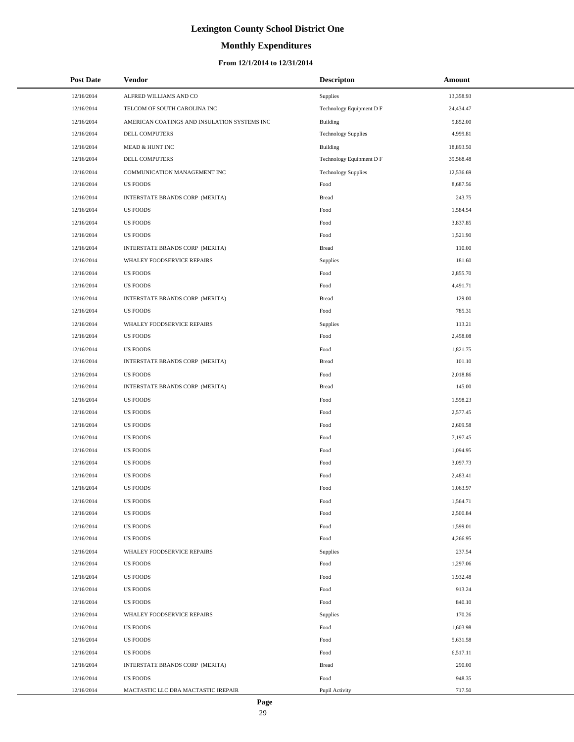# Lexington County School District One

## Monthly Expenditures

### From 12/1/2014 to 12/31/2014

| Post Date | Vendor | Descripton | Amount |
|---|---|---|---|
| 12/16/2014 | ALFRED WILLIAMS AND CO | Supplies | 13,358.93 |
| 12/16/2014 | TELCOM OF SOUTH CAROLINA INC | Technology Equipment D F | 24,434.47 |
| 12/16/2014 | AMERICAN COATINGS AND INSULATION SYSTEMS INC | Building | 9,852.00 |
| 12/16/2014 | DELL COMPUTERS | Technology Supplies | 4,999.81 |
| 12/16/2014 | MEAD & HUNT INC | Building | 18,893.50 |
| 12/16/2014 | DELL COMPUTERS | Technology Equipment D F | 39,568.48 |
| 12/16/2014 | COMMUNICATION MANAGEMENT INC | Technology Supplies | 12,536.69 |
| 12/16/2014 | US FOODS | Food | 8,687.56 |
| 12/16/2014 | INTERSTATE BRANDS CORP (MERITA) | Bread | 243.75 |
| 12/16/2014 | US FOODS | Food | 1,584.54 |
| 12/16/2014 | US FOODS | Food | 3,837.85 |
| 12/16/2014 | US FOODS | Food | 1,521.90 |
| 12/16/2014 | INTERSTATE BRANDS CORP (MERITA) | Bread | 110.00 |
| 12/16/2014 | WHALEY FOODSERVICE REPAIRS | Supplies | 181.60 |
| 12/16/2014 | US FOODS | Food | 2,855.70 |
| 12/16/2014 | US FOODS | Food | 4,491.71 |
| 12/16/2014 | INTERSTATE BRANDS CORP (MERITA) | Bread | 129.00 |
| 12/16/2014 | US FOODS | Food | 785.31 |
| 12/16/2014 | WHALEY FOODSERVICE REPAIRS | Supplies | 113.21 |
| 12/16/2014 | US FOODS | Food | 2,458.08 |
| 12/16/2014 | US FOODS | Food | 1,821.75 |
| 12/16/2014 | INTERSTATE BRANDS CORP (MERITA) | Bread | 101.10 |
| 12/16/2014 | US FOODS | Food | 2,018.86 |
| 12/16/2014 | INTERSTATE BRANDS CORP (MERITA) | Bread | 145.00 |
| 12/16/2014 | US FOODS | Food | 1,598.23 |
| 12/16/2014 | US FOODS | Food | 2,577.45 |
| 12/16/2014 | US FOODS | Food | 2,609.58 |
| 12/16/2014 | US FOODS | Food | 7,197.45 |
| 12/16/2014 | US FOODS | Food | 1,094.95 |
| 12/16/2014 | US FOODS | Food | 3,097.73 |
| 12/16/2014 | US FOODS | Food | 2,483.41 |
| 12/16/2014 | US FOODS | Food | 1,063.97 |
| 12/16/2014 | US FOODS | Food | 1,564.71 |
| 12/16/2014 | US FOODS | Food | 2,500.84 |
| 12/16/2014 | US FOODS | Food | 1,599.01 |
| 12/16/2014 | US FOODS | Food | 4,266.95 |
| 12/16/2014 | WHALEY FOODSERVICE REPAIRS | Supplies | 237.54 |
| 12/16/2014 | US FOODS | Food | 1,297.06 |
| 12/16/2014 | US FOODS | Food | 1,932.48 |
| 12/16/2014 | US FOODS | Food | 913.24 |
| 12/16/2014 | US FOODS | Food | 840.10 |
| 12/16/2014 | WHALEY FOODSERVICE REPAIRS | Supplies | 170.26 |
| 12/16/2014 | US FOODS | Food | 1,603.98 |
| 12/16/2014 | US FOODS | Food | 5,631.58 |
| 12/16/2014 | US FOODS | Food | 6,517.11 |
| 12/16/2014 | INTERSTATE BRANDS CORP (MERITA) | Bread | 290.00 |
| 12/16/2014 | US FOODS | Food | 948.35 |
| 12/16/2014 | MACTASTIC LLC DBA MACTASTIC IREPAIR | Pupil Activity | 717.50 |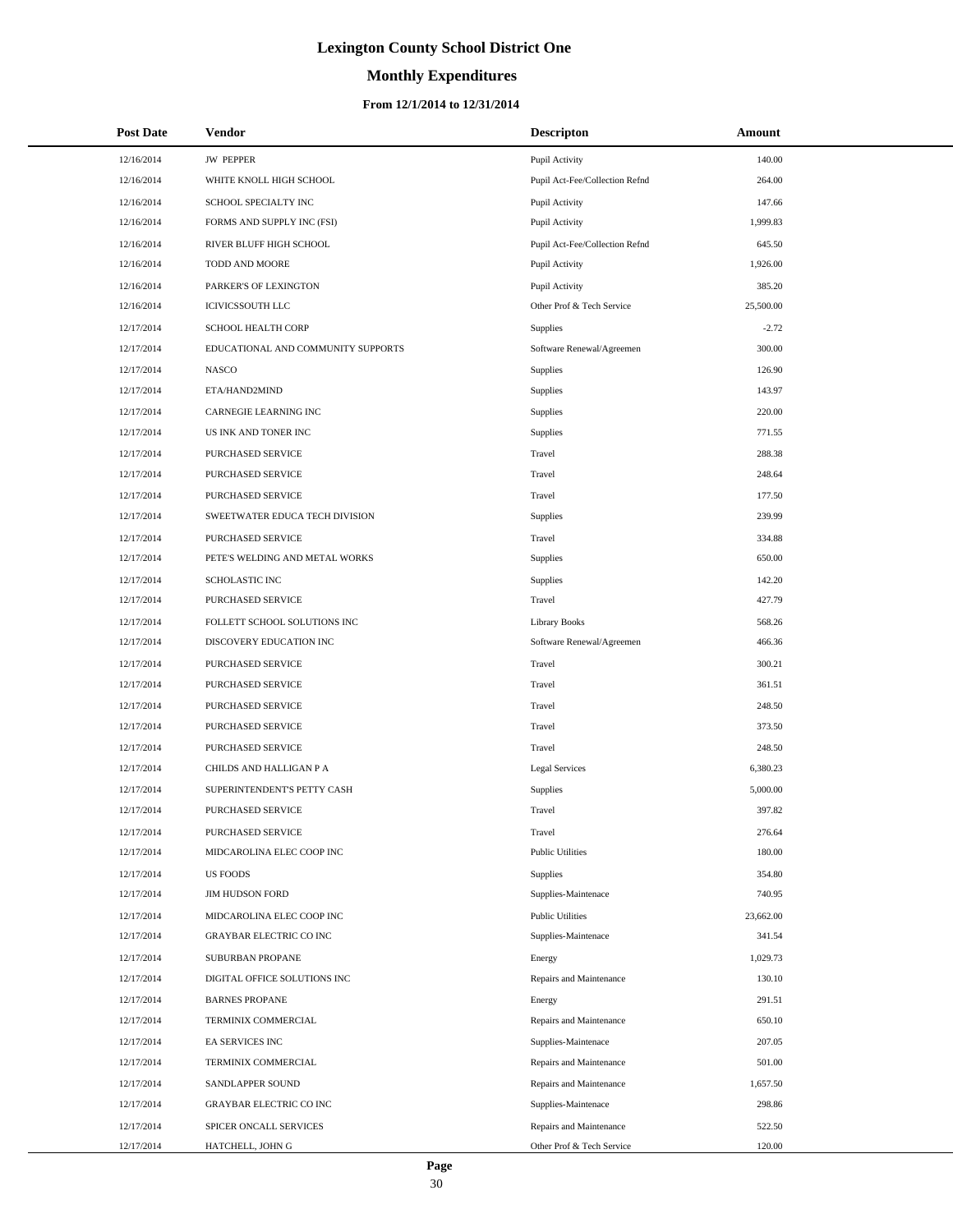# Lexington County School District One

## Monthly Expenditures

### From 12/1/2014 to 12/31/2014

| Post Date | Vendor | Descripton | Amount |
|---|---|---|---|
| 12/16/2014 | JW PEPPER | Pupil Activity | 140.00 |
| 12/16/2014 | WHITE KNOLL HIGH SCHOOL | Pupil Act-Fee/Collection Refnd | 264.00 |
| 12/16/2014 | SCHOOL SPECIALTY INC | Pupil Activity | 147.66 |
| 12/16/2014 | FORMS AND SUPPLY INC (FSI) | Pupil Activity | 1,999.83 |
| 12/16/2014 | RIVER BLUFF HIGH SCHOOL | Pupil Act-Fee/Collection Refnd | 645.50 |
| 12/16/2014 | TODD AND MOORE | Pupil Activity | 1,926.00 |
| 12/16/2014 | PARKER'S OF LEXINGTON | Pupil Activity | 385.20 |
| 12/16/2014 | ICIVICSSOUTH LLC | Other Prof & Tech Service | 25,500.00 |
| 12/17/2014 | SCHOOL HEALTH CORP | Supplies | -2.72 |
| 12/17/2014 | EDUCATIONAL AND COMMUNITY SUPPORTS | Software Renewal/Agreemen | 300.00 |
| 12/17/2014 | NASCO | Supplies | 126.90 |
| 12/17/2014 | ETA/HAND2MIND | Supplies | 143.97 |
| 12/17/2014 | CARNEGIE LEARNING INC | Supplies | 220.00 |
| 12/17/2014 | US INK AND TONER INC | Supplies | 771.55 |
| 12/17/2014 | PURCHASED SERVICE | Travel | 288.38 |
| 12/17/2014 | PURCHASED SERVICE | Travel | 248.64 |
| 12/17/2014 | PURCHASED SERVICE | Travel | 177.50 |
| 12/17/2014 | SWEETWATER EDUCA TECH DIVISION | Supplies | 239.99 |
| 12/17/2014 | PURCHASED SERVICE | Travel | 334.88 |
| 12/17/2014 | PETE'S WELDING AND METAL WORKS | Supplies | 650.00 |
| 12/17/2014 | SCHOLASTIC INC | Supplies | 142.20 |
| 12/17/2014 | PURCHASED SERVICE | Travel | 427.79 |
| 12/17/2014 | FOLLETT SCHOOL SOLUTIONS INC | Library Books | 568.26 |
| 12/17/2014 | DISCOVERY EDUCATION INC | Software Renewal/Agreemen | 466.36 |
| 12/17/2014 | PURCHASED SERVICE | Travel | 300.21 |
| 12/17/2014 | PURCHASED SERVICE | Travel | 361.51 |
| 12/17/2014 | PURCHASED SERVICE | Travel | 248.50 |
| 12/17/2014 | PURCHASED SERVICE | Travel | 373.50 |
| 12/17/2014 | PURCHASED SERVICE | Travel | 248.50 |
| 12/17/2014 | CHILDS AND HALLIGAN P A | Legal Services | 6,380.23 |
| 12/17/2014 | SUPERINTENDENT'S PETTY CASH | Supplies | 5,000.00 |
| 12/17/2014 | PURCHASED SERVICE | Travel | 397.82 |
| 12/17/2014 | PURCHASED SERVICE | Travel | 276.64 |
| 12/17/2014 | MIDCAROLINA ELEC COOP INC | Public Utilities | 180.00 |
| 12/17/2014 | US FOODS | Supplies | 354.80 |
| 12/17/2014 | JIM HUDSON FORD | Supplies-Maintenace | 740.95 |
| 12/17/2014 | MIDCAROLINA ELEC COOP INC | Public Utilities | 23,662.00 |
| 12/17/2014 | GRAYBAR ELECTRIC CO INC | Supplies-Maintenace | 341.54 |
| 12/17/2014 | SUBURBAN PROPANE | Energy | 1,029.73 |
| 12/17/2014 | DIGITAL OFFICE SOLUTIONS INC | Repairs and Maintenance | 130.10 |
| 12/17/2014 | BARNES PROPANE | Energy | 291.51 |
| 12/17/2014 | TERMINIX COMMERCIAL | Repairs and Maintenance | 650.10 |
| 12/17/2014 | EA SERVICES INC | Supplies-Maintenace | 207.05 |
| 12/17/2014 | TERMINIX COMMERCIAL | Repairs and Maintenance | 501.00 |
| 12/17/2014 | SANDLAPPER SOUND | Repairs and Maintenance | 1,657.50 |
| 12/17/2014 | GRAYBAR ELECTRIC CO INC | Supplies-Maintenace | 298.86 |
| 12/17/2014 | SPICER ONCALL SERVICES | Repairs and Maintenance | 522.50 |
| 12/17/2014 | HATCHELL, JOHN G | Other Prof & Tech Service | 120.00 |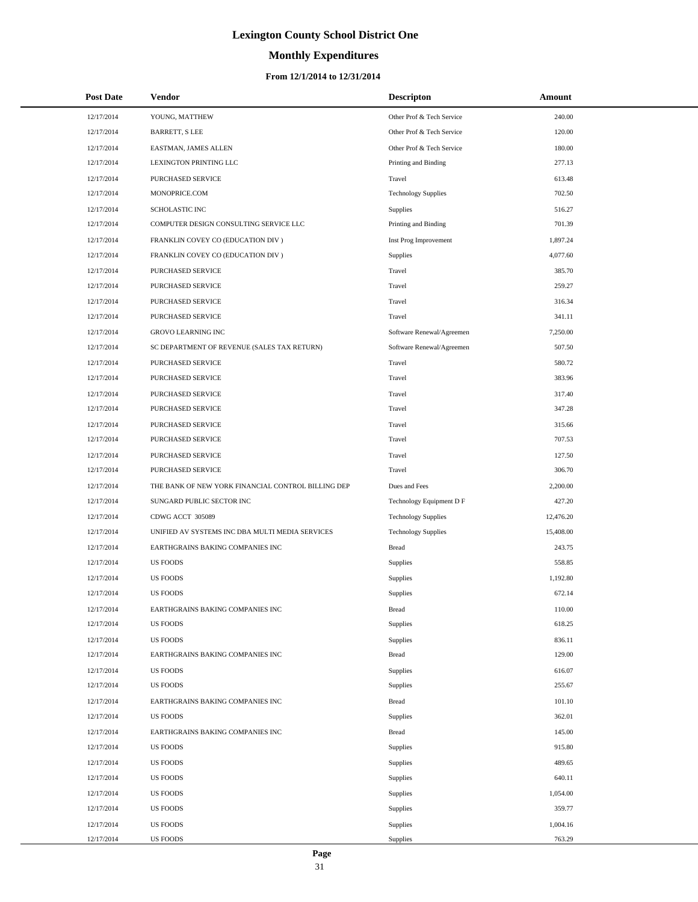# Lexington County School District One

## Monthly Expenditures

### From 12/1/2014 to 12/31/2014

| Post Date | Vendor | Descripton | Amount |
|---|---|---|---|
| 12/17/2014 | YOUNG, MATTHEW | Other Prof & Tech Service | 240.00 |
| 12/17/2014 | BARRETT, S LEE | Other Prof & Tech Service | 120.00 |
| 12/17/2014 | EASTMAN, JAMES ALLEN | Other Prof & Tech Service | 180.00 |
| 12/17/2014 | LEXINGTON PRINTING LLC | Printing and Binding | 277.13 |
| 12/17/2014 | PURCHASED SERVICE | Travel | 613.48 |
| 12/17/2014 | MONOPRICE.COM | Technology Supplies | 702.50 |
| 12/17/2014 | SCHOLASTIC INC | Supplies | 516.27 |
| 12/17/2014 | COMPUTER DESIGN CONSULTING SERVICE LLC | Printing and Binding | 701.39 |
| 12/17/2014 | FRANKLIN COVEY CO (EDUCATION DIV ) | Inst Prog Improvement | 1,897.24 |
| 12/17/2014 | FRANKLIN COVEY CO (EDUCATION DIV ) | Supplies | 4,077.60 |
| 12/17/2014 | PURCHASED SERVICE | Travel | 385.70 |
| 12/17/2014 | PURCHASED SERVICE | Travel | 259.27 |
| 12/17/2014 | PURCHASED SERVICE | Travel | 316.34 |
| 12/17/2014 | PURCHASED SERVICE | Travel | 341.11 |
| 12/17/2014 | GROVO LEARNING INC | Software Renewal/Agreemen | 7,250.00 |
| 12/17/2014 | SC DEPARTMENT OF REVENUE (SALES TAX RETURN) | Software Renewal/Agreemen | 507.50 |
| 12/17/2014 | PURCHASED SERVICE | Travel | 580.72 |
| 12/17/2014 | PURCHASED SERVICE | Travel | 383.96 |
| 12/17/2014 | PURCHASED SERVICE | Travel | 317.40 |
| 12/17/2014 | PURCHASED SERVICE | Travel | 347.28 |
| 12/17/2014 | PURCHASED SERVICE | Travel | 315.66 |
| 12/17/2014 | PURCHASED SERVICE | Travel | 707.53 |
| 12/17/2014 | PURCHASED SERVICE | Travel | 127.50 |
| 12/17/2014 | PURCHASED SERVICE | Travel | 306.70 |
| 12/17/2014 | THE BANK OF NEW YORK FINANCIAL CONTROL BILLING DEP | Dues and Fees | 2,200.00 |
| 12/17/2014 | SUNGARD PUBLIC SECTOR INC | Technology Equipment D F | 427.20 |
| 12/17/2014 | CDWG ACCT 305089 | Technology Supplies | 12,476.20 |
| 12/17/2014 | UNIFIED AV SYSTEMS INC DBA MULTI MEDIA SERVICES | Technology Supplies | 15,408.00 |
| 12/17/2014 | EARTHGRAINS BAKING COMPANIES INC | Bread | 243.75 |
| 12/17/2014 | US FOODS | Supplies | 558.85 |
| 12/17/2014 | US FOODS | Supplies | 1,192.80 |
| 12/17/2014 | US FOODS | Supplies | 672.14 |
| 12/17/2014 | EARTHGRAINS BAKING COMPANIES INC | Bread | 110.00 |
| 12/17/2014 | US FOODS | Supplies | 618.25 |
| 12/17/2014 | US FOODS | Supplies | 836.11 |
| 12/17/2014 | EARTHGRAINS BAKING COMPANIES INC | Bread | 129.00 |
| 12/17/2014 | US FOODS | Supplies | 616.07 |
| 12/17/2014 | US FOODS | Supplies | 255.67 |
| 12/17/2014 | EARTHGRAINS BAKING COMPANIES INC | Bread | 101.10 |
| 12/17/2014 | US FOODS | Supplies | 362.01 |
| 12/17/2014 | EARTHGRAINS BAKING COMPANIES INC | Bread | 145.00 |
| 12/17/2014 | US FOODS | Supplies | 915.80 |
| 12/17/2014 | US FOODS | Supplies | 489.65 |
| 12/17/2014 | US FOODS | Supplies | 640.11 |
| 12/17/2014 | US FOODS | Supplies | 1,054.00 |
| 12/17/2014 | US FOODS | Supplies | 359.77 |
| 12/17/2014 | US FOODS | Supplies | 1,004.16 |
| 12/17/2014 | US FOODS | Supplies | 763.29 |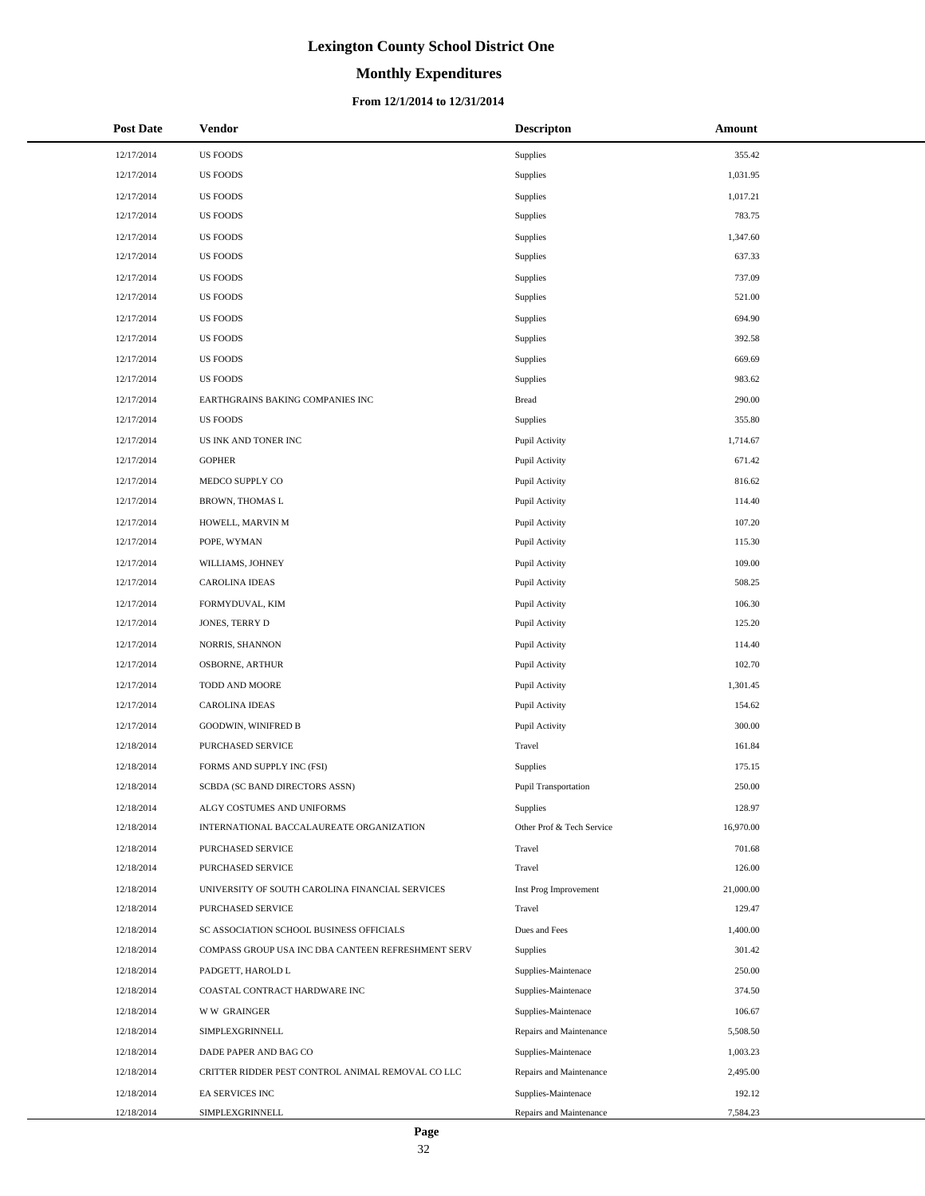# Lexington County School District One

## Monthly Expenditures

### From 12/1/2014 to 12/31/2014

| Post Date | Vendor | Descripton | Amount |
|---|---|---|---|
| 12/17/2014 | US FOODS | Supplies | 355.42 |
| 12/17/2014 | US FOODS | Supplies | 1,031.95 |
| 12/17/2014 | US FOODS | Supplies | 1,017.21 |
| 12/17/2014 | US FOODS | Supplies | 783.75 |
| 12/17/2014 | US FOODS | Supplies | 1,347.60 |
| 12/17/2014 | US FOODS | Supplies | 637.33 |
| 12/17/2014 | US FOODS | Supplies | 737.09 |
| 12/17/2014 | US FOODS | Supplies | 521.00 |
| 12/17/2014 | US FOODS | Supplies | 694.90 |
| 12/17/2014 | US FOODS | Supplies | 392.58 |
| 12/17/2014 | US FOODS | Supplies | 669.69 |
| 12/17/2014 | US FOODS | Supplies | 983.62 |
| 12/17/2014 | EARTHGRAINS BAKING COMPANIES INC | Bread | 290.00 |
| 12/17/2014 | US FOODS | Supplies | 355.80 |
| 12/17/2014 | US INK AND TONER INC | Pupil Activity | 1,714.67 |
| 12/17/2014 | GOPHER | Pupil Activity | 671.42 |
| 12/17/2014 | MEDCO SUPPLY CO | Pupil Activity | 816.62 |
| 12/17/2014 | BROWN, THOMAS L | Pupil Activity | 114.40 |
| 12/17/2014 | HOWELL, MARVIN M | Pupil Activity | 107.20 |
| 12/17/2014 | POPE, WYMAN | Pupil Activity | 115.30 |
| 12/17/2014 | WILLIAMS, JOHNEY | Pupil Activity | 109.00 |
| 12/17/2014 | CAROLINA IDEAS | Pupil Activity | 508.25 |
| 12/17/2014 | FORMYDUVAL, KIM | Pupil Activity | 106.30 |
| 12/17/2014 | JONES, TERRY D | Pupil Activity | 125.20 |
| 12/17/2014 | NORRIS, SHANNON | Pupil Activity | 114.40 |
| 12/17/2014 | OSBORNE, ARTHUR | Pupil Activity | 102.70 |
| 12/17/2014 | TODD AND MOORE | Pupil Activity | 1,301.45 |
| 12/17/2014 | CAROLINA IDEAS | Pupil Activity | 154.62 |
| 12/17/2014 | GOODWIN, WINIFRED B | Pupil Activity | 300.00 |
| 12/18/2014 | PURCHASED SERVICE | Travel | 161.84 |
| 12/18/2014 | FORMS AND SUPPLY INC (FSI) | Supplies | 175.15 |
| 12/18/2014 | SCBDA (SC BAND DIRECTORS ASSN) | Pupil Transportation | 250.00 |
| 12/18/2014 | ALGY COSTUMES AND UNIFORMS | Supplies | 128.97 |
| 12/18/2014 | INTERNATIONAL BACCALAUREATE ORGANIZATION | Other Prof & Tech Service | 16,970.00 |
| 12/18/2014 | PURCHASED SERVICE | Travel | 701.68 |
| 12/18/2014 | PURCHASED SERVICE | Travel | 126.00 |
| 12/18/2014 | UNIVERSITY OF SOUTH CAROLINA FINANCIAL SERVICES | Inst Prog Improvement | 21,000.00 |
| 12/18/2014 | PURCHASED SERVICE | Travel | 129.47 |
| 12/18/2014 | SC ASSOCIATION SCHOOL BUSINESS OFFICIALS | Dues and Fees | 1,400.00 |
| 12/18/2014 | COMPASS GROUP USA INC DBA CANTEEN REFRESHMENT SERV | Supplies | 301.42 |
| 12/18/2014 | PADGETT, HAROLD L | Supplies-Maintenace | 250.00 |
| 12/18/2014 | COASTAL CONTRACT HARDWARE INC | Supplies-Maintenace | 374.50 |
| 12/18/2014 | W W GRAINGER | Supplies-Maintenace | 106.67 |
| 12/18/2014 | SIMPLEXGRINNELL | Repairs and Maintenance | 5,508.50 |
| 12/18/2014 | DADE PAPER AND BAG CO | Supplies-Maintenace | 1,003.23 |
| 12/18/2014 | CRITTER RIDDER PEST CONTROL ANIMAL REMOVAL CO LLC | Repairs and Maintenance | 2,495.00 |
| 12/18/2014 | EA SERVICES INC | Supplies-Maintenace | 192.12 |
| 12/18/2014 | SIMPLEXGRINNELL | Repairs and Maintenance | 7,584.23 |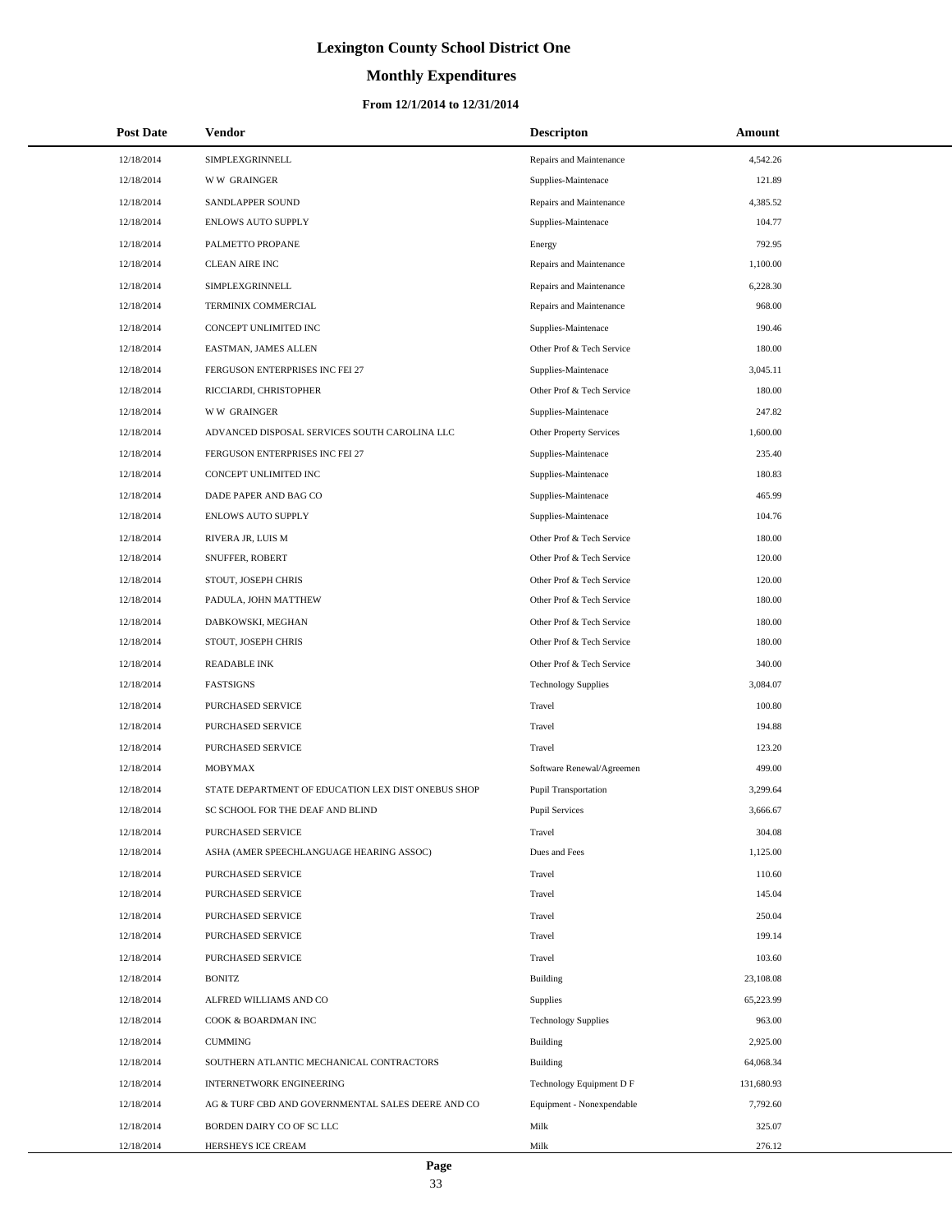# Lexington County School District One

## Monthly Expenditures

### From 12/1/2014 to 12/31/2014

| Post Date | Vendor | Descripton | Amount |
|---|---|---|---|
| 12/18/2014 | SIMPLEXGRINNELL | Repairs and Maintenance | 4,542.26 |
| 12/18/2014 | W W GRAINGER | Supplies-Maintenace | 121.89 |
| 12/18/2014 | SANDLAPPER SOUND | Repairs and Maintenance | 4,385.52 |
| 12/18/2014 | ENLOWS AUTO SUPPLY | Supplies-Maintenace | 104.77 |
| 12/18/2014 | PALMETTO PROPANE | Energy | 792.95 |
| 12/18/2014 | CLEAN AIRE INC | Repairs and Maintenance | 1,100.00 |
| 12/18/2014 | SIMPLEXGRINNELL | Repairs and Maintenance | 6,228.30 |
| 12/18/2014 | TERMINIX COMMERCIAL | Repairs and Maintenance | 968.00 |
| 12/18/2014 | CONCEPT UNLIMITED INC | Supplies-Maintenace | 190.46 |
| 12/18/2014 | EASTMAN, JAMES ALLEN | Other Prof & Tech Service | 180.00 |
| 12/18/2014 | FERGUSON ENTERPRISES INC FEI 27 | Supplies-Maintenace | 3,045.11 |
| 12/18/2014 | RICCIARDI, CHRISTOPHER | Other Prof & Tech Service | 180.00 |
| 12/18/2014 | W W GRAINGER | Supplies-Maintenace | 247.82 |
| 12/18/2014 | ADVANCED DISPOSAL SERVICES SOUTH CAROLINA LLC | Other Property Services | 1,600.00 |
| 12/18/2014 | FERGUSON ENTERPRISES INC FEI 27 | Supplies-Maintenace | 235.40 |
| 12/18/2014 | CONCEPT UNLIMITED INC | Supplies-Maintenace | 180.83 |
| 12/18/2014 | DADE PAPER AND BAG CO | Supplies-Maintenace | 465.99 |
| 12/18/2014 | ENLOWS AUTO SUPPLY | Supplies-Maintenace | 104.76 |
| 12/18/2014 | RIVERA JR, LUIS M | Other Prof & Tech Service | 180.00 |
| 12/18/2014 | SNUFFER, ROBERT | Other Prof & Tech Service | 120.00 |
| 12/18/2014 | STOUT, JOSEPH CHRIS | Other Prof & Tech Service | 120.00 |
| 12/18/2014 | PADULA, JOHN MATTHEW | Other Prof & Tech Service | 180.00 |
| 12/18/2014 | DABKOWSKI, MEGHAN | Other Prof & Tech Service | 180.00 |
| 12/18/2014 | STOUT, JOSEPH CHRIS | Other Prof & Tech Service | 180.00 |
| 12/18/2014 | READABLE INK | Other Prof & Tech Service | 340.00 |
| 12/18/2014 | FASTSIGNS | Technology Supplies | 3,084.07 |
| 12/18/2014 | PURCHASED SERVICE | Travel | 100.80 |
| 12/18/2014 | PURCHASED SERVICE | Travel | 194.88 |
| 12/18/2014 | PURCHASED SERVICE | Travel | 123.20 |
| 12/18/2014 | MOBYMAX | Software Renewal/Agreemen | 499.00 |
| 12/18/2014 | STATE DEPARTMENT OF EDUCATION LEX DIST ONEBUS SHOP | Pupil Transportation | 3,299.64 |
| 12/18/2014 | SC SCHOOL FOR THE DEAF AND BLIND | Pupil Services | 3,666.67 |
| 12/18/2014 | PURCHASED SERVICE | Travel | 304.08 |
| 12/18/2014 | ASHA (AMER SPEECHLANGUAGE HEARING ASSOC) | Dues and Fees | 1,125.00 |
| 12/18/2014 | PURCHASED SERVICE | Travel | 110.60 |
| 12/18/2014 | PURCHASED SERVICE | Travel | 145.04 |
| 12/18/2014 | PURCHASED SERVICE | Travel | 250.04 |
| 12/18/2014 | PURCHASED SERVICE | Travel | 199.14 |
| 12/18/2014 | PURCHASED SERVICE | Travel | 103.60 |
| 12/18/2014 | BONITZ | Building | 23,108.08 |
| 12/18/2014 | ALFRED WILLIAMS AND CO | Supplies | 65,223.99 |
| 12/18/2014 | COOK & BOARDMAN INC | Technology Supplies | 963.00 |
| 12/18/2014 | CUMMING | Building | 2,925.00 |
| 12/18/2014 | SOUTHERN ATLANTIC MECHANICAL CONTRACTORS | Building | 64,068.34 |
| 12/18/2014 | INTERNETWORK ENGINEERING | Technology Equipment D F | 131,680.93 |
| 12/18/2014 | AG & TURF CBD AND GOVERNMENTAL SALES DEERE AND CO | Equipment - Nonexpendable | 7,792.60 |
| 12/18/2014 | BORDEN DAIRY CO OF SC LLC | Milk | 325.07 |
| 12/18/2014 | HERSHEYS ICE CREAM | Milk | 276.12 |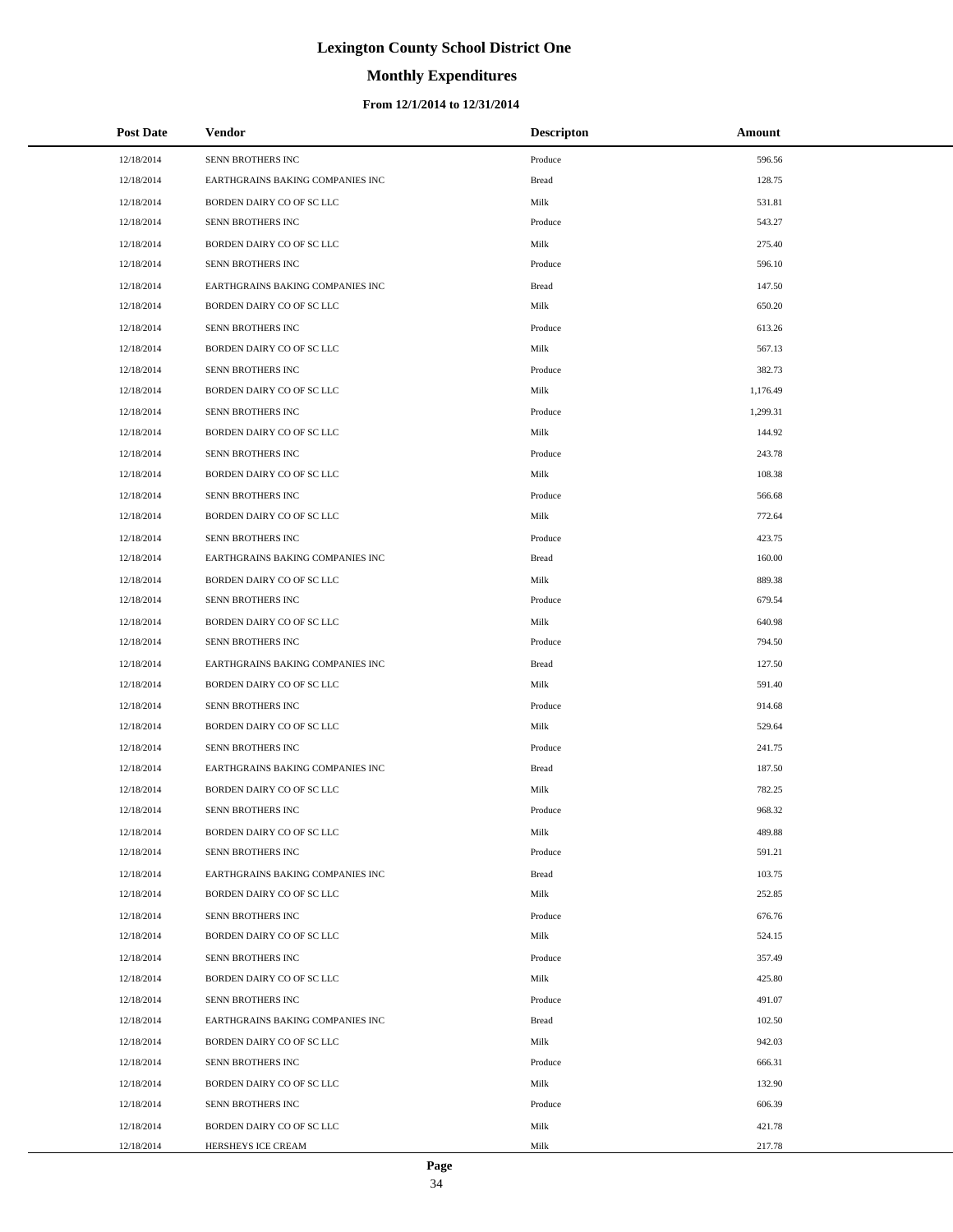# Lexington County School District One

## Monthly Expenditures

### From 12/1/2014 to 12/31/2014

| Post Date | Vendor | Descripton | Amount |
|---|---|---|---|
| 12/18/2014 | SENN BROTHERS INC | Produce | 596.56 |
| 12/18/2014 | EARTHGRAINS BAKING COMPANIES INC | Bread | 128.75 |
| 12/18/2014 | BORDEN DAIRY CO OF SC LLC | Milk | 531.81 |
| 12/18/2014 | SENN BROTHERS INC | Produce | 543.27 |
| 12/18/2014 | BORDEN DAIRY CO OF SC LLC | Milk | 275.40 |
| 12/18/2014 | SENN BROTHERS INC | Produce | 596.10 |
| 12/18/2014 | EARTHGRAINS BAKING COMPANIES INC | Bread | 147.50 |
| 12/18/2014 | BORDEN DAIRY CO OF SC LLC | Milk | 650.20 |
| 12/18/2014 | SENN BROTHERS INC | Produce | 613.26 |
| 12/18/2014 | BORDEN DAIRY CO OF SC LLC | Milk | 567.13 |
| 12/18/2014 | SENN BROTHERS INC | Produce | 382.73 |
| 12/18/2014 | BORDEN DAIRY CO OF SC LLC | Milk | 1,176.49 |
| 12/18/2014 | SENN BROTHERS INC | Produce | 1,299.31 |
| 12/18/2014 | BORDEN DAIRY CO OF SC LLC | Milk | 144.92 |
| 12/18/2014 | SENN BROTHERS INC | Produce | 243.78 |
| 12/18/2014 | BORDEN DAIRY CO OF SC LLC | Milk | 108.38 |
| 12/18/2014 | SENN BROTHERS INC | Produce | 566.68 |
| 12/18/2014 | BORDEN DAIRY CO OF SC LLC | Milk | 772.64 |
| 12/18/2014 | SENN BROTHERS INC | Produce | 423.75 |
| 12/18/2014 | EARTHGRAINS BAKING COMPANIES INC | Bread | 160.00 |
| 12/18/2014 | BORDEN DAIRY CO OF SC LLC | Milk | 889.38 |
| 12/18/2014 | SENN BROTHERS INC | Produce | 679.54 |
| 12/18/2014 | BORDEN DAIRY CO OF SC LLC | Milk | 640.98 |
| 12/18/2014 | SENN BROTHERS INC | Produce | 794.50 |
| 12/18/2014 | EARTHGRAINS BAKING COMPANIES INC | Bread | 127.50 |
| 12/18/2014 | BORDEN DAIRY CO OF SC LLC | Milk | 591.40 |
| 12/18/2014 | SENN BROTHERS INC | Produce | 914.68 |
| 12/18/2014 | BORDEN DAIRY CO OF SC LLC | Milk | 529.64 |
| 12/18/2014 | SENN BROTHERS INC | Produce | 241.75 |
| 12/18/2014 | EARTHGRAINS BAKING COMPANIES INC | Bread | 187.50 |
| 12/18/2014 | BORDEN DAIRY CO OF SC LLC | Milk | 782.25 |
| 12/18/2014 | SENN BROTHERS INC | Produce | 968.32 |
| 12/18/2014 | BORDEN DAIRY CO OF SC LLC | Milk | 489.88 |
| 12/18/2014 | SENN BROTHERS INC | Produce | 591.21 |
| 12/18/2014 | EARTHGRAINS BAKING COMPANIES INC | Bread | 103.75 |
| 12/18/2014 | BORDEN DAIRY CO OF SC LLC | Milk | 252.85 |
| 12/18/2014 | SENN BROTHERS INC | Produce | 676.76 |
| 12/18/2014 | BORDEN DAIRY CO OF SC LLC | Milk | 524.15 |
| 12/18/2014 | SENN BROTHERS INC | Produce | 357.49 |
| 12/18/2014 | BORDEN DAIRY CO OF SC LLC | Milk | 425.80 |
| 12/18/2014 | SENN BROTHERS INC | Produce | 491.07 |
| 12/18/2014 | EARTHGRAINS BAKING COMPANIES INC | Bread | 102.50 |
| 12/18/2014 | BORDEN DAIRY CO OF SC LLC | Milk | 942.03 |
| 12/18/2014 | SENN BROTHERS INC | Produce | 666.31 |
| 12/18/2014 | BORDEN DAIRY CO OF SC LLC | Milk | 132.90 |
| 12/18/2014 | SENN BROTHERS INC | Produce | 606.39 |
| 12/18/2014 | BORDEN DAIRY CO OF SC LLC | Milk | 421.78 |
| 12/18/2014 | HERSHEYS ICE CREAM | Milk | 217.78 |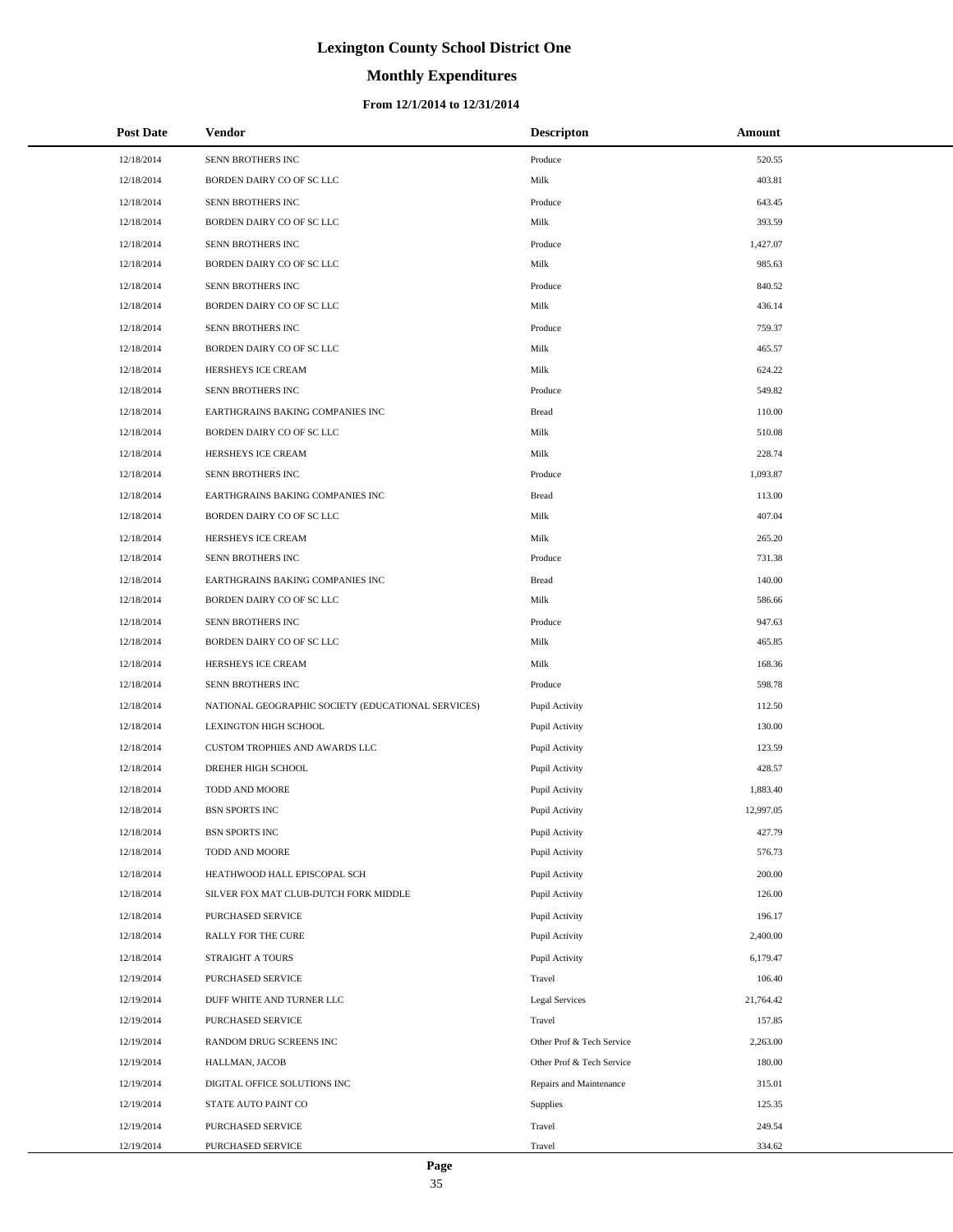# Lexington County School District One

## Monthly Expenditures

### From 12/1/2014 to 12/31/2014

| Post Date | Vendor | Descripton | Amount |
|---|---|---|---|
| 12/18/2014 | SENN BROTHERS INC | Produce | 520.55 |
| 12/18/2014 | BORDEN DAIRY CO OF SC LLC | Milk | 403.81 |
| 12/18/2014 | SENN BROTHERS INC | Produce | 643.45 |
| 12/18/2014 | BORDEN DAIRY CO OF SC LLC | Milk | 393.59 |
| 12/18/2014 | SENN BROTHERS INC | Produce | 1,427.07 |
| 12/18/2014 | BORDEN DAIRY CO OF SC LLC | Milk | 985.63 |
| 12/18/2014 | SENN BROTHERS INC | Produce | 840.52 |
| 12/18/2014 | BORDEN DAIRY CO OF SC LLC | Milk | 436.14 |
| 12/18/2014 | SENN BROTHERS INC | Produce | 759.37 |
| 12/18/2014 | BORDEN DAIRY CO OF SC LLC | Milk | 465.57 |
| 12/18/2014 | HERSHEYS ICE CREAM | Milk | 624.22 |
| 12/18/2014 | SENN BROTHERS INC | Produce | 549.82 |
| 12/18/2014 | EARTHGRAINS BAKING COMPANIES INC | Bread | 110.00 |
| 12/18/2014 | BORDEN DAIRY CO OF SC LLC | Milk | 510.08 |
| 12/18/2014 | HERSHEYS ICE CREAM | Milk | 228.74 |
| 12/18/2014 | SENN BROTHERS INC | Produce | 1,093.87 |
| 12/18/2014 | EARTHGRAINS BAKING COMPANIES INC | Bread | 113.00 |
| 12/18/2014 | BORDEN DAIRY CO OF SC LLC | Milk | 407.04 |
| 12/18/2014 | HERSHEYS ICE CREAM | Milk | 265.20 |
| 12/18/2014 | SENN BROTHERS INC | Produce | 731.38 |
| 12/18/2014 | EARTHGRAINS BAKING COMPANIES INC | Bread | 140.00 |
| 12/18/2014 | BORDEN DAIRY CO OF SC LLC | Milk | 586.66 |
| 12/18/2014 | SENN BROTHERS INC | Produce | 947.63 |
| 12/18/2014 | BORDEN DAIRY CO OF SC LLC | Milk | 465.85 |
| 12/18/2014 | HERSHEYS ICE CREAM | Milk | 168.36 |
| 12/18/2014 | SENN BROTHERS INC | Produce | 598.78 |
| 12/18/2014 | NATIONAL GEOGRAPHIC SOCIETY (EDUCATIONAL SERVICES) | Pupil Activity | 112.50 |
| 12/18/2014 | LEXINGTON HIGH SCHOOL | Pupil Activity | 130.00 |
| 12/18/2014 | CUSTOM TROPHIES AND AWARDS LLC | Pupil Activity | 123.59 |
| 12/18/2014 | DREHER HIGH SCHOOL | Pupil Activity | 428.57 |
| 12/18/2014 | TODD AND MOORE | Pupil Activity | 1,883.40 |
| 12/18/2014 | BSN SPORTS INC | Pupil Activity | 12,997.05 |
| 12/18/2014 | BSN SPORTS INC | Pupil Activity | 427.79 |
| 12/18/2014 | TODD AND MOORE | Pupil Activity | 576.73 |
| 12/18/2014 | HEATHWOOD HALL EPISCOPAL SCH | Pupil Activity | 200.00 |
| 12/18/2014 | SILVER FOX MAT CLUB-DUTCH FORK MIDDLE | Pupil Activity | 126.00 |
| 12/18/2014 | PURCHASED SERVICE | Pupil Activity | 196.17 |
| 12/18/2014 | RALLY FOR THE CURE | Pupil Activity | 2,400.00 |
| 12/18/2014 | STRAIGHT A TOURS | Pupil Activity | 6,179.47 |
| 12/19/2014 | PURCHASED SERVICE | Travel | 106.40 |
| 12/19/2014 | DUFF WHITE AND TURNER LLC | Legal Services | 21,764.42 |
| 12/19/2014 | PURCHASED SERVICE | Travel | 157.85 |
| 12/19/2014 | RANDOM DRUG SCREENS INC | Other Prof & Tech Service | 2,263.00 |
| 12/19/2014 | HALLMAN, JACOB | Other Prof & Tech Service | 180.00 |
| 12/19/2014 | DIGITAL OFFICE SOLUTIONS INC | Repairs and Maintenance | 315.01 |
| 12/19/2014 | STATE AUTO PAINT CO | Supplies | 125.35 |
| 12/19/2014 | PURCHASED SERVICE | Travel | 249.54 |
| 12/19/2014 | PURCHASED SERVICE | Travel | 334.62 |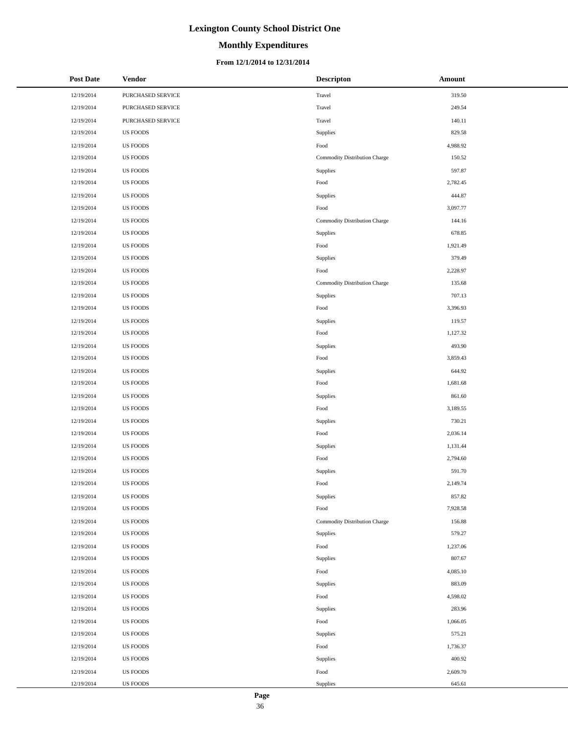# Lexington County School District One

## Monthly Expenditures

### From 12/1/2014 to 12/31/2014

| Post Date | Vendor | Descripton | Amount |
|---|---|---|---|
| 12/19/2014 | PURCHASED SERVICE | Travel | 319.50 |
| 12/19/2014 | PURCHASED SERVICE | Travel | 249.54 |
| 12/19/2014 | PURCHASED SERVICE | Travel | 140.11 |
| 12/19/2014 | US FOODS | Supplies | 829.58 |
| 12/19/2014 | US FOODS | Food | 4,988.92 |
| 12/19/2014 | US FOODS | Commodity Distribution Charge | 150.52 |
| 12/19/2014 | US FOODS | Supplies | 597.87 |
| 12/19/2014 | US FOODS | Food | 2,782.45 |
| 12/19/2014 | US FOODS | Supplies | 444.87 |
| 12/19/2014 | US FOODS | Food | 3,097.77 |
| 12/19/2014 | US FOODS | Commodity Distribution Charge | 144.16 |
| 12/19/2014 | US FOODS | Supplies | 678.85 |
| 12/19/2014 | US FOODS | Food | 1,921.49 |
| 12/19/2014 | US FOODS | Supplies | 379.49 |
| 12/19/2014 | US FOODS | Food | 2,228.97 |
| 12/19/2014 | US FOODS | Commodity Distribution Charge | 135.68 |
| 12/19/2014 | US FOODS | Supplies | 707.13 |
| 12/19/2014 | US FOODS | Food | 3,396.93 |
| 12/19/2014 | US FOODS | Supplies | 119.57 |
| 12/19/2014 | US FOODS | Food | 1,127.32 |
| 12/19/2014 | US FOODS | Supplies | 493.90 |
| 12/19/2014 | US FOODS | Food | 3,859.43 |
| 12/19/2014 | US FOODS | Supplies | 644.92 |
| 12/19/2014 | US FOODS | Food | 1,681.68 |
| 12/19/2014 | US FOODS | Supplies | 861.60 |
| 12/19/2014 | US FOODS | Food | 3,189.55 |
| 12/19/2014 | US FOODS | Supplies | 730.21 |
| 12/19/2014 | US FOODS | Food | 2,036.14 |
| 12/19/2014 | US FOODS | Supplies | 1,131.44 |
| 12/19/2014 | US FOODS | Food | 2,794.60 |
| 12/19/2014 | US FOODS | Supplies | 591.70 |
| 12/19/2014 | US FOODS | Food | 2,149.74 |
| 12/19/2014 | US FOODS | Supplies | 857.82 |
| 12/19/2014 | US FOODS | Food | 7,928.58 |
| 12/19/2014 | US FOODS | Commodity Distribution Charge | 156.88 |
| 12/19/2014 | US FOODS | Supplies | 579.27 |
| 12/19/2014 | US FOODS | Food | 1,237.06 |
| 12/19/2014 | US FOODS | Supplies | 807.67 |
| 12/19/2014 | US FOODS | Food | 4,085.10 |
| 12/19/2014 | US FOODS | Supplies | 883.09 |
| 12/19/2014 | US FOODS | Food | 4,598.02 |
| 12/19/2014 | US FOODS | Supplies | 283.96 |
| 12/19/2014 | US FOODS | Food | 1,066.05 |
| 12/19/2014 | US FOODS | Supplies | 575.21 |
| 12/19/2014 | US FOODS | Food | 1,736.37 |
| 12/19/2014 | US FOODS | Supplies | 400.92 |
| 12/19/2014 | US FOODS | Food | 2,609.70 |
| 12/19/2014 | US FOODS | Supplies | 645.61 |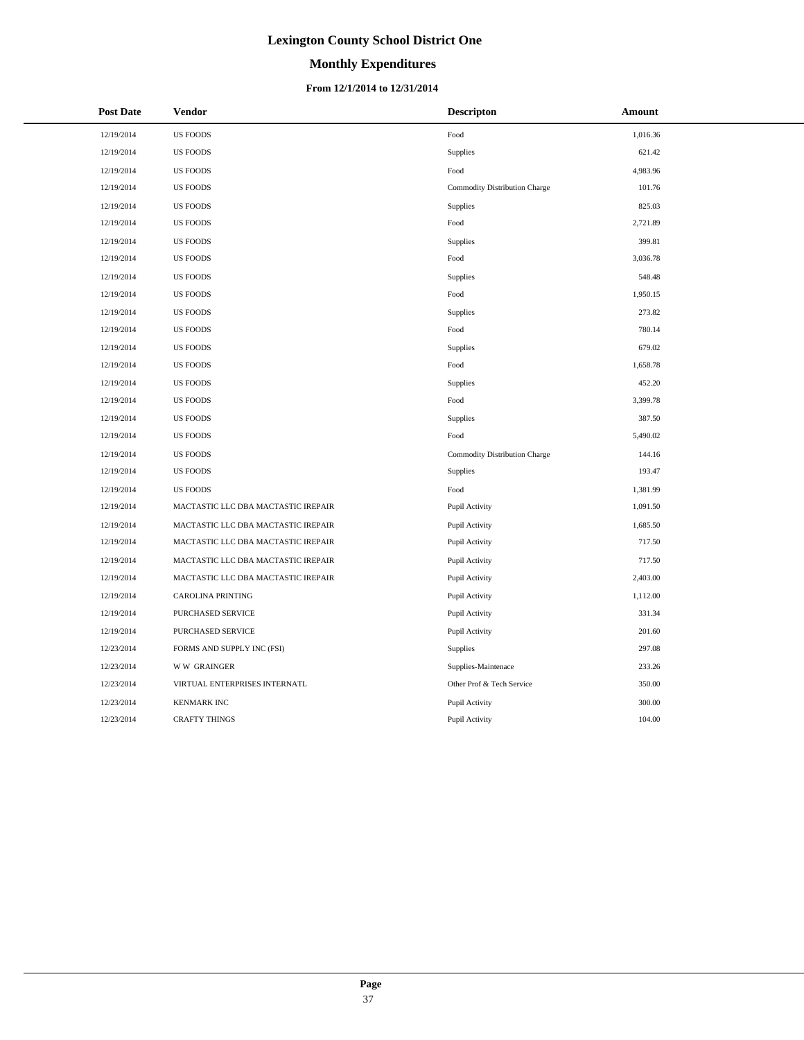# Lexington County School District One

## Monthly Expenditures

### From 12/1/2014 to 12/31/2014

| Post Date | Vendor | Descripton | Amount |
|---|---|---|---|
| 12/19/2014 | US FOODS | Food | 1,016.36 |
| 12/19/2014 | US FOODS | Supplies | 621.42 |
| 12/19/2014 | US FOODS | Food | 4,983.96 |
| 12/19/2014 | US FOODS | Commodity Distribution Charge | 101.76 |
| 12/19/2014 | US FOODS | Supplies | 825.03 |
| 12/19/2014 | US FOODS | Food | 2,721.89 |
| 12/19/2014 | US FOODS | Supplies | 399.81 |
| 12/19/2014 | US FOODS | Food | 3,036.78 |
| 12/19/2014 | US FOODS | Supplies | 548.48 |
| 12/19/2014 | US FOODS | Food | 1,950.15 |
| 12/19/2014 | US FOODS | Supplies | 273.82 |
| 12/19/2014 | US FOODS | Food | 780.14 |
| 12/19/2014 | US FOODS | Supplies | 679.02 |
| 12/19/2014 | US FOODS | Food | 1,658.78 |
| 12/19/2014 | US FOODS | Supplies | 452.20 |
| 12/19/2014 | US FOODS | Food | 3,399.78 |
| 12/19/2014 | US FOODS | Supplies | 387.50 |
| 12/19/2014 | US FOODS | Food | 5,490.02 |
| 12/19/2014 | US FOODS | Commodity Distribution Charge | 144.16 |
| 12/19/2014 | US FOODS | Supplies | 193.47 |
| 12/19/2014 | US FOODS | Food | 1,381.99 |
| 12/19/2014 | MACTASTIC LLC DBA MACTASTIC IREPAIR | Pupil Activity | 1,091.50 |
| 12/19/2014 | MACTASTIC LLC DBA MACTASTIC IREPAIR | Pupil Activity | 1,685.50 |
| 12/19/2014 | MACTASTIC LLC DBA MACTASTIC IREPAIR | Pupil Activity | 717.50 |
| 12/19/2014 | MACTASTIC LLC DBA MACTASTIC IREPAIR | Pupil Activity | 717.50 |
| 12/19/2014 | MACTASTIC LLC DBA MACTASTIC IREPAIR | Pupil Activity | 2,403.00 |
| 12/19/2014 | CAROLINA PRINTING | Pupil Activity | 1,112.00 |
| 12/19/2014 | PURCHASED SERVICE | Pupil Activity | 331.34 |
| 12/19/2014 | PURCHASED SERVICE | Pupil Activity | 201.60 |
| 12/23/2014 | FORMS AND SUPPLY INC (FSI) | Supplies | 297.08 |
| 12/23/2014 | W W GRAINGER | Supplies-Maintenace | 233.26 |
| 12/23/2014 | VIRTUAL ENTERPRISES INTERNATL | Other Prof & Tech Service | 350.00 |
| 12/23/2014 | KENMARK INC | Pupil Activity | 300.00 |
| 12/23/2014 | CRAFTY THINGS | Pupil Activity | 104.00 |